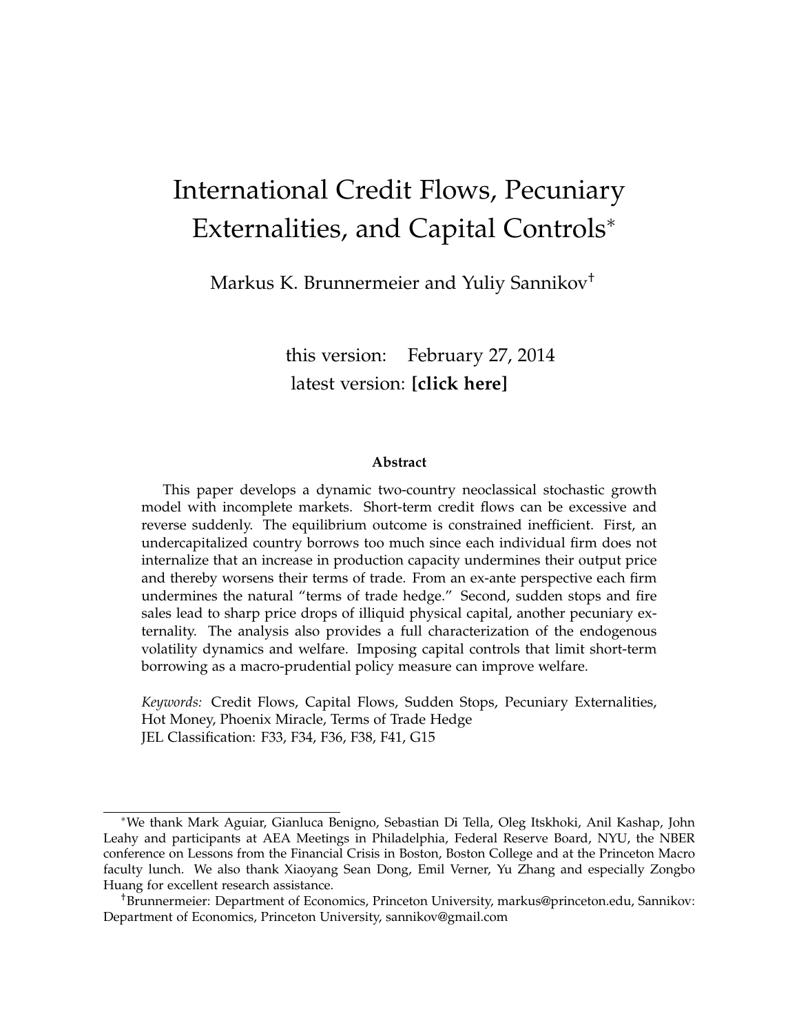# International Credit Flows, Pecuniary Externalities, and Capital Controls*

Markus K. Brunnermeier and Yuliy Sannikov†

this version: February 27, 2014
latest version: **[click here]**

### Abstract

This paper develops a dynamic two-country neoclassical stochastic growth model with incomplete markets. Short-term credit flows can be excessive and reverse suddenly. The equilibrium outcome is constrained inefficient. First, an undercapitalized country borrows too much since each individual firm does not internalize that an increase in production capacity undermines their output price and thereby worsens their terms of trade. From an ex-ante perspective each firm undermines the natural "terms of trade hedge." Second, sudden stops and fire sales lead to sharp price drops of illiquid physical capital, another pecuniary externality. The analysis also provides a full characterization of the endogenous volatility dynamics and welfare. Imposing capital controls that limit short-term borrowing as a macro-prudential policy measure can improve welfare.

*Keywords:* Credit Flows, Capital Flows, Sudden Stops, Pecuniary Externalities, Hot Money, Phoenix Miracle, Terms of Trade Hedge
JEL Classification: F33, F34, F36, F38, F41, G15

---

*We thank Mark Aguiar, Gianluca Benigno, Sebastian Di Tella, Oleg Itskhoki, Anil Kashap, John Leahy and participants at AEA Meetings in Philadelphia, Federal Reserve Board, NYU, the NBER conference on Lessons from the Financial Crisis in Boston, Boston College and at the Princeton Macro faculty lunch. We also thank Xiaoyang Sean Dong, Emil Verner, Yu Zhang and especially Zongbo Huang for excellent research assistance.

†Brunnermeier: Department of Economics, Princeton University, markus@princeton.edu, Sannikov: Department of Economics, Princeton University, sannikov@gmail.com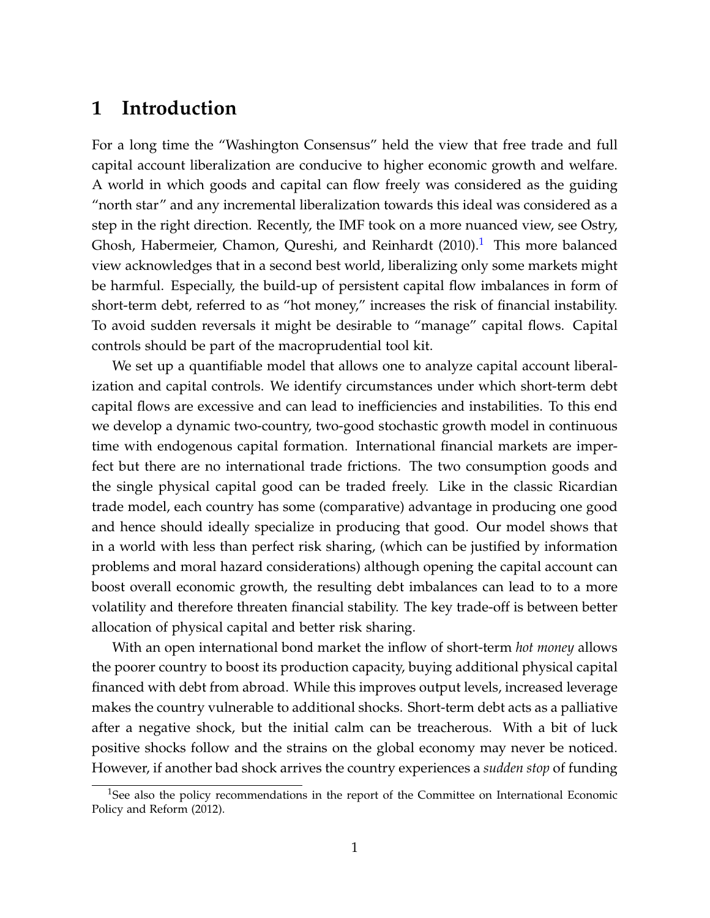# 1 Introduction

For a long time the "Washington Consensus" held the view that free trade and full capital account liberalization are conducive to higher economic growth and welfare. A world in which goods and capital can flow freely was considered as the guiding "north star" and any incremental liberalization towards this ideal was considered as a step in the right direction. Recently, the IMF took on a more nuanced view, see Ostry, Ghosh, Habermeier, Chamon, Qureshi, and Reinhardt (2010).[1] This more balanced view acknowledges that in a second best world, liberalizing only some markets might be harmful. Especially, the build-up of persistent capital flow imbalances in form of short-term debt, referred to as "hot money," increases the risk of financial instability. To avoid sudden reversals it might be desirable to "manage" capital flows. Capital controls should be part of the macroprudential tool kit.

We set up a quantifiable model that allows one to analyze capital account liberalization and capital controls. We identify circumstances under which short-term debt capital flows are excessive and can lead to inefficiencies and instabilities. To this end we develop a dynamic two-country, two-good stochastic growth model in continuous time with endogenous capital formation. International financial markets are imperfect but there are no international trade frictions. The two consumption goods and the single physical capital good can be traded freely. Like in the classic Ricardian trade model, each country has some (comparative) advantage in producing one good and hence should ideally specialize in producing that good. Our model shows that in a world with less than perfect risk sharing, (which can be justified by information problems and moral hazard considerations) although opening the capital account can boost overall economic growth, the resulting debt imbalances can lead to to a more volatility and therefore threaten financial stability. The key trade-off is between better allocation of physical capital and better risk sharing.

With an open international bond market the inflow of short-term *hot money* allows the poorer country to boost its production capacity, buying additional physical capital financed with debt from abroad. While this improves output levels, increased leverage makes the country vulnerable to additional shocks. Short-term debt acts as a palliative after a negative shock, but the initial calm can be treacherous. With a bit of luck positive shocks follow and the strains on the global economy may never be noticed. However, if another bad shock arrives the country experiences a *sudden stop* of funding

[1] See also the policy recommendations in the report of the Committee on International Economic Policy and Reform (2012).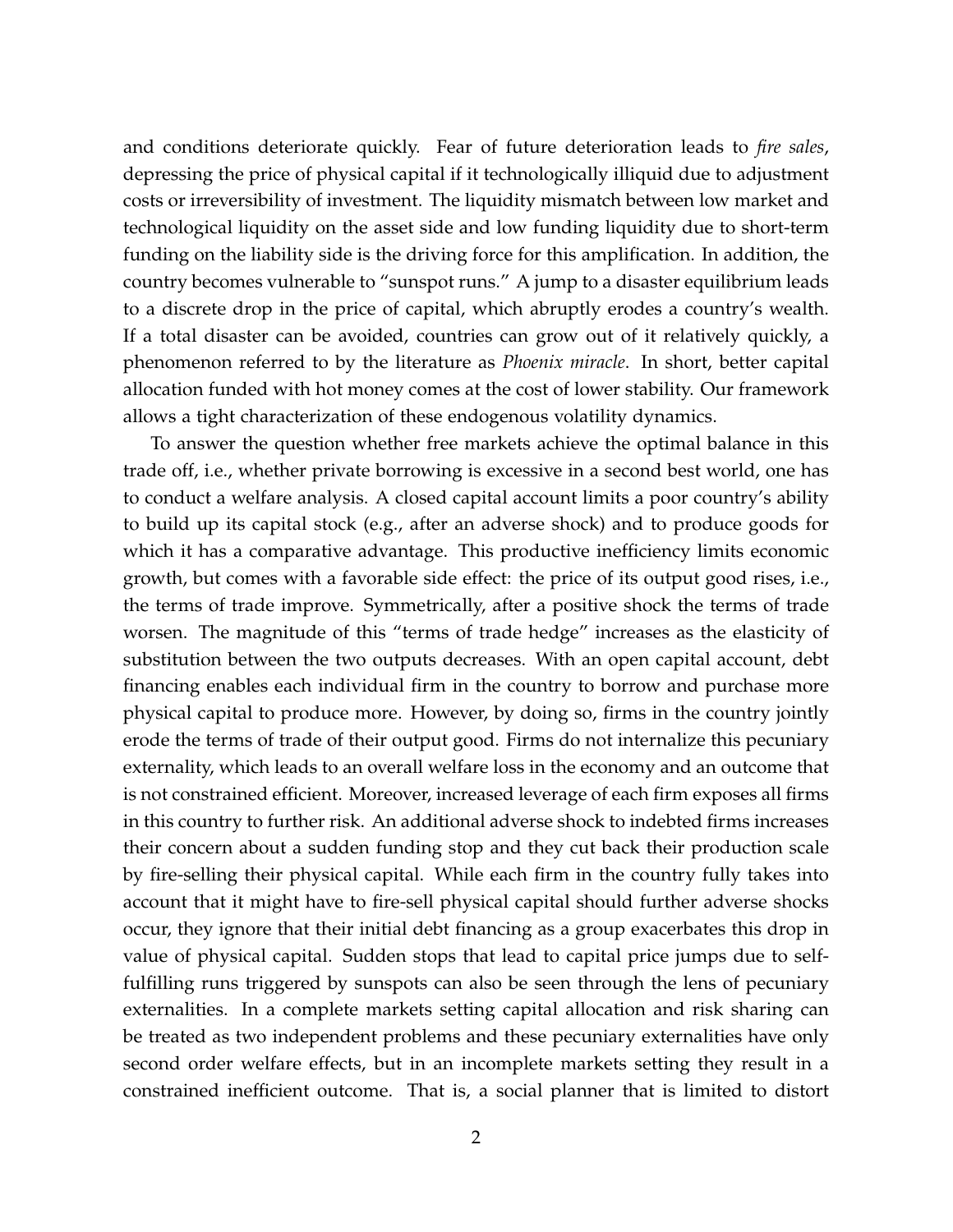and conditions deteriorate quickly. Fear of future deterioration leads to *fire sales*, depressing the price of physical capital if it technologically illiquid due to adjustment costs or irreversibility of investment. The liquidity mismatch between low market and technological liquidity on the asset side and low funding liquidity due to short-term funding on the liability side is the driving force for this amplification. In addition, the country becomes vulnerable to "sunspot runs." A jump to a disaster equilibrium leads to a discrete drop in the price of capital, which abruptly erodes a country's wealth. If a total disaster can be avoided, countries can grow out of it relatively quickly, a phenomenon referred to by the literature as *Phoenix miracle*. In short, better capital allocation funded with hot money comes at the cost of lower stability. Our framework allows a tight characterization of these endogenous volatility dynamics.

To answer the question whether free markets achieve the optimal balance in this trade off, i.e., whether private borrowing is excessive in a second best world, one has to conduct a welfare analysis. A closed capital account limits a poor country's ability to build up its capital stock (e.g., after an adverse shock) and to produce goods for which it has a comparative advantage. This productive inefficiency limits economic growth, but comes with a favorable side effect: the price of its output good rises, i.e., the terms of trade improve. Symmetrically, after a positive shock the terms of trade worsen. The magnitude of this "terms of trade hedge" increases as the elasticity of substitution between the two outputs decreases. With an open capital account, debt financing enables each individual firm in the country to borrow and purchase more physical capital to produce more. However, by doing so, firms in the country jointly erode the terms of trade of their output good. Firms do not internalize this pecuniary externality, which leads to an overall welfare loss in the economy and an outcome that is not constrained efficient. Moreover, increased leverage of each firm exposes all firms in this country to further risk. An additional adverse shock to indebted firms increases their concern about a sudden funding stop and they cut back their production scale by fire-selling their physical capital. While each firm in the country fully takes into account that it might have to fire-sell physical capital should further adverse shocks occur, they ignore that their initial debt financing as a group exacerbates this drop in value of physical capital. Sudden stops that lead to capital price jumps due to self-fulfilling runs triggered by sunspots can also be seen through the lens of pecuniary externalities. In a complete markets setting capital allocation and risk sharing can be treated as two independent problems and these pecuniary externalities have only second order welfare effects, but in an incomplete markets setting they result in a constrained inefficient outcome. That is, a social planner that is limited to distort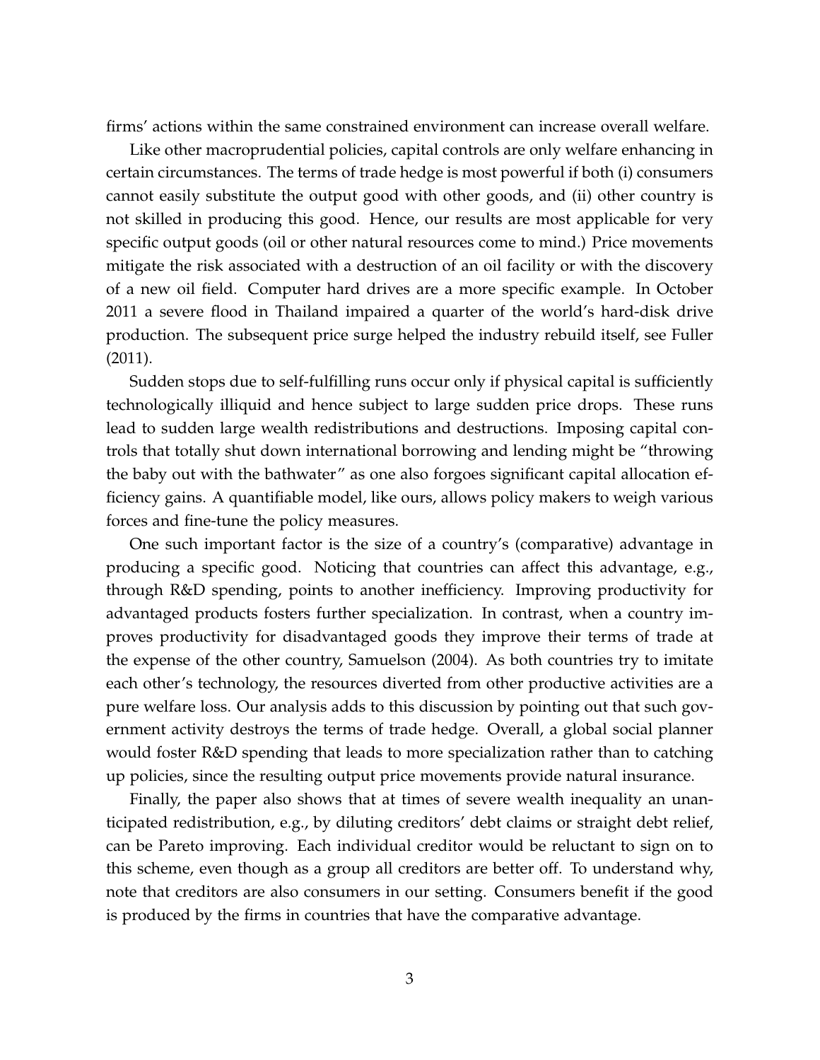firms' actions within the same constrained environment can increase overall welfare.

Like other macroprudential policies, capital controls are only welfare enhancing in certain circumstances. The terms of trade hedge is most powerful if both (i) consumers cannot easily substitute the output good with other goods, and (ii) other country is not skilled in producing this good. Hence, our results are most applicable for very specific output goods (oil or other natural resources come to mind.) Price movements mitigate the risk associated with a destruction of an oil facility or with the discovery of a new oil field. Computer hard drives are a more specific example. In October 2011 a severe flood in Thailand impaired a quarter of the world's hard-disk drive production. The subsequent price surge helped the industry rebuild itself, see Fuller (2011).

Sudden stops due to self-fulfilling runs occur only if physical capital is sufficiently technologically illiquid and hence subject to large sudden price drops. These runs lead to sudden large wealth redistributions and destructions. Imposing capital controls that totally shut down international borrowing and lending might be "throwing the baby out with the bathwater" as one also forgoes significant capital allocation efficiency gains. A quantifiable model, like ours, allows policy makers to weigh various forces and fine-tune the policy measures.

One such important factor is the size of a country's (comparative) advantage in producing a specific good. Noticing that countries can affect this advantage, e.g., through R&D spending, points to another inefficiency. Improving productivity for advantaged products fosters further specialization. In contrast, when a country improves productivity for disadvantaged goods they improve their terms of trade at the expense of the other country, Samuelson (2004). As both countries try to imitate each other's technology, the resources diverted from other productive activities are a pure welfare loss. Our analysis adds to this discussion by pointing out that such government activity destroys the terms of trade hedge. Overall, a global social planner would foster R&D spending that leads to more specialization rather than to catching up policies, since the resulting output price movements provide natural insurance.

Finally, the paper also shows that at times of severe wealth inequality an unanticipated redistribution, e.g., by diluting creditors' debt claims or straight debt relief, can be Pareto improving. Each individual creditor would be reluctant to sign on to this scheme, even though as a group all creditors are better off. To understand why, note that creditors are also consumers in our setting. Consumers benefit if the good is produced by the firms in countries that have the comparative advantage.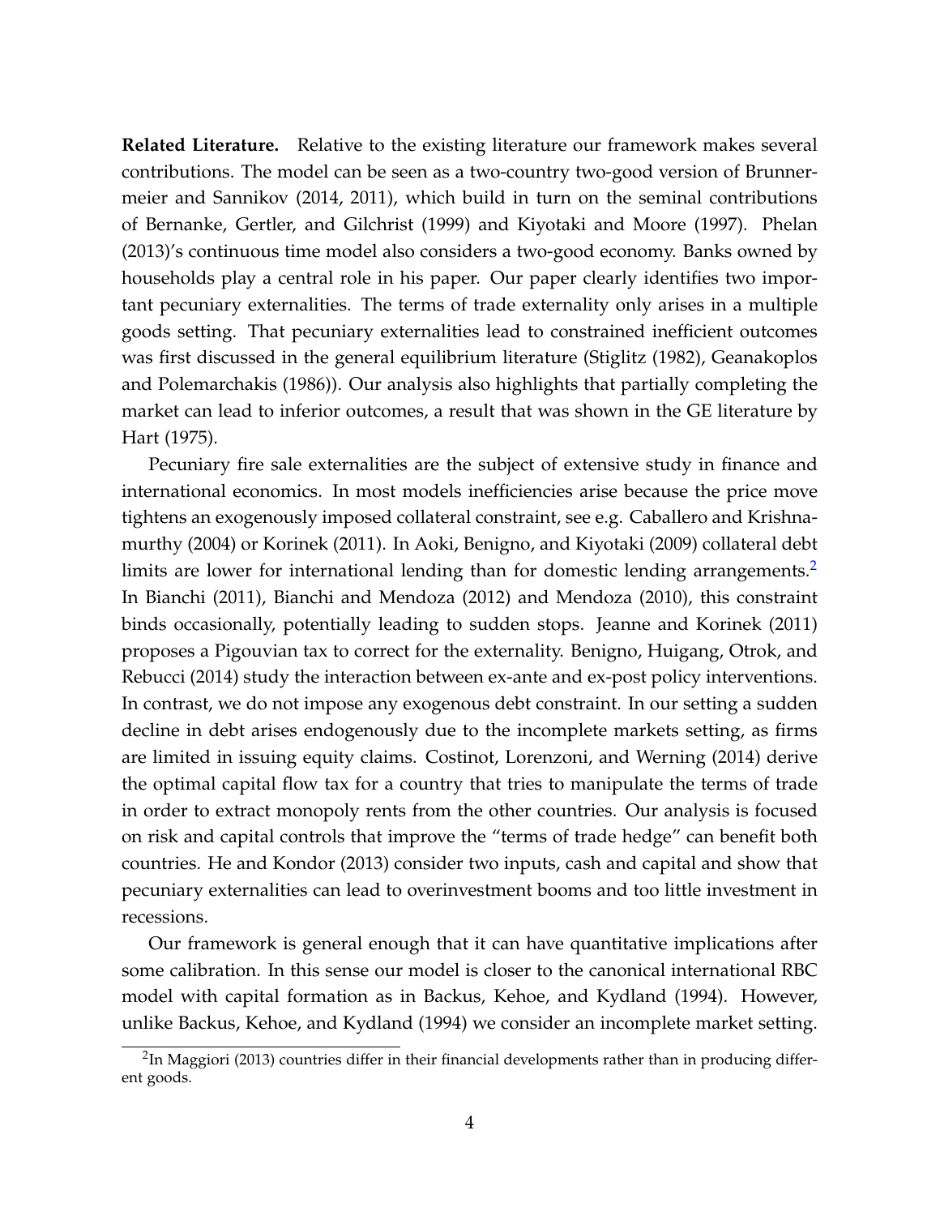**Related Literature.** Relative to the existing literature our framework makes several contributions. The model can be seen as a two-country two-good version of Brunnermeier and Sannikov (2014, 2011), which build in turn on the seminal contributions of Bernanke, Gertler, and Gilchrist (1999) and Kiyotaki and Moore (1997). Phelan (2013)'s continuous time model also considers a two-good economy. Banks owned by households play a central role in his paper. Our paper clearly identifies two important pecuniary externalities. The terms of trade externality only arises in a multiple goods setting. That pecuniary externalities lead to constrained inefficient outcomes was first discussed in the general equilibrium literature (Stiglitz (1982), Geanakoplos and Polemarchakis (1986)). Our analysis also highlights that partially completing the market can lead to inferior outcomes, a result that was shown in the GE literature by Hart (1975).

Pecuniary fire sale externalities are the subject of extensive study in finance and international economics. In most models inefficiencies arise because the price move tightens an exogenously imposed collateral constraint, see e.g. Caballero and Krishnamurthy (2004) or Korinek (2011). In Aoki, Benigno, and Kiyotaki (2009) collateral debt limits are lower for international lending than for domestic lending arrangements.[2] In Bianchi (2011), Bianchi and Mendoza (2012) and Mendoza (2010), this constraint binds occasionally, potentially leading to sudden stops. Jeanne and Korinek (2011) proposes a Pigouvian tax to correct for the externality. Benigno, Huigang, Otrok, and Rebucci (2014) study the interaction between ex-ante and ex-post policy interventions. In contrast, we do not impose any exogenous debt constraint. In our setting a sudden decline in debt arises endogenously due to the incomplete markets setting, as firms are limited in issuing equity claims. Costinot, Lorenzoni, and Werning (2014) derive the optimal capital flow tax for a country that tries to manipulate the terms of trade in order to extract monopoly rents from the other countries. Our analysis is focused on risk and capital controls that improve the "terms of trade hedge" can benefit both countries. He and Kondor (2013) consider two inputs, cash and capital and show that pecuniary externalities can lead to overinvestment booms and too little investment in recessions.

Our framework is general enough that it can have quantitative implications after some calibration. In this sense our model is closer to the canonical international RBC model with capital formation as in Backus, Kehoe, and Kydland (1994). However, unlike Backus, Kehoe, and Kydland (1994) we consider an incomplete market setting.

[2] In Maggiori (2013) countries differ in their financial developments rather than in producing different goods.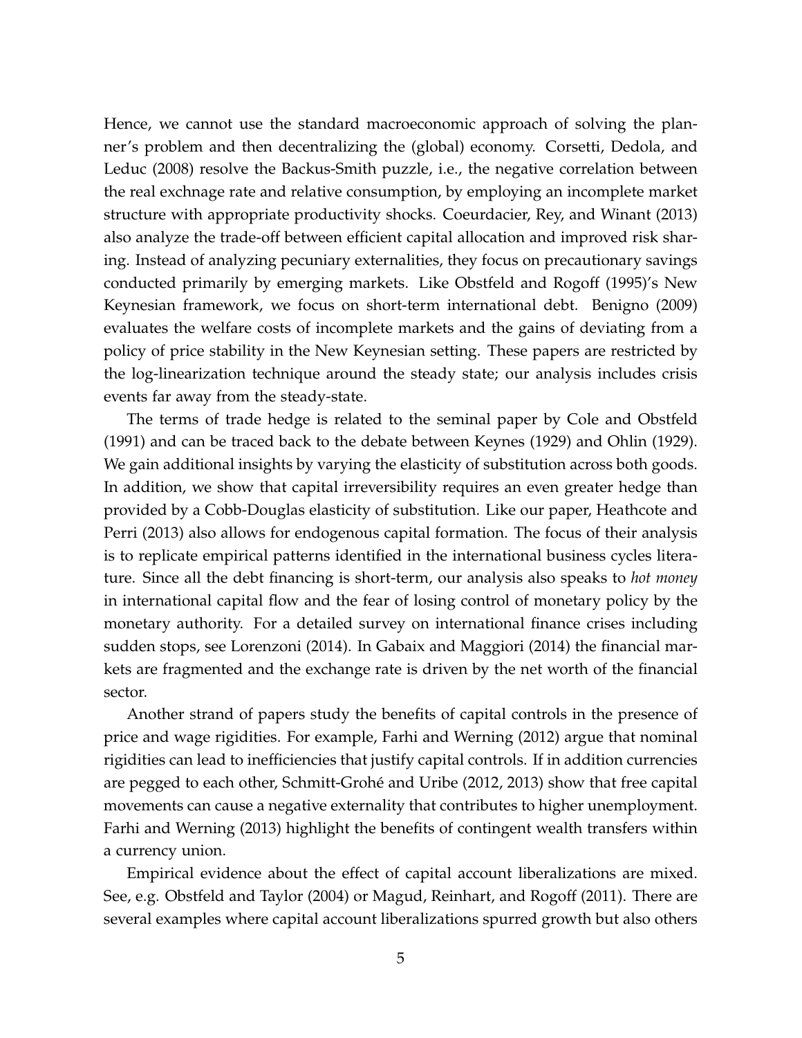Hence, we cannot use the standard macroeconomic approach of solving the planner's problem and then decentralizing the (global) economy. Corsetti, Dedola, and Leduc (2008) resolve the Backus-Smith puzzle, i.e., the negative correlation between the real exchnage rate and relative consumption, by employing an incomplete market structure with appropriate productivity shocks. Coeurdacier, Rey, and Winant (2013) also analyze the trade-off between efficient capital allocation and improved risk sharing. Instead of analyzing pecuniary externalities, they focus on precautionary savings conducted primarily by emerging markets. Like Obstfeld and Rogoff (1995)'s New Keynesian framework, we focus on short-term international debt. Benigno (2009) evaluates the welfare costs of incomplete markets and the gains of deviating from a policy of price stability in the New Keynesian setting. These papers are restricted by the log-linearization technique around the steady state; our analysis includes crisis events far away from the steady-state.

The terms of trade hedge is related to the seminal paper by Cole and Obstfeld (1991) and can be traced back to the debate between Keynes (1929) and Ohlin (1929). We gain additional insights by varying the elasticity of substitution across both goods. In addition, we show that capital irreversibility requires an even greater hedge than provided by a Cobb-Douglas elasticity of substitution. Like our paper, Heathcote and Perri (2013) also allows for endogenous capital formation. The focus of their analysis is to replicate empirical patterns identified in the international business cycles literature. Since all the debt financing is short-term, our analysis also speaks to *hot money* in international capital flow and the fear of losing control of monetary policy by the monetary authority. For a detailed survey on international finance crises including sudden stops, see Lorenzoni (2014). In Gabaix and Maggiori (2014) the financial markets are fragmented and the exchange rate is driven by the net worth of the financial sector.

Another strand of papers study the benefits of capital controls in the presence of price and wage rigidities. For example, Farhi and Werning (2012) argue that nominal rigidities can lead to inefficiencies that justify capital controls. If in addition currencies are pegged to each other, Schmitt-Grohé and Uribe (2012, 2013) show that free capital movements can cause a negative externality that contributes to higher unemployment. Farhi and Werning (2013) highlight the benefits of contingent wealth transfers within a currency union.

Empirical evidence about the effect of capital account liberalizations are mixed. See, e.g. Obstfeld and Taylor (2004) or Magud, Reinhart, and Rogoff (2011). There are several examples where capital account liberalizations spurred growth but also others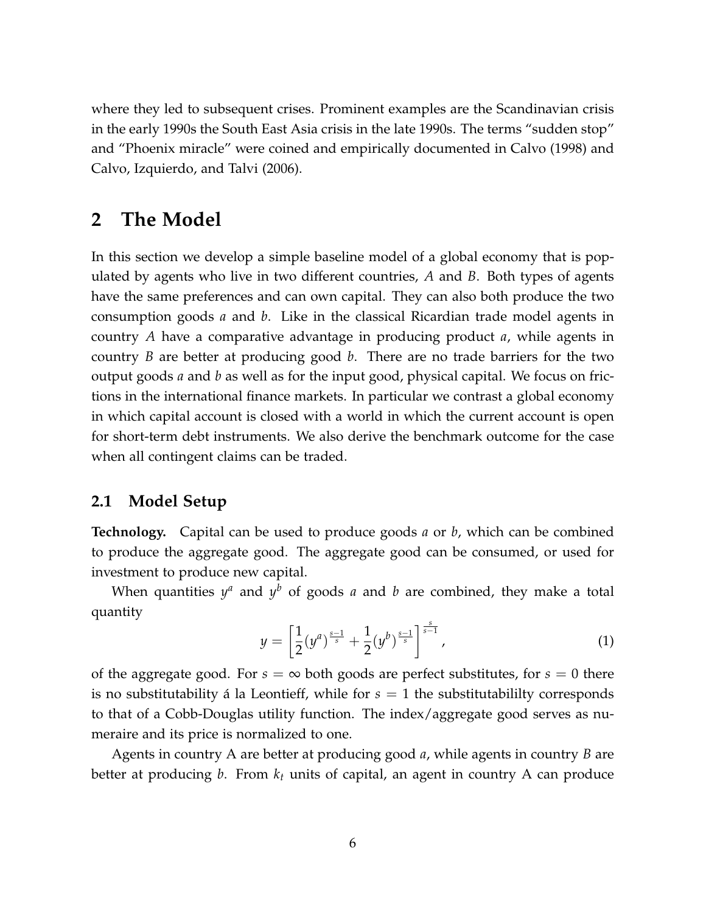where they led to subsequent crises. Prominent examples are the Scandinavian crisis in the early 1990s the South East Asia crisis in the late 1990s. The terms "sudden stop" and "Phoenix miracle" were coined and empirically documented in Calvo (1998) and Calvo, Izquierdo, and Talvi (2006).

## 2 The Model

In this section we develop a simple baseline model of a global economy that is populated by agents who live in two different countries, $A$ and $B$. Both types of agents have the same preferences and can own capital. They can also both produce the two consumption goods $a$ and $b$. Like in the classical Ricardian trade model agents in country $A$ have a comparative advantage in producing product $a$, while agents in country $B$ are better at producing good $b$. There are no trade barriers for the two output goods $a$ and $b$ as well as for the input good, physical capital. We focus on frictions in the international finance markets. In particular we contrast a global economy in which capital account is closed with a world in which the current account is open for short-term debt instruments. We also derive the benchmark outcome for the case when all contingent claims can be traded.

### 2.1 Model Setup

**Technology.** Capital can be used to produce goods $a$ or $b$, which can be combined to produce the aggregate good. The aggregate good can be consumed, or used for investment to produce new capital.

When quantities $y^a$ and $y^b$ of goods $a$ and $b$ are combined, they make a total quantity

$$y = \left[\frac{1}{2}(y^a)^{\frac{s-1}{s}} + \frac{1}{2}(y^b)^{\frac{s-1}{s}}\right]^{\frac{s}{s-1}}, \tag{1}$$

of the aggregate good. For $s = \infty$ both goods are perfect substitutes, for $s = 0$ there is no substitutability á la Leontieff, while for $s = 1$ the substitutabililty corresponds to that of a Cobb-Douglas utility function. The index/aggregate good serves as numeraire and its price is normalized to one.

Agents in country A are better at producing good $a$, while agents in country $B$ are better at producing $b$. From $k_t$ units of capital, an agent in country A can produce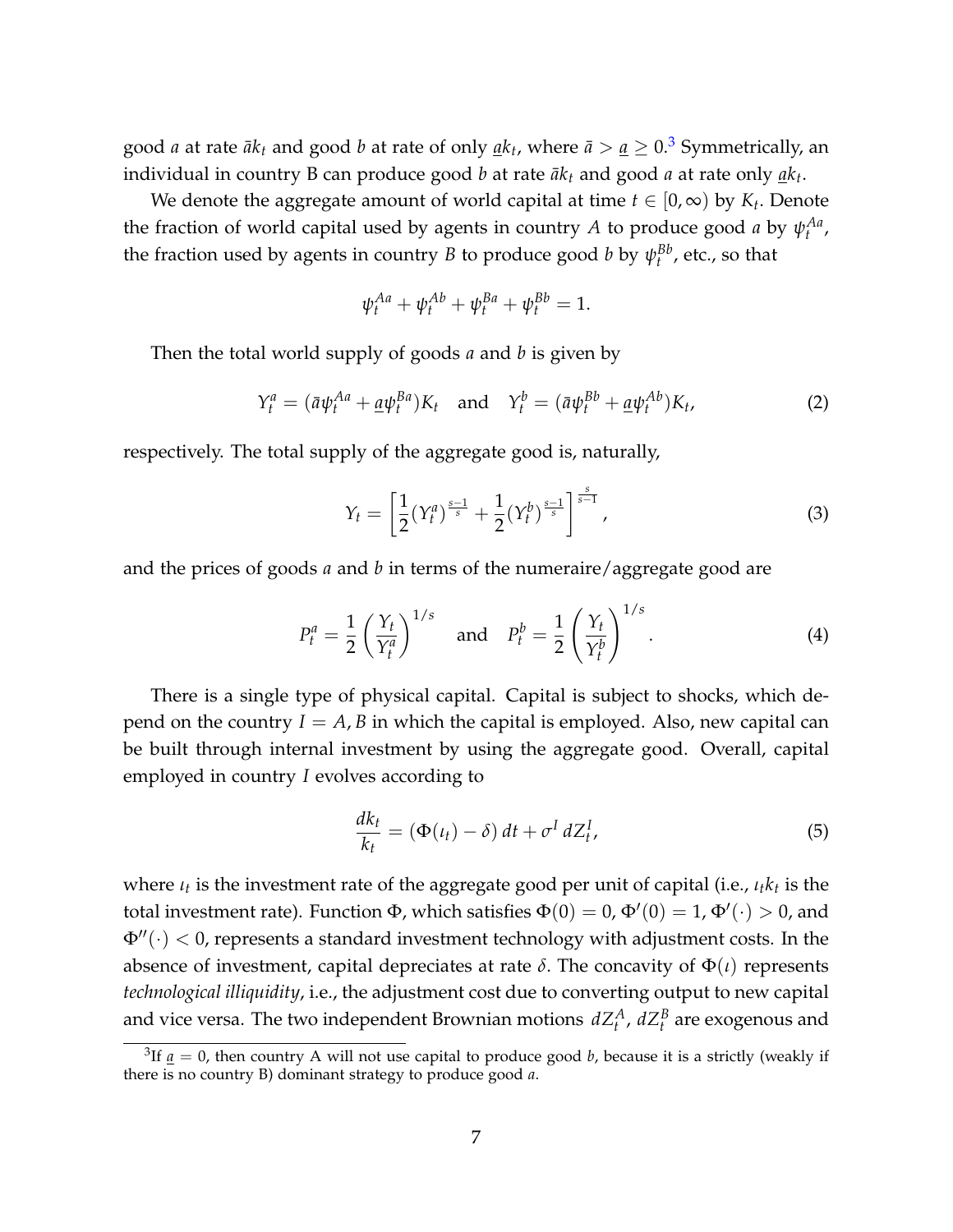good $a$ at rate $\bar{a}k_t$ and good $b$ at rate of only $\underline{a}k_t$, where $\bar{a} > \underline{a} \geq 0$.[3] Symmetrically, an individual in country B can produce good $b$ at rate $\bar{a}k_t$ and good $a$ at rate only $\underline{a}k_t$.

We denote the aggregate amount of world capital at time $t \in [0, \infty)$ by $K_t$. Denote the fraction of world capital used by agents in country $A$ to produce good $a$ by $\psi_t^{Aa}$, the fraction used by agents in country $B$ to produce good $b$ by $\psi_t^{Bb}$, etc., so that

$$\psi_t^{Aa} + \psi_t^{Ab} + \psi_t^{Ba} + \psi_t^{Bb} = 1.$$

Then the total world supply of goods $a$ and $b$ is given by

$$Y_t^a = (\bar{a}\psi_t^{Aa} + \underline{a}\psi_t^{Ba})K_t \quad \text{and} \quad Y_t^b = (\bar{a}\psi_t^{Bb} + \underline{a}\psi_t^{Ab})K_t, \tag{2}$$

respectively. The total supply of the aggregate good is, naturally,

$$Y_t = \left[\frac{1}{2}(Y_t^a)^{\frac{s-1}{s}} + \frac{1}{2}(Y_t^b)^{\frac{s-1}{s}}\right]^{\frac{s}{s-1}}, \tag{3}$$

and the prices of goods $a$ and $b$ in terms of the numeraire/aggregate good are

$$P_t^a = \frac{1}{2}\left(\frac{Y_t}{Y_t^a}\right)^{1/s} \quad \text{and} \quad P_t^b = \frac{1}{2}\left(\frac{Y_t}{Y_t^b}\right)^{1/s}. \tag{4}$$

There is a single type of physical capital. Capital is subject to shocks, which depend on the country $I = A, B$ in which the capital is employed. Also, new capital can be built through internal investment by using the aggregate good. Overall, capital employed in country $I$ evolves according to

$$\frac{dk_t}{k_t} = (\Phi(\iota_t) - \delta)\, dt + \sigma^I\, dZ_t^I, \tag{5}$$

where $\iota_t$ is the investment rate of the aggregate good per unit of capital (i.e., $\iota_t k_t$ is the total investment rate). Function $\Phi$, which satisfies $\Phi(0) = 0$, $\Phi'(0) = 1$, $\Phi'(\cdot) > 0$, and $\Phi''(\cdot) < 0$, represents a standard investment technology with adjustment costs. In the absence of investment, capital depreciates at rate $\delta$. The concavity of $\Phi(\iota)$ represents *technological illiquidity*, i.e., the adjustment cost due to converting output to new capital and vice versa. The two independent Brownian motions $dZ_t^A$, $dZ_t^B$ are exogenous and

[3] If $\underline{a} = 0$, then country A will not use capital to produce good $b$, because it is a strictly (weakly if there is no country B) dominant strategy to produce good $a$.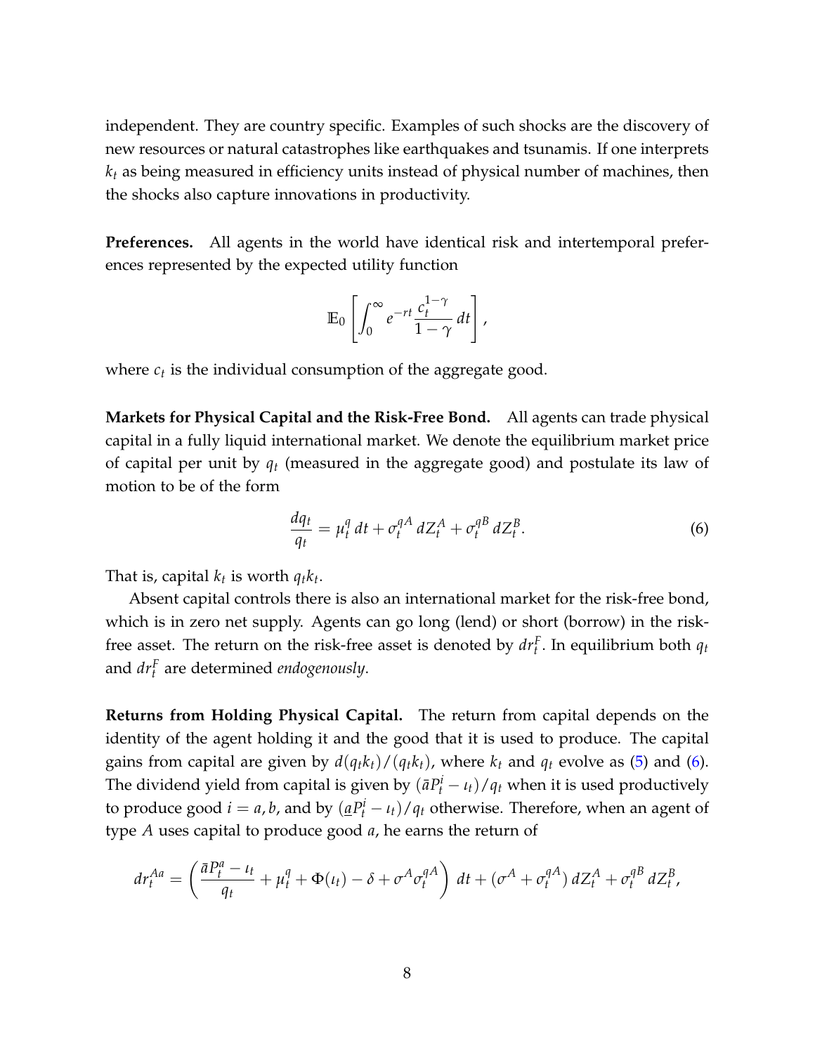independent. They are country specific. Examples of such shocks are the discovery of new resources or natural catastrophes like earthquakes and tsunamis. If one interprets $k_t$ as being measured in efficiency units instead of physical number of machines, then the shocks also capture innovations in productivity.

**Preferences.** All agents in the world have identical risk and intertemporal preferences represented by the expected utility function

$$\mathbb{E}_0 \left[ \int_0^\infty e^{-rt} \frac{c_t^{1-\gamma}}{1-\gamma} \, dt \right],$$

where $c_t$ is the individual consumption of the aggregate good.

**Markets for Physical Capital and the Risk-Free Bond.** All agents can trade physical capital in a fully liquid international market. We denote the equilibrium market price of capital per unit by $q_t$ (measured in the aggregate good) and postulate its law of motion to be of the form

$$\frac{dq_t}{q_t} = \mu_t^q \, dt + \sigma_t^{qA} \, dZ_t^A + \sigma_t^{qB} \, dZ_t^B. \tag{6}$$

That is, capital $k_t$ is worth $q_t k_t$.

Absent capital controls there is also an international market for the risk-free bond, which is in zero net supply. Agents can go long (lend) or short (borrow) in the risk-free asset. The return on the risk-free asset is denoted by $dr_t^F$. In equilibrium both $q_t$ and $dr_t^F$ are determined *endogenously*.

**Returns from Holding Physical Capital.** The return from capital depends on the identity of the agent holding it and the good that it is used to produce. The capital gains from capital are given by $d(q_t k_t)/(q_t k_t)$, where $k_t$ and $q_t$ evolve as (5) and (6). The dividend yield from capital is given by $(\bar{a}P_t^i - \iota_t)/q_t$ when it is used productively to produce good $i = a, b$, and by $(\underline{a}P_t^i - \iota_t)/q_t$ otherwise. Therefore, when an agent of type $A$ uses capital to produce good $a$, he earns the return of

$$dr_t^{Aa} = \left( \frac{\bar{a}P_t^a - \iota_t}{q_t} + \mu_t^q + \Phi(\iota_t) - \delta + \sigma^A \sigma_t^{qA} \right) \, dt + (\sigma^A + \sigma_t^{qA}) \, dZ_t^A + \sigma_t^{qB} \, dZ_t^B,$$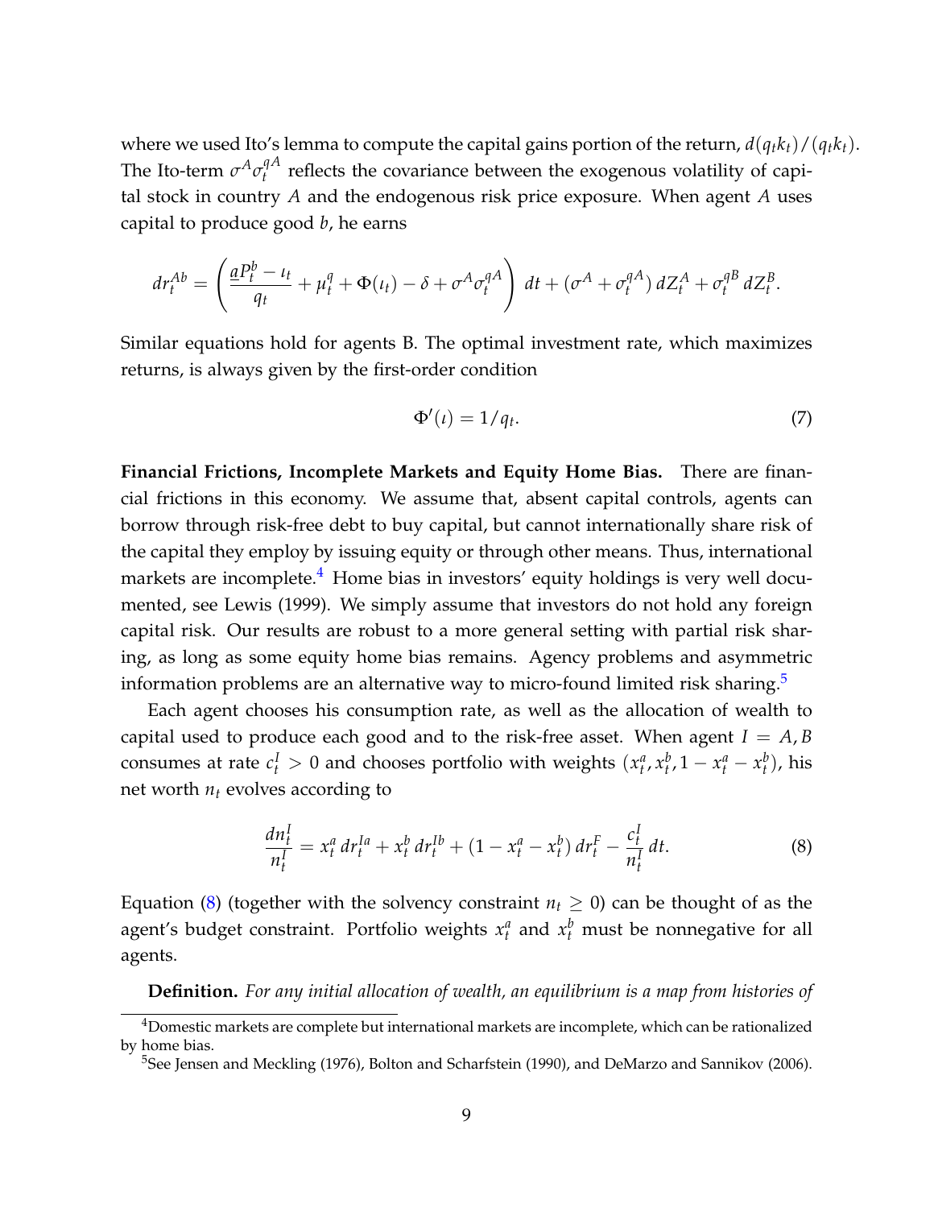where we used Ito's lemma to compute the capital gains portion of the return, $d(q_t k_t)/(q_t k_t)$. The Ito-term $\sigma^A \sigma_t^{qA}$ reflects the covariance between the exogenous volatility of capital stock in country $A$ and the endogenous risk price exposure. When agent $A$ uses capital to produce good $b$, he earns

$$dr_t^{Ab} = \left( \frac{aP_t^b - \iota_t}{q_t} + \mu_t^q + \Phi(\iota_t) - \delta + \sigma^A \sigma_t^{qA} \right) dt + (\sigma^A + \sigma_t^{qA})\, dZ_t^A + \sigma_t^{qB}\, dZ_t^B.$$

Similar equations hold for agents B. The optimal investment rate, which maximizes returns, is always given by the first-order condition

$$\Phi'(\iota) = 1/q_t. \tag{7}$$

**Financial Frictions, Incomplete Markets and Equity Home Bias.** There are financial frictions in this economy. We assume that, absent capital controls, agents can borrow through risk-free debt to buy capital, but cannot internationally share risk of the capital they employ by issuing equity or through other means. Thus, international markets are incomplete.[4] Home bias in investors' equity holdings is very well documented, see Lewis (1999). We simply assume that investors do not hold any foreign capital risk. Our results are robust to a more general setting with partial risk sharing, as long as some equity home bias remains. Agency problems and asymmetric information problems are an alternative way to micro-found limited risk sharing.[5]

Each agent chooses his consumption rate, as well as the allocation of wealth to capital used to produce each good and to the risk-free asset. When agent $I = A, B$ consumes at rate $c_t^I > 0$ and chooses portfolio with weights $(x_t^a, x_t^b, 1 - x_t^a - x_t^b)$, his net worth $n_t$ evolves according to

$$\frac{dn_t^I}{n_t^I} = x_t^a\, dr_t^{Ia} + x_t^b\, dr_t^{Ib} + (1 - x_t^a - x_t^b)\, dr_t^F - \frac{c_t^I}{n_t^I}\, dt. \tag{8}$$

Equation (8) (together with the solvency constraint $n_t \geq 0$) can be thought of as the agent's budget constraint. Portfolio weights $x_t^a$ and $x_t^b$ must be nonnegative for all agents.

**Definition.** *For any initial allocation of wealth, an equilibrium is a map from histories of*

[4] Domestic markets are complete but international markets are incomplete, which can be rationalized by home bias.

[5] See Jensen and Meckling (1976), Bolton and Scharfstein (1990), and DeMarzo and Sannikov (2006).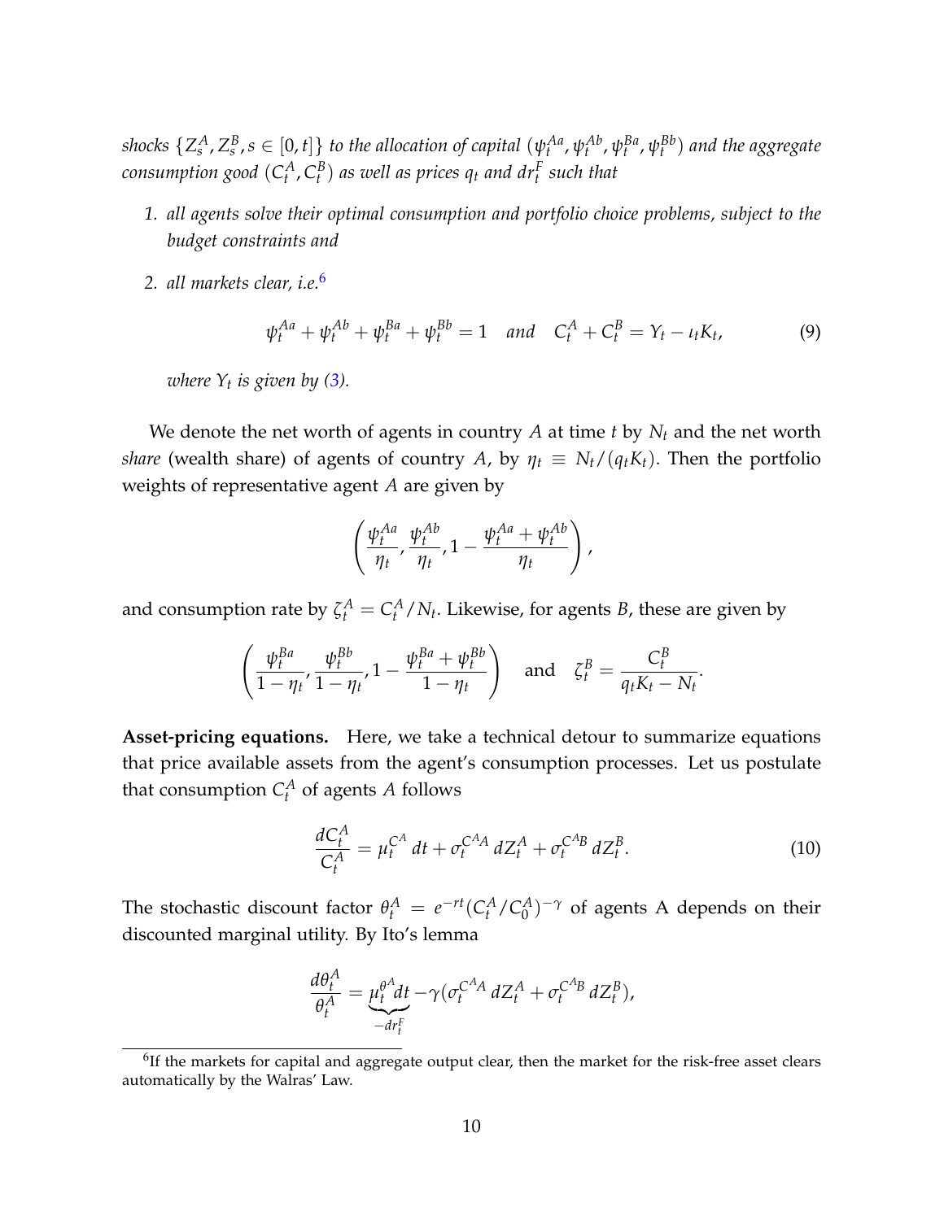*shocks $\{Z_s^A, Z_s^B, s \in [0,t]\}$ to the allocation of capital $(\psi_t^{Aa}, \psi_t^{Ab}, \psi_t^{Ba}, \psi_t^{Bb})$ and the aggregate consumption good $(C_t^A, C_t^B)$ as well as prices $q_t$ and $dr_t^F$ such that*

1. *all agents solve their optimal consumption and portfolio choice problems, subject to the budget constraints and*
2. *all markets clear, i.e.*[6]

$$\psi_t^{Aa} + \psi_t^{Ab} + \psi_t^{Ba} + \psi_t^{Bb} = 1 \quad \text{and} \quad C_t^A + C_t^B = Y_t - \iota_t K_t, \tag{9}$$

*where $Y_t$ is given by (3).*

We denote the net worth of agents in country $A$ at time $t$ by $N_t$ and the net worth *share* (wealth share) of agents of country $A$, by $\eta_t \equiv N_t/(q_t K_t)$. Then the portfolio weights of representative agent $A$ are given by

$$\left( \frac{\psi_t^{Aa}}{\eta_t}, \frac{\psi_t^{Ab}}{\eta_t}, 1 - \frac{\psi_t^{Aa} + \psi_t^{Ab}}{\eta_t} \right),$$

and consumption rate by $\zeta_t^A = C_t^A/N_t$. Likewise, for agents $B$, these are given by

$$\left( \frac{\psi_t^{Ba}}{1-\eta_t}, \frac{\psi_t^{Bb}}{1-\eta_t}, 1 - \frac{\psi_t^{Ba} + \psi_t^{Bb}}{1-\eta_t} \right) \quad \text{and} \quad \zeta_t^B = \frac{C_t^B}{q_t K_t - N_t}.$$

**Asset-pricing equations.** Here, we take a technical detour to summarize equations that price available assets from the agent's consumption processes. Let us postulate that consumption $C_t^A$ of agents $A$ follows

$$\frac{dC_t^A}{C_t^A} = \mu_t^{C^A}\, dt + \sigma_t^{C^A A}\, dZ_t^A + \sigma_t^{C^A B}\, dZ_t^B. \tag{10}$$

The stochastic discount factor $\theta_t^A = e^{-rt}(C_t^A/C_0^A)^{-\gamma}$ of agents A depends on their discounted marginal utility. By Ito's lemma

$$\frac{d\theta_t^A}{\theta_t^A} = \underbrace{\mu_t^{\theta^A} dt}_{-dr_t^F} - \gamma(\sigma_t^{C^A A}\, dZ_t^A + \sigma_t^{C^A B}\, dZ_t^B),$$

[6] If the markets for capital and aggregate output clear, then the market for the risk-free asset clears automatically by the Walras' Law.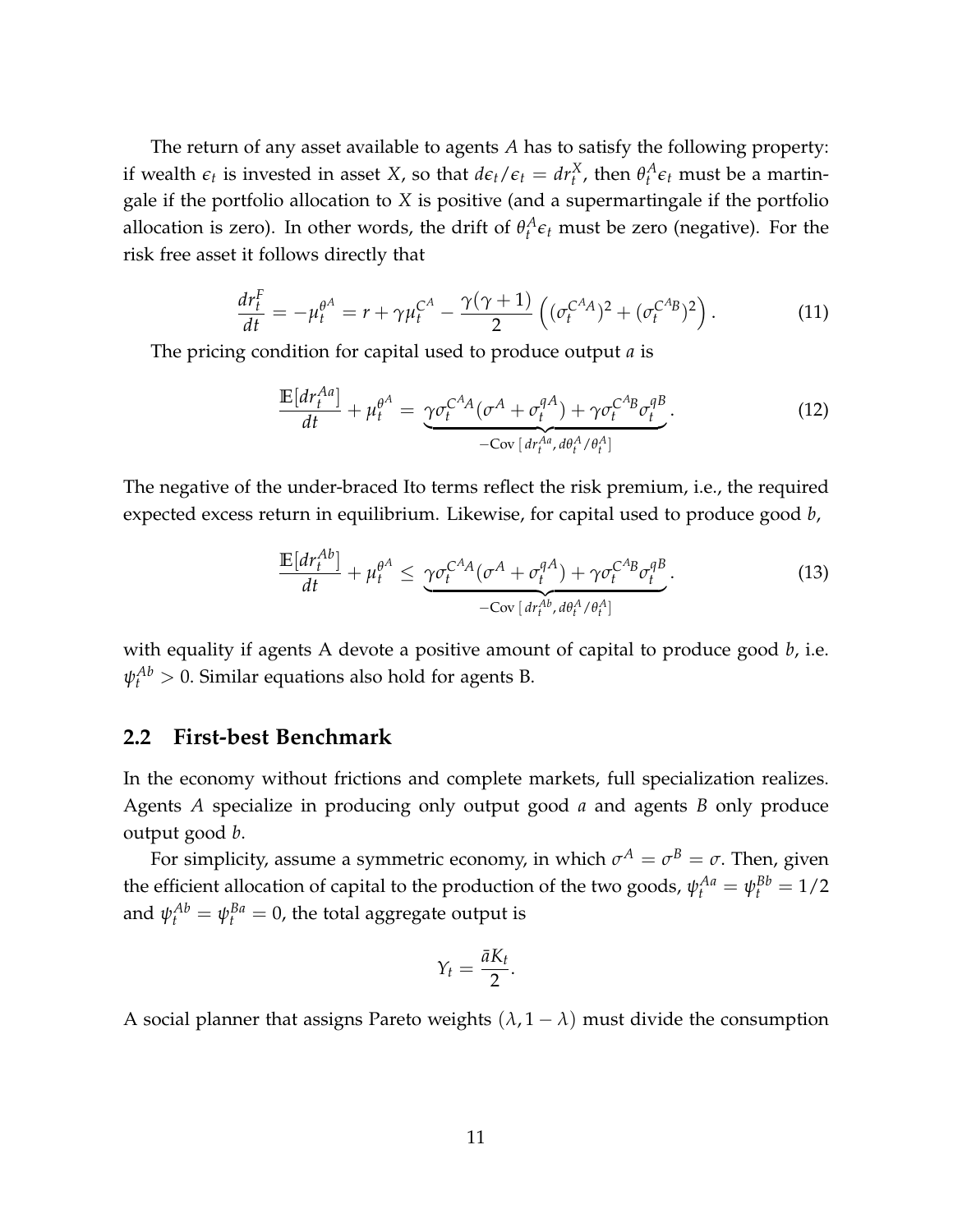The return of any asset available to agents $A$ has to satisfy the following property: if wealth $\epsilon_t$ is invested in asset $X$, so that $d\epsilon_t/\epsilon_t = dr_t^X$, then $\theta_t^A \epsilon_t$ must be a martingale if the portfolio allocation to $X$ is positive (and a supermartingale if the portfolio allocation is zero). In other words, the drift of $\theta_t^A \epsilon_t$ must be zero (negative). For the risk free asset it follows directly that

$$\frac{dr_t^F}{dt} = -\mu_t^{\theta^A} = r + \gamma \mu_t^{C^A} - \frac{\gamma(\gamma+1)}{2}\left((\sigma_t^{C^A A})^2 + (\sigma_t^{C^A B})^2\right). \tag{11}$$

The pricing condition for capital used to produce output $a$ is

$$\frac{\mathbb{E}[dr_t^{Aa}]}{dt} + \mu_t^{\theta^A} = \underbrace{\gamma \sigma_t^{C^A A}(\sigma^A + \sigma_t^{qA}) + \gamma \sigma_t^{C^A B} \sigma_t^{qB}}_{-\text{Cov}\left[dr_t^{Aa},\, d\theta_t^A/\theta_t^A\right]}. \tag{12}$$

The negative of the under-braced Ito terms reflect the risk premium, i.e., the required expected excess return in equilibrium. Likewise, for capital used to produce good $b$,

$$\frac{\mathbb{E}[dr_t^{Ab}]}{dt} + \mu_t^{\theta^A} \le \underbrace{\gamma \sigma_t^{C^A A}(\sigma^A + \sigma_t^{qA}) + \gamma \sigma_t^{C^A B} \sigma_t^{qB}}_{-\text{Cov}\left[dr_t^{Ab},\, d\theta_t^A/\theta_t^A\right]}. \tag{13}$$

with equality if agents A devote a positive amount of capital to produce good $b$, i.e. $\psi_t^{Ab} > 0$. Similar equations also hold for agents B.

## 2.2 First-best Benchmark

In the economy without frictions and complete markets, full specialization realizes. Agents $A$ specialize in producing only output good $a$ and agents $B$ only produce output good $b$.

For simplicity, assume a symmetric economy, in which $\sigma^A = \sigma^B = \sigma$. Then, given the efficient allocation of capital to the production of the two goods, $\psi_t^{Aa} = \psi_t^{Bb} = 1/2$ and $\psi_t^{Ab} = \psi_t^{Ba} = 0$, the total aggregate output is

$$Y_t = \frac{\bar{a} K_t}{2}.$$

A social planner that assigns Pareto weights $(\lambda, 1-\lambda)$ must divide the consumption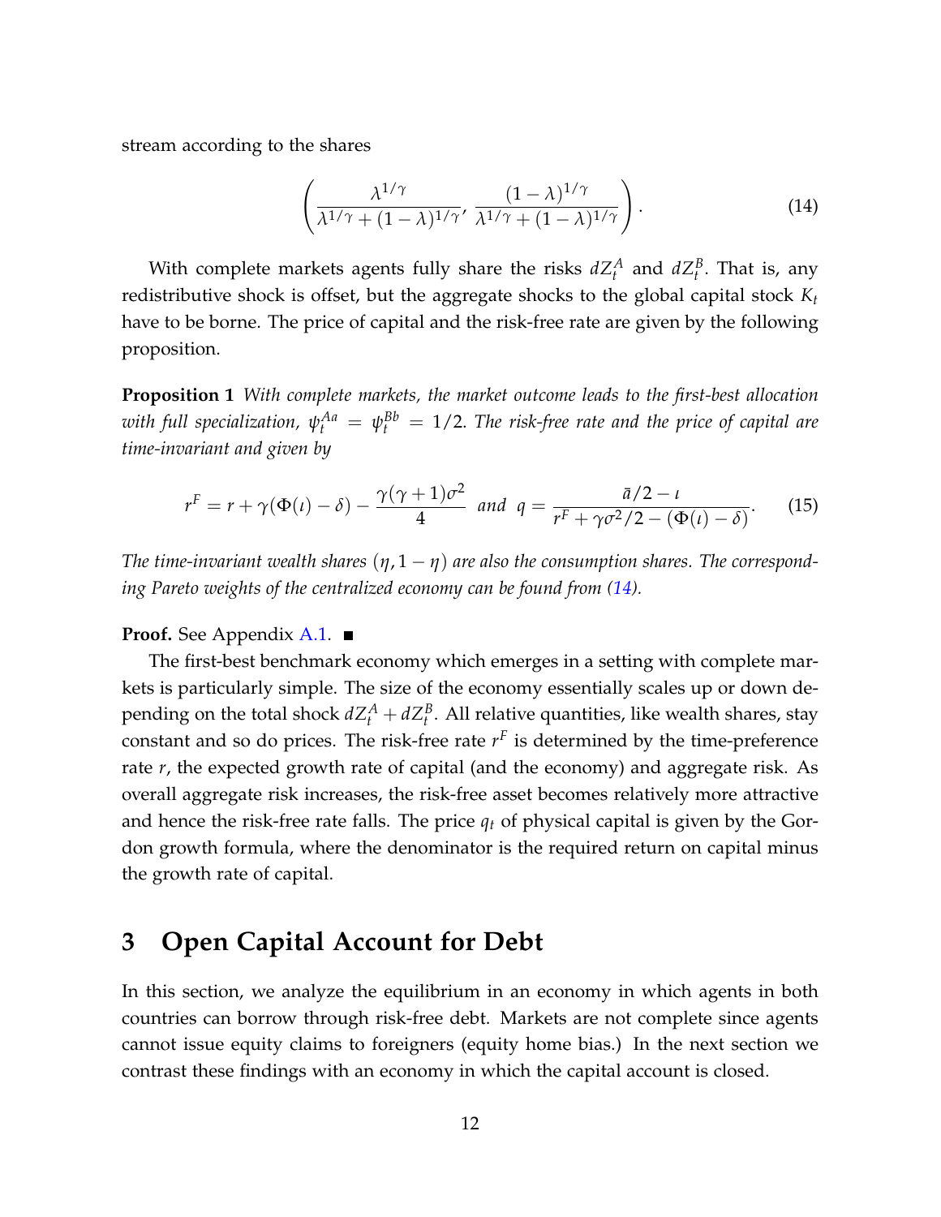stream according to the shares

$$\left( \frac{\lambda^{1/\gamma}}{\lambda^{1/\gamma} + (1-\lambda)^{1/\gamma}}, \frac{(1-\lambda)^{1/\gamma}}{\lambda^{1/\gamma} + (1-\lambda)^{1/\gamma}} \right). \tag{14}$$

With complete markets agents fully share the risks $dZ_t^A$ and $dZ_t^B$. That is, any redistributive shock is offset, but the aggregate shocks to the global capital stock $K_t$ have to be borne. The price of capital and the risk-free rate are given by the following proposition.

**Proposition 1** *With complete markets, the market outcome leads to the first-best allocation with full specialization, $\psi_t^{Aa} = \psi_t^{Bb} = 1/2$. The risk-free rate and the price of capital are time-invariant and given by*

$$r^F = r + \gamma(\Phi(\iota) - \delta) - \frac{\gamma(\gamma+1)\sigma^2}{4} \;\; \text{and} \;\; q = \frac{\bar{a}/2 - \iota}{r^F + \gamma\sigma^2/2 - (\Phi(\iota) - \delta)}. \tag{15}$$

*The time-invariant wealth shares $(\eta, 1-\eta)$ are also the consumption shares. The corresponding Pareto weights of the centralized economy can be found from (14).*

**Proof.** See Appendix A.1. ■

The first-best benchmark economy which emerges in a setting with complete markets is particularly simple. The size of the economy essentially scales up or down depending on the total shock $dZ_t^A + dZ_t^B$. All relative quantities, like wealth shares, stay constant and so do prices. The risk-free rate $r^F$ is determined by the time-preference rate $r$, the expected growth rate of capital (and the economy) and aggregate risk. As overall aggregate risk increases, the risk-free asset becomes relatively more attractive and hence the risk-free rate falls. The price $q_t$ of physical capital is given by the Gordon growth formula, where the denominator is the required return on capital minus the growth rate of capital.

# 3 Open Capital Account for Debt

In this section, we analyze the equilibrium in an economy in which agents in both countries can borrow through risk-free debt. Markets are not complete since agents cannot issue equity claims to foreigners (equity home bias.) In the next section we contrast these findings with an economy in which the capital account is closed.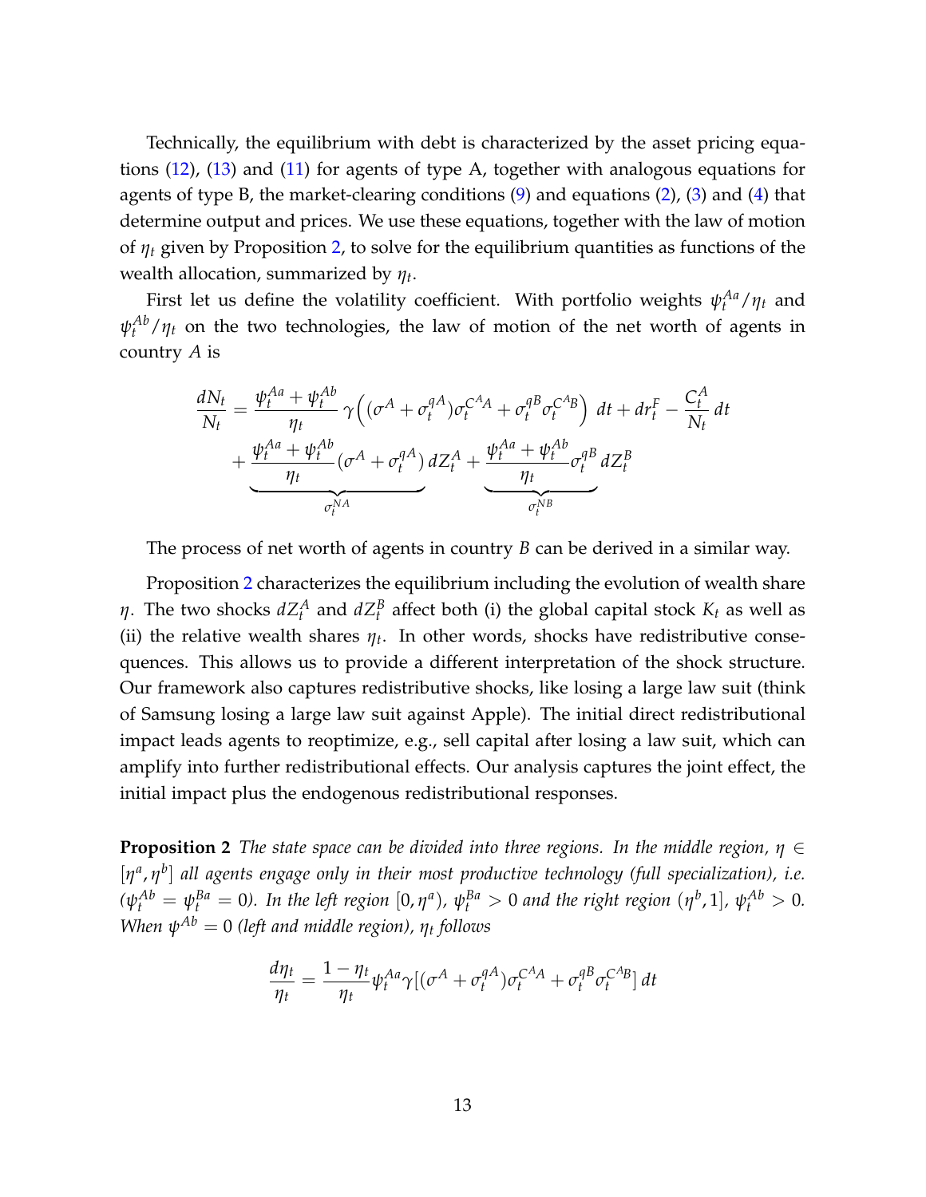Technically, the equilibrium with debt is characterized by the asset pricing equations (12), (13) and (11) for agents of type A, together with analogous equations for agents of type B, the market-clearing conditions (9) and equations (2), (3) and (4) that determine output and prices. We use these equations, together with the law of motion of $\eta_t$ given by Proposition 2, to solve for the equilibrium quantities as functions of the wealth allocation, summarized by $\eta_t$.

First let us define the volatility coefficient. With portfolio weights $\psi_t^{Aa}/\eta_t$ and $\psi_t^{Ab}/\eta_t$ on the two technologies, the law of motion of the net worth of agents in country $A$ is

$$\frac{dN_t}{N_t} = \frac{\psi_t^{Aa} + \psi_t^{Ab}}{\eta_t}\,\gamma\Big((\sigma^A + \sigma_t^{qA})\sigma_t^{C^A A} + \sigma_t^{qB}\sigma_t^{C^A B}\Big)\,dt + dr_t^F - \frac{C_t^A}{N_t}\,dt$$
$$+ \underbrace{\frac{\psi_t^{Aa} + \psi_t^{Ab}}{\eta_t}(\sigma^A + \sigma_t^{qA})}_{\sigma_t^{NA}}\,dZ_t^A + \underbrace{\frac{\psi_t^{Aa} + \psi_t^{Ab}}{\eta_t}\sigma_t^{qB}}_{\sigma_t^{NB}}\,dZ_t^B$$

The process of net worth of agents in country $B$ can be derived in a similar way.

Proposition 2 characterizes the equilibrium including the evolution of wealth share $\eta$. The two shocks $dZ_t^A$ and $dZ_t^B$ affect both (i) the global capital stock $K_t$ as well as (ii) the relative wealth shares $\eta_t$. In other words, shocks have redistributive consequences. This allows us to provide a different interpretation of the shock structure. Our framework also captures redistributive shocks, like losing a large law suit (think of Samsung losing a large law suit against Apple). The initial direct redistributional impact leads agents to reoptimize, e.g., sell capital after losing a law suit, which can amplify into further redistributional effects. Our analysis captures the joint effect, the initial impact plus the endogenous redistributional responses.

**Proposition 2** *The state space can be divided into three regions. In the middle region, $\eta \in [\eta^a, \eta^b]$ all agents engage only in their most productive technology (full specialization), i.e. ($\psi_t^{Ab} = \psi_t^{Ba} = 0$). In the left region $[0, \eta^a)$, $\psi_t^{Ba} > 0$ and the right region $(\eta^b, 1]$, $\psi_t^{Ab} > 0$. When $\psi^{Ab} = 0$ (left and middle region), $\eta_t$ follows*

$$\frac{d\eta_t}{\eta_t} = \frac{1-\eta_t}{\eta_t}\psi_t^{Aa}\gamma[(\sigma^A + \sigma_t^{qA})\sigma_t^{C^A A} + \sigma_t^{qB}\sigma_t^{C^A B}]\,dt$$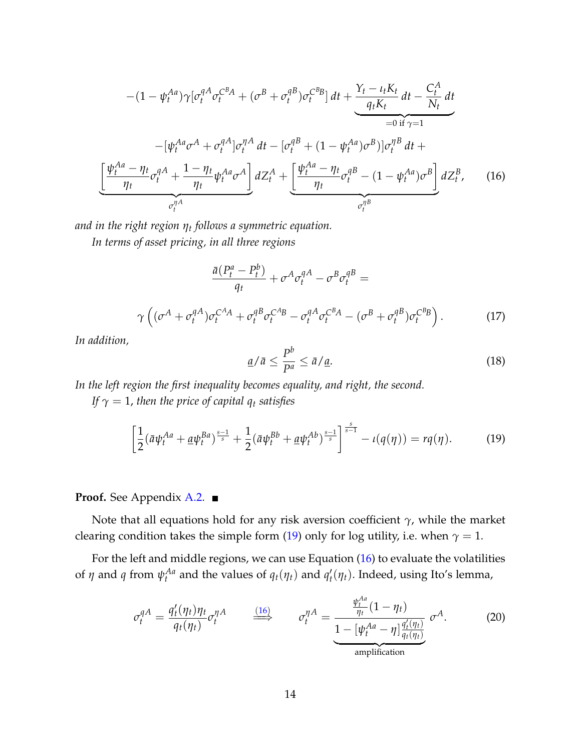$$
-(1-\psi_t^{Aa})\gamma[\sigma_t^{qA}\sigma_t^{C^BA} + (\sigma^B + \sigma_t^{qB})\sigma_t^{C^BB}]\,dt + \underbrace{\frac{Y_t - \iota_t K_t}{q_t K_t}\,dt - \frac{C_t^A}{N_t}\,dt}_{=0 \text{ if } \gamma=1}
$$

$$
-[\psi_t^{Aa}\sigma^A + \sigma_t^{qA}]\sigma_t^{\eta A}\,dt - [\sigma_t^{qB} + (1-\psi_t^{Aa})\sigma^B)]\sigma_t^{\eta B}\,dt +
$$

$$
\underbrace{\left[\frac{\psi_t^{Aa} - \eta_t}{\eta_t}\sigma_t^{qA} + \frac{1-\eta_t}{\eta_t}\psi_t^{Aa}\sigma^A\right]}_{\sigma_t^{\eta A}} dZ_t^A + \underbrace{\left[\frac{\psi_t^{Aa} - \eta_t}{\eta_t}\sigma_t^{qB} - (1-\psi_t^{Aa})\sigma^B\right]}_{\sigma_t^{\eta B}} dZ_t^B, \tag{16}
$$

*and in the right region $\eta_t$ follows a symmetric equation.*

*In terms of asset pricing, in all three regions*

$$
\frac{\bar{a}(P_t^a - P_t^b)}{q_t} + \sigma^A\sigma_t^{qA} - \sigma^B\sigma_t^{qB} =
$$

$$
\gamma\left((\sigma^A + \sigma_t^{qA})\sigma_t^{C^AA} + \sigma_t^{qB}\sigma_t^{C^AB} - \sigma_t^{qA}\sigma_t^{C^BA} - (\sigma^B + \sigma_t^{qB})\sigma_t^{C^BB}\right). \tag{17}
$$

*In addition,*

$$
\underline{a}/\bar{a} \le \frac{P^b}{P^a} \le \bar{a}/\underline{a}. \tag{18}
$$

*In the left region the first inequality becomes equality, and right, the second.*

*If $\gamma = 1$, then the price of capital $q_t$ satisfies*

$$
\left[\frac{1}{2}(\bar{a}\psi_t^{Aa} + \underline{a}\psi_t^{Ba})^{\frac{s-1}{s}} + \frac{1}{2}(\bar{a}\psi_t^{Bb} + \underline{a}\psi_t^{Ab})^{\frac{s-1}{s}}\right]^{\frac{s}{s-1}} - \iota(q(\eta)) = rq(\eta). \tag{19}
$$

**Proof.** See Appendix A.2. ■

Note that all equations hold for any risk aversion coefficient $\gamma$, while the market clearing condition takes the simple form (19) only for log utility, i.e. when $\gamma = 1$.

For the left and middle regions, we can use Equation (16) to evaluate the volatilities of $\eta$ and $q$ from $\psi_t^{Aa}$ and the values of $q_t(\eta_t)$ and $q_t'(\eta_t)$. Indeed, using Ito's lemma,

$$
\sigma_t^{qA} = \frac{q_t'(\eta_t)\eta_t}{q_t(\eta_t)}\sigma_t^{\eta A} \qquad \overset{(16)}{\Longrightarrow} \qquad \sigma_t^{\eta A} = \frac{\frac{\psi_t^{Aa}}{\eta_t}(1-\eta_t)}{\underbrace{1 - [\psi_t^{Aa} - \eta]\frac{q_t'(\eta_t)}{q_t(\eta_t)}}_{\text{amplification}}}\,\sigma^A. \tag{20}
$$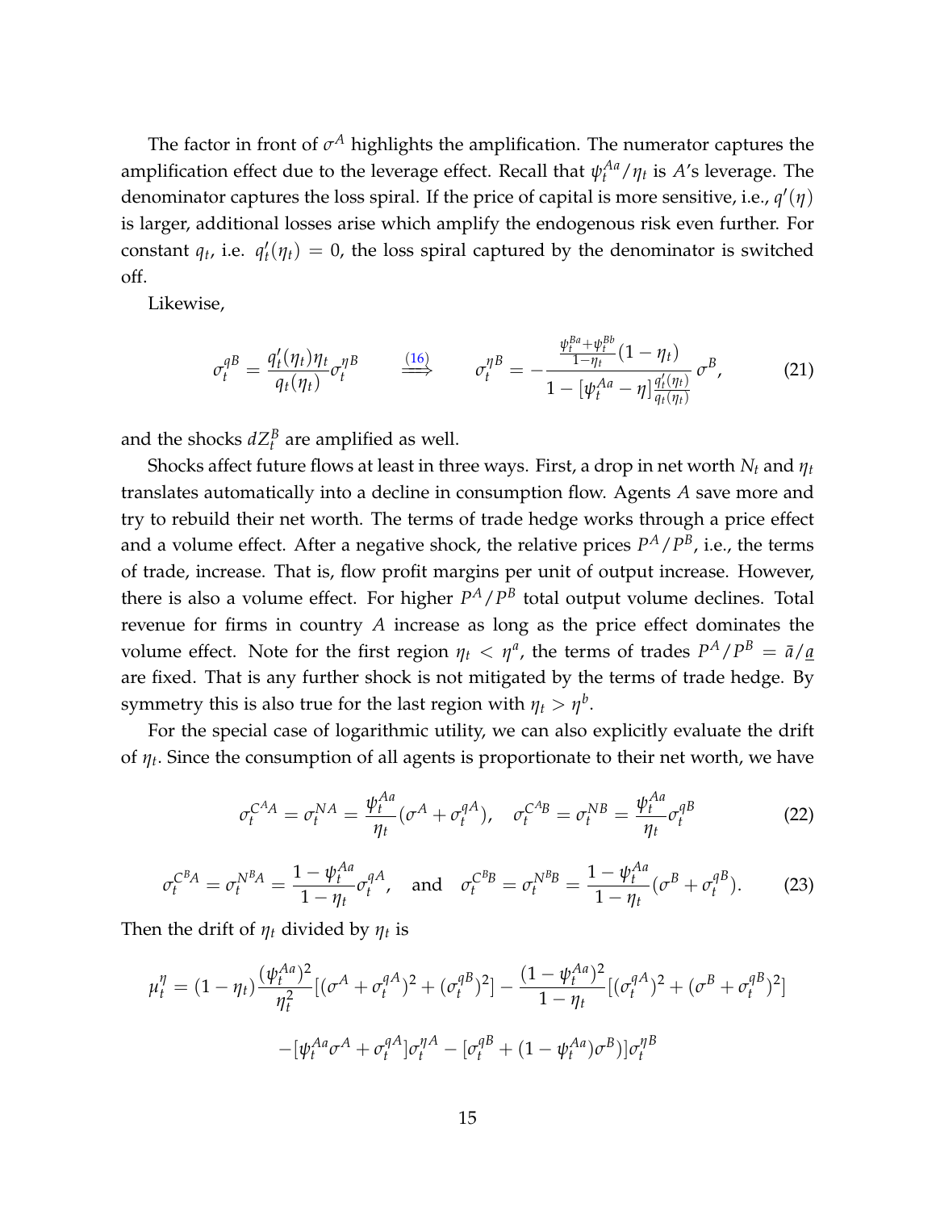The factor in front of $\sigma^A$ highlights the amplification. The numerator captures the amplification effect due to the leverage effect. Recall that $\psi_t^{Aa}/\eta_t$ is $A$'s leverage. The denominator captures the loss spiral. If the price of capital is more sensitive, i.e., $q'(\eta)$ is larger, additional losses arise which amplify the endogenous risk even further. For constant $q_t$, i.e. $q_t'(\eta_t) = 0$, the loss spiral captured by the denominator is switched off.

Likewise,

$$
\sigma_t^{qB} = \frac{q_t'(\eta_t)\eta_t}{q_t(\eta_t)} \sigma_t^{\eta B} \qquad \overset{(16)}{\Longrightarrow} \qquad \sigma_t^{\eta B} = -\frac{\frac{\psi_t^{Ba} + \psi_t^{Bb}}{1-\eta_t}(1-\eta_t)}{1 - [\psi_t^{Aa} - \eta]\frac{q_t'(\eta_t)}{q_t(\eta_t)}} \sigma^B, \tag{21}
$$

and the shocks $dZ_t^B$ are amplified as well.

Shocks affect future flows at least in three ways. First, a drop in net worth $N_t$ and $\eta_t$ translates automatically into a decline in consumption flow. Agents $A$ save more and try to rebuild their net worth. The terms of trade hedge works through a price effect and a volume effect. After a negative shock, the relative prices $P^A/P^B$, i.e., the terms of trade, increase. That is, flow profit margins per unit of output increase. However, there is also a volume effect. For higher $P^A/P^B$ total output volume declines. Total revenue for firms in country $A$ increase as long as the price effect dominates the volume effect. Note for the first region $\eta_t < \eta^a$, the terms of trades $P^A/P^B = \bar{a}/\underline{a}$ are fixed. That is any further shock is not mitigated by the terms of trade hedge. By symmetry this is also true for the last region with $\eta_t > \eta^b$.

For the special case of logarithmic utility, we can also explicitly evaluate the drift of $\eta_t$. Since the consumption of all agents is proportionate to their net worth, we have

$$
\sigma_t^{C^A A} = \sigma_t^{NA} = \frac{\psi_t^{Aa}}{\eta_t}(\sigma^A + \sigma_t^{qA}), \quad \sigma_t^{C^A B} = \sigma_t^{NB} = \frac{\psi_t^{Aa}}{\eta_t}\sigma_t^{qB} \tag{22}
$$

$$
\sigma_t^{C^B A} = \sigma_t^{N^B A} = \frac{1-\psi_t^{Aa}}{1-\eta_t}\sigma_t^{qA}, \quad \text{and} \quad \sigma_t^{C^B B} = \sigma_t^{N^B B} = \frac{1-\psi_t^{Aa}}{1-\eta_t}(\sigma^B + \sigma_t^{qB}). \tag{23}
$$

Then the drift of $\eta_t$ divided by $\eta_t$ is

$$
\mu_t^{\eta} = (1-\eta_t)\frac{(\psi_t^{Aa})^2}{\eta_t^2}[(\sigma^A + \sigma_t^{qA})^2 + (\sigma_t^{qB})^2] - \frac{(1-\psi_t^{Aa})^2}{1-\eta_t}[(\sigma_t^{qA})^2 + (\sigma^B + \sigma_t^{qB})^2]
$$

$$
-[\psi_t^{Aa}\sigma^A + \sigma_t^{qA}]\sigma_t^{\eta A} - [\sigma_t^{qB} + (1-\psi_t^{Aa})\sigma^B)]\sigma_t^{\eta B}
$$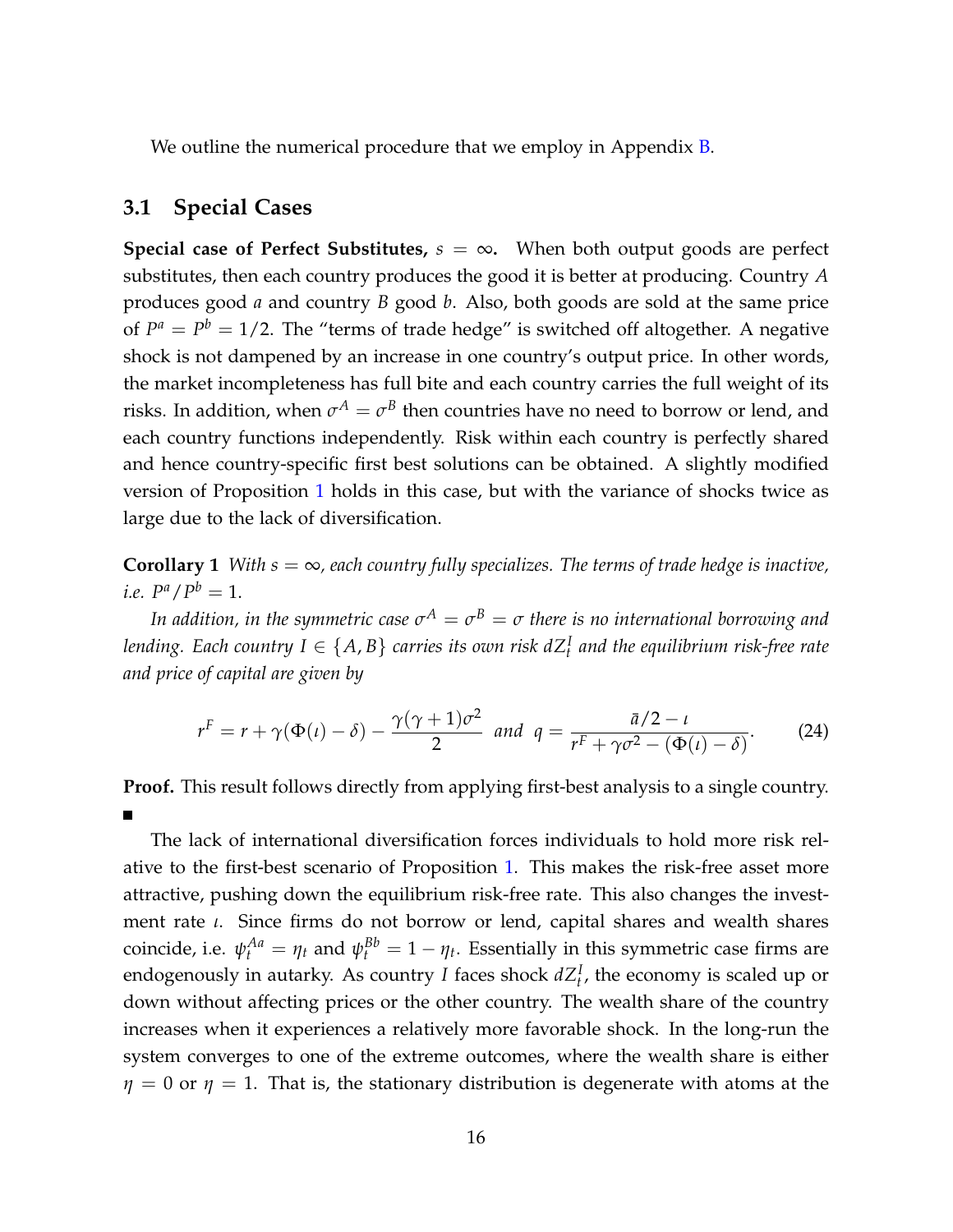We outline the numerical procedure that we employ in Appendix B.

## 3.1 Special Cases

**Special case of Perfect Substitutes,** $s = \infty$**.** When both output goods are perfect substitutes, then each country produces the good it is better at producing. Country $A$ produces good $a$ and country $B$ good $b$. Also, both goods are sold at the same price of $P^a = P^b = 1/2$. The "terms of trade hedge" is switched off altogether. A negative shock is not dampened by an increase in one country's output price. In other words, the market incompleteness has full bite and each country carries the full weight of its risks. In addition, when $\sigma^A = \sigma^B$ then countries have no need to borrow or lend, and each country functions independently. Risk within each country is perfectly shared and hence country-specific first best solutions can be obtained. A slightly modified version of Proposition 1 holds in this case, but with the variance of shocks twice as large due to the lack of diversification.

**Corollary 1** *With $s = \infty$, each country fully specializes. The terms of trade hedge is inactive, i.e. $P^a/P^b = 1$.*

*In addition, in the symmetric case $\sigma^A = \sigma^B = \sigma$ there is no international borrowing and lending. Each country $I \in \{A, B\}$ carries its own risk $dZ_t^I$ and the equilibrium risk-free rate and price of capital are given by*

$$r^F = r + \gamma(\Phi(\iota) - \delta) - \frac{\gamma(\gamma+1)\sigma^2}{2} \quad and \quad q = \frac{\bar{a}/2 - \iota}{r^F + \gamma\sigma^2 - (\Phi(\iota) - \delta)}. \tag{24}$$

**Proof.** This result follows directly from applying first-best analysis to a single country. ■

The lack of international diversification forces individuals to hold more risk relative to the first-best scenario of Proposition 1. This makes the risk-free asset more attractive, pushing down the equilibrium risk-free rate. This also changes the investment rate $\iota$. Since firms do not borrow or lend, capital shares and wealth shares coincide, i.e. $\psi_t^{Aa} = \eta_t$ and $\psi_t^{Bb} = 1 - \eta_t$. Essentially in this symmetric case firms are endogenously in autarky. As country $I$ faces shock $dZ_t^I$, the economy is scaled up or down without affecting prices or the other country. The wealth share of the country increases when it experiences a relatively more favorable shock. In the long-run the system converges to one of the extreme outcomes, where the wealth share is either $\eta = 0$ or $\eta = 1$. That is, the stationary distribution is degenerate with atoms at the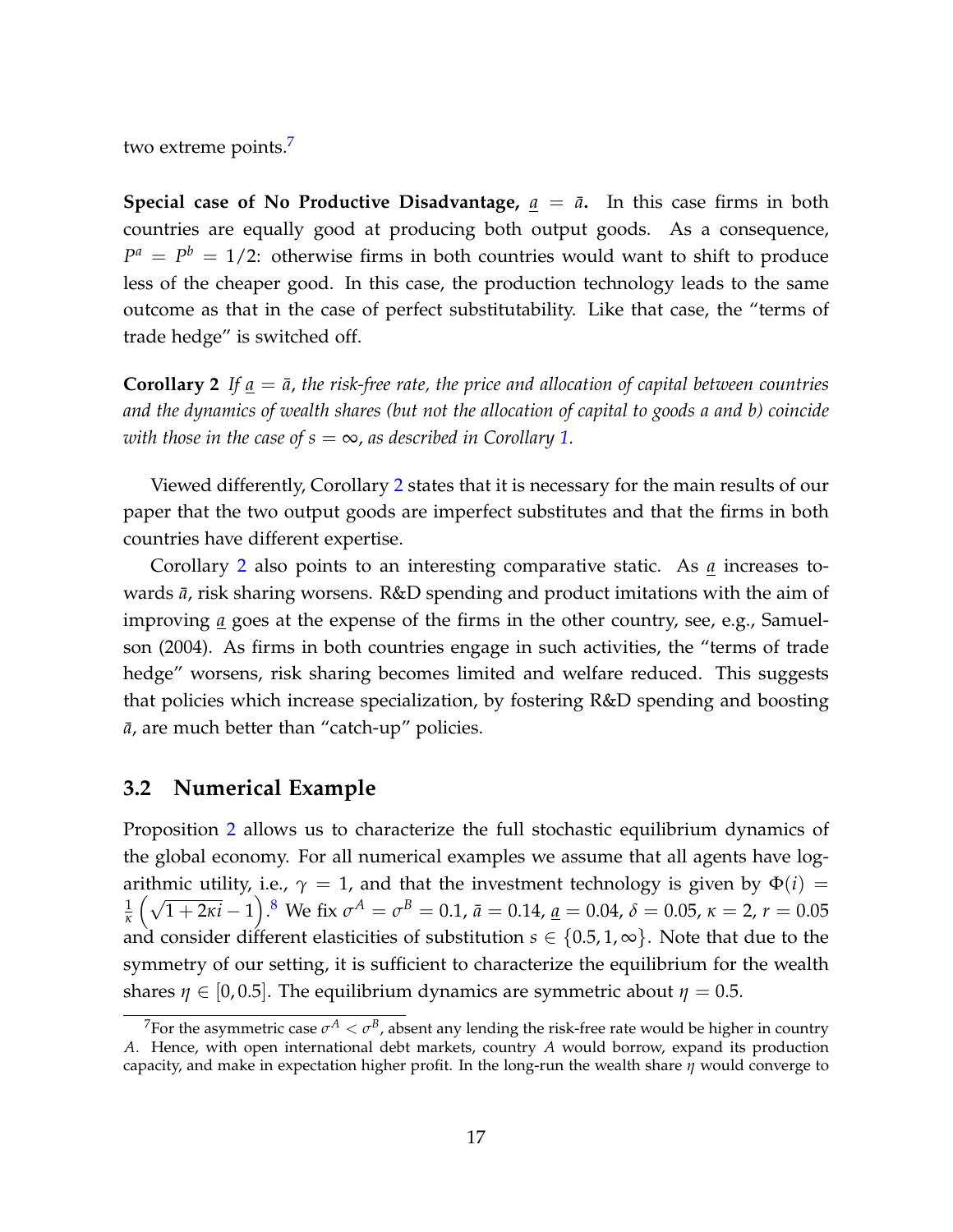two extreme points.[7]

**Special case of No Productive Disadvantage, $\underline{a} = \bar{a}$.** In this case firms in both countries are equally good at producing both output goods. As a consequence, $P^a = P^b = 1/2$: otherwise firms in both countries would want to shift to produce less of the cheaper good. In this case, the production technology leads to the same outcome as that in the case of perfect substitutability. Like that case, the "terms of trade hedge" is switched off.

**Corollary 2** *If $\underline{a} = \bar{a}$, the risk-free rate, the price and allocation of capital between countries and the dynamics of wealth shares (but not the allocation of capital to goods a and b) coincide with those in the case of $s = \infty$, as described in Corollary 1.*

Viewed differently, Corollary 2 states that it is necessary for the main results of our paper that the two output goods are imperfect substitutes and that the firms in both countries have different expertise.

Corollary 2 also points to an interesting comparative static. As $\underline{a}$ increases towards $\bar{a}$, risk sharing worsens. R&D spending and product imitations with the aim of improving $\underline{a}$ goes at the expense of the firms in the other country, see, e.g., Samuelson (2004). As firms in both countries engage in such activities, the "terms of trade hedge" worsens, risk sharing becomes limited and welfare reduced. This suggests that policies which increase specialization, by fostering R&D spending and boosting $\bar{a}$, are much better than "catch-up" policies.

### 3.2 Numerical Example

Proposition 2 allows us to characterize the full stochastic equilibrium dynamics of the global economy. For all numerical examples we assume that all agents have logarithmic utility, i.e., $\gamma = 1$, and that the investment technology is given by $\Phi(i) = \frac{1}{\kappa}\left(\sqrt{1+2\kappa i} - 1\right)$.[8] We fix $\sigma^A = \sigma^B = 0.1$, $\bar{a} = 0.14$, $\underline{a} = 0.04$, $\delta = 0.05$, $\kappa = 2$, $r = 0.05$ and consider different elasticities of substitution $s \in \{0.5, 1, \infty\}$. Note that due to the symmetry of our setting, it is sufficient to characterize the equilibrium for the wealth shares $\eta \in [0, 0.5]$. The equilibrium dynamics are symmetric about $\eta = 0.5$.

[7] For the asymmetric case $\sigma^A < \sigma^B$, absent any lending the risk-free rate would be higher in country $A$. Hence, with open international debt markets, country $A$ would borrow, expand its production capacity, and make in expectation higher profit. In the long-run the wealth share $\eta$ would converge to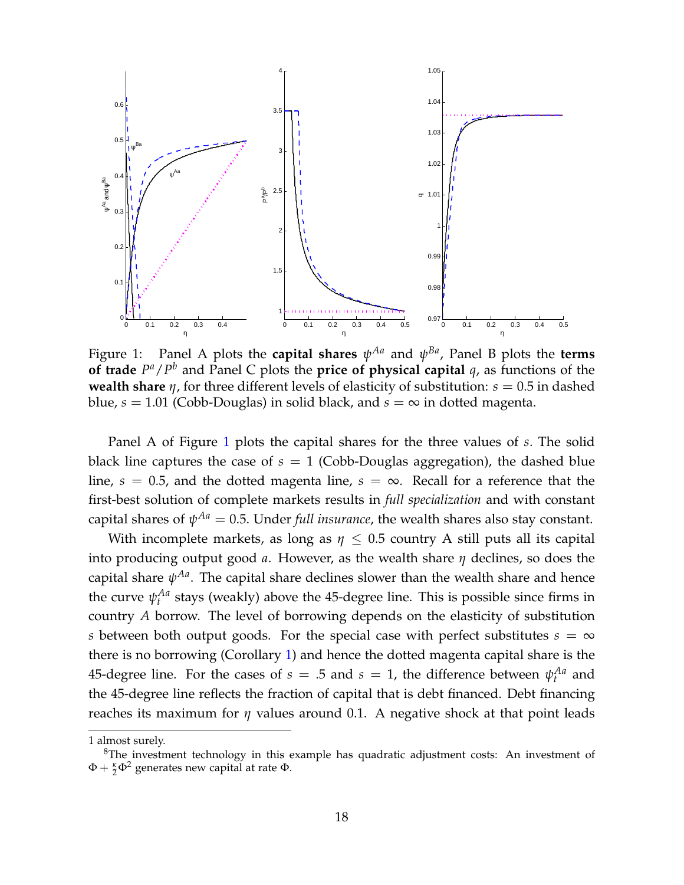Figure 1: Panel A plots the **capital shares** $\psi^{Aa}$ and $\psi^{Ba}$, Panel B plots the **terms of trade** $P^a/P^b$ and Panel C plots the **price of physical capital** $q$, as functions of the **wealth share** $\eta$, for three different levels of elasticity of substitution: $s = 0.5$ in dashed blue, $s = 1.01$ (Cobb-Douglas) in solid black, and $s = \infty$ in dotted magenta.

Panel A of Figure 1 plots the capital shares for the three values of $s$. The solid black line captures the case of $s = 1$ (Cobb-Douglas aggregation), the dashed blue line, $s = 0.5$, and the dotted magenta line, $s = \infty$. Recall for a reference that the first-best solution of complete markets results in *full specialization* and with constant capital shares of $\psi^{Aa} = 0.5$. Under *full insurance*, the wealth shares also stay constant.

With incomplete markets, as long as $\eta \leq 0.5$ country A still puts all its capital into producing output good $a$. However, as the wealth share $\eta$ declines, so does the capital share $\psi^{Aa}$. The capital share declines slower than the wealth share and hence the curve $\psi^{Aa}_t$ stays (weakly) above the 45-degree line. This is possible since firms in country $A$ borrow. The level of borrowing depends on the elasticity of substitution $s$ between both output goods. For the special case with perfect substitutes $s = \infty$ there is no borrowing (Corollary 1) and hence the dotted magenta capital share is the 45-degree line. For the cases of $s = .5$ and $s = 1$, the difference between $\psi^{Aa}_t$ and the 45-degree line reflects the fraction of capital that is debt financed. Debt financing reaches its maximum for $\eta$ values around 0.1. A negative shock at that point leads

1 almost surely.

[8]The investment technology in this example has quadratic adjustment costs: An investment of $\Phi + \frac{\kappa}{2}\Phi^2$ generates new capital at rate $\Phi$.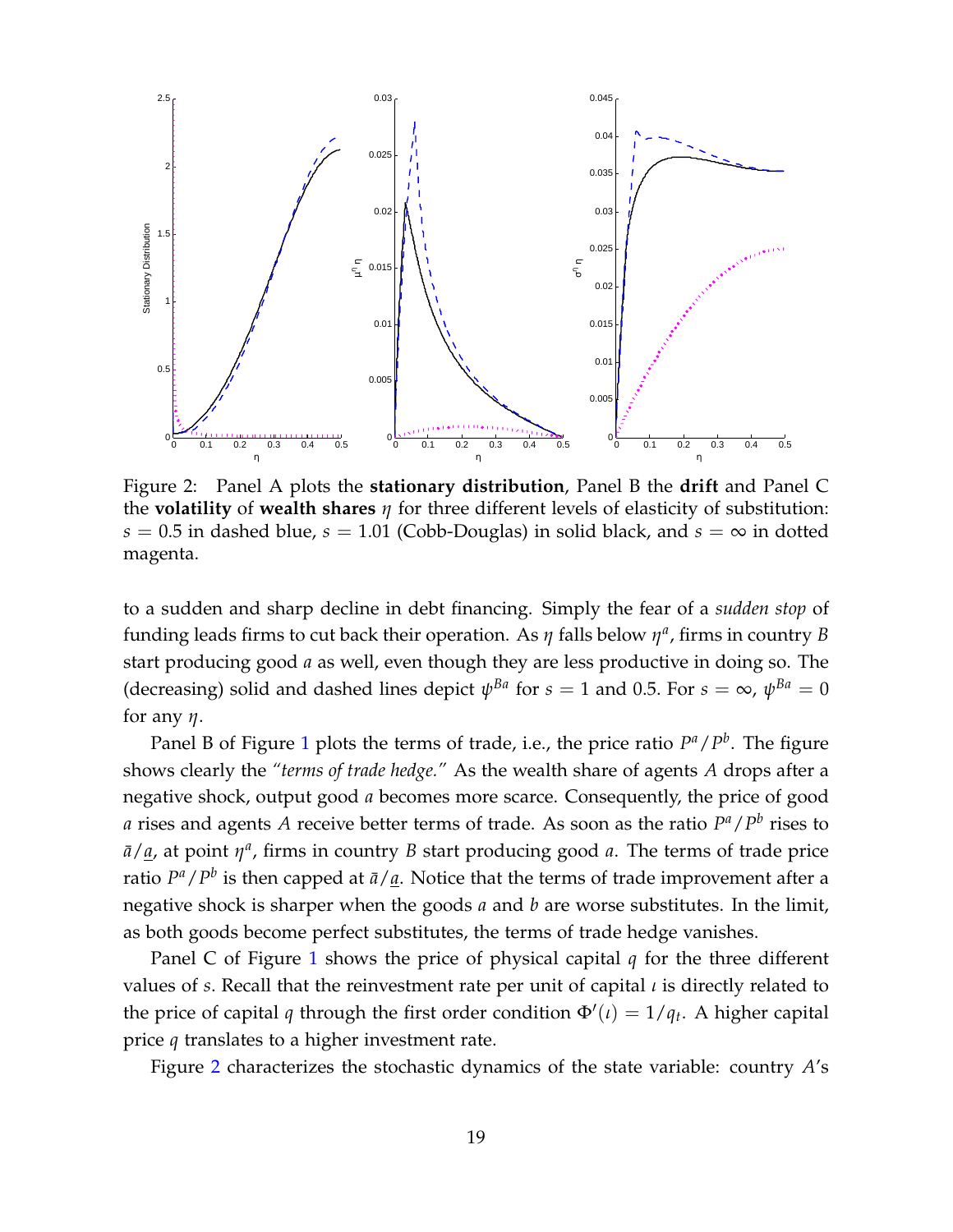Figure 2: Panel A plots the **stationary distribution**, Panel B the **drift** and Panel C the **volatility** of **wealth shares** $\eta$ for three different levels of elasticity of substitution: $s = 0.5$ in dashed blue, $s = 1.01$ (Cobb-Douglas) in solid black, and $s = \infty$ in dotted magenta.

to a sudden and sharp decline in debt financing. Simply the fear of a *sudden stop* of funding leads firms to cut back their operation. As $\eta$ falls below $\eta^a$, firms in country $B$ start producing good $a$ as well, even though they are less productive in doing so. The (decreasing) solid and dashed lines depict $\psi^{Ba}$ for $s = 1$ and 0.5. For $s = \infty$, $\psi^{Ba} = 0$ for any $\eta$.

Panel B of Figure 1 plots the terms of trade, i.e., the price ratio $P^a/P^b$. The figure shows clearly the *"terms of trade hedge."* As the wealth share of agents $A$ drops after a negative shock, output good $a$ becomes more scarce. Consequently, the price of good $a$ rises and agents $A$ receive better terms of trade. As soon as the ratio $P^a/P^b$ rises to $\bar{a}/\underline{a}$, at point $\eta^a$, firms in country $B$ start producing good $a$. The terms of trade price ratio $P^a/P^b$ is then capped at $\bar{a}/\underline{a}$. Notice that the terms of trade improvement after a negative shock is sharper when the goods $a$ and $b$ are worse substitutes. In the limit, as both goods become perfect substitutes, the terms of trade hedge vanishes.

Panel C of Figure 1 shows the price of physical capital $q$ for the three different values of $s$. Recall that the reinvestment rate per unit of capital $\iota$ is directly related to the price of capital $q$ through the first order condition $\Phi'(\iota) = 1/q_t$. A higher capital price $q$ translates to a higher investment rate.

Figure 2 characterizes the stochastic dynamics of the state variable: country $A$'s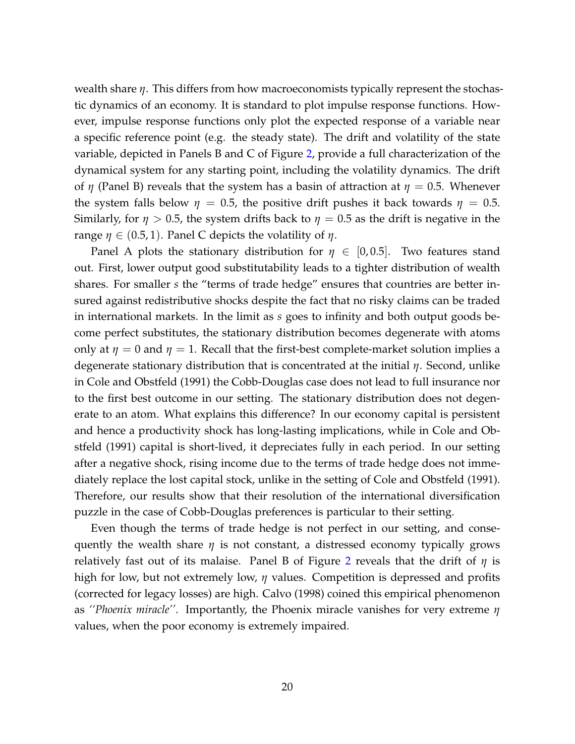wealth share $\eta$. This differs from how macroeconomists typically represent the stochastic dynamics of an economy. It is standard to plot impulse response functions. However, impulse response functions only plot the expected response of a variable near a specific reference point (e.g. the steady state). The drift and volatility of the state variable, depicted in Panels B and C of Figure 2, provide a full characterization of the dynamical system for any starting point, including the volatility dynamics. The drift of $\eta$ (Panel B) reveals that the system has a basin of attraction at $\eta = 0.5$. Whenever the system falls below $\eta = 0.5$, the positive drift pushes it back towards $\eta = 0.5$. Similarly, for $\eta > 0.5$, the system drifts back to $\eta = 0.5$ as the drift is negative in the range $\eta \in (0.5, 1)$. Panel C depicts the volatility of $\eta$.

Panel A plots the stationary distribution for $\eta \in [0, 0.5]$. Two features stand out. First, lower output good substitutability leads to a tighter distribution of wealth shares. For smaller $s$ the "terms of trade hedge" ensures that countries are better insured against redistributive shocks despite the fact that no risky claims can be traded in international markets. In the limit as $s$ goes to infinity and both output goods become perfect substitutes, the stationary distribution becomes degenerate with atoms only at $\eta = 0$ and $\eta = 1$. Recall that the first-best complete-market solution implies a degenerate stationary distribution that is concentrated at the initial $\eta$. Second, unlike in Cole and Obstfeld (1991) the Cobb-Douglas case does not lead to full insurance nor to the first best outcome in our setting. The stationary distribution does not degenerate to an atom. What explains this difference? In our economy capital is persistent and hence a productivity shock has long-lasting implications, while in Cole and Obstfeld (1991) capital is short-lived, it depreciates fully in each period. In our setting after a negative shock, rising income due to the terms of trade hedge does not immediately replace the lost capital stock, unlike in the setting of Cole and Obstfeld (1991). Therefore, our results show that their resolution of the international diversification puzzle in the case of Cobb-Douglas preferences is particular to their setting.

Even though the terms of trade hedge is not perfect in our setting, and consequently the wealth share $\eta$ is not constant, a distressed economy typically grows relatively fast out of its malaise. Panel B of Figure 2 reveals that the drift of $\eta$ is high for low, but not extremely low, $\eta$ values. Competition is depressed and profits (corrected for legacy losses) are high. Calvo (1998) coined this empirical phenomenon as *''Phoenix miracle''*. Importantly, the Phoenix miracle vanishes for very extreme $\eta$ values, when the poor economy is extremely impaired.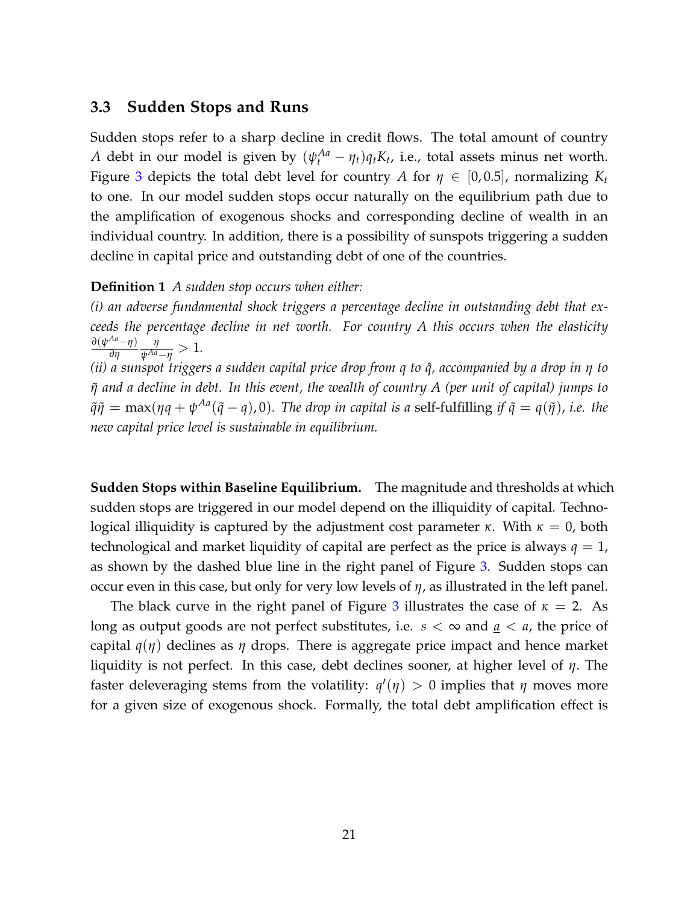### 3.3 Sudden Stops and Runs

Sudden stops refer to a sharp decline in credit flows. The total amount of country $A$ debt in our model is given by $(\psi_t^{Aa} - \eta_t) q_t K_t$, i.e., total assets minus net worth. Figure 3 depicts the total debt level for country $A$ for $\eta \in [0, 0.5]$, normalizing $K_t$ to one. In our model sudden stops occur naturally on the equilibrium path due to the amplification of exogenous shocks and corresponding decline of wealth in an individual country. In addition, there is a possibility of sunspots triggering a sudden decline in capital price and outstanding debt of one of the countries.

**Definition 1** *A sudden stop occurs when either:*
*(i) an adverse fundamental shock triggers a percentage decline in outstanding debt that exceeds the percentage decline in net worth. For country A this occurs when the elasticity* $\frac{\partial(\psi^{Aa} - \eta)}{\partial \eta} \frac{\eta}{\psi^{Aa} - \eta} > 1$.
*(ii) a sunspot triggers a sudden capital price drop from* $q$ *to* $\hat{q}$*, accompanied by a drop in* $\eta$ *to* $\tilde{\eta}$ *and a decline in debt. In this event, the wealth of country A (per unit of capital) jumps to* $\tilde{q}\tilde{\eta} = \max(\eta q + \psi^{Aa}(\tilde{q} - q), 0)$*. The drop in capital is a* self-fulfilling *if* $\tilde{q} = q(\tilde{\eta})$*, i.e. the new capital price level is sustainable in equilibrium.*

**Sudden Stops within Baseline Equilibrium.** The magnitude and thresholds at which sudden stops are triggered in our model depend on the illiquidity of capital. Technological illiquidity is captured by the adjustment cost parameter $\kappa$. With $\kappa = 0$, both technological and market liquidity of capital are perfect as the price is always $q = 1$, as shown by the dashed blue line in the right panel of Figure 3. Sudden stops can occur even in this case, but only for very low levels of $\eta$, as illustrated in the left panel.

The black curve in the right panel of Figure 3 illustrates the case of $\kappa = 2$. As long as output goods are not perfect substitutes, i.e. $s < \infty$ and $\underline{a} < a$, the price of capital $q(\eta)$ declines as $\eta$ drops. There is aggregate price impact and hence market liquidity is not perfect. In this case, debt declines sooner, at higher level of $\eta$. The faster deleveraging stems from the volatility: $q'(\eta) > 0$ implies that $\eta$ moves more for a given size of exogenous shock. Formally, the total debt amplification effect is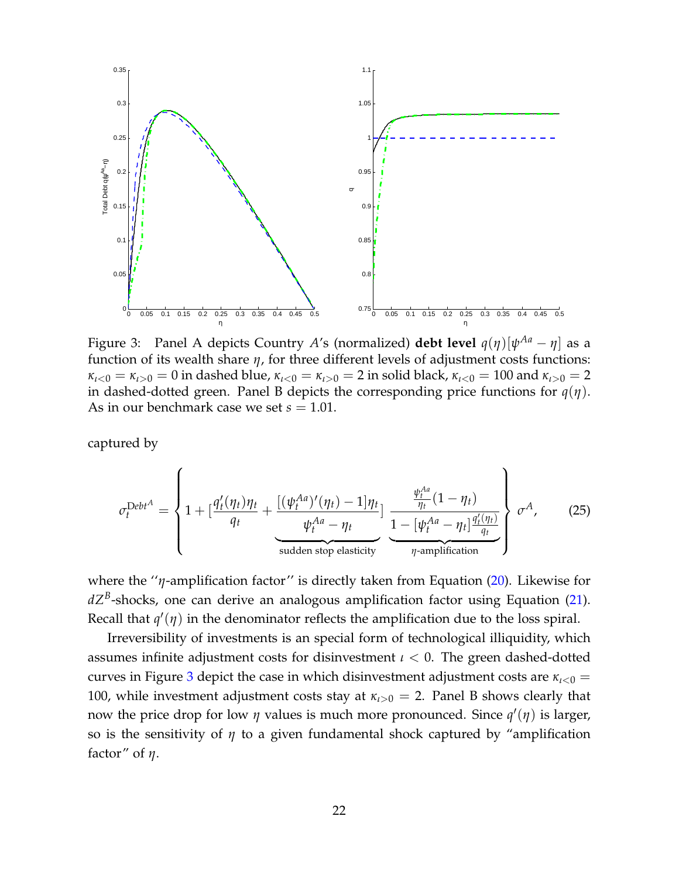Figure 3: Panel A depicts Country $A$'s (normalized) **debt level** $q(\eta)[\psi^{Aa} - \eta]$ as a function of its wealth share $\eta$, for three different levels of adjustment costs functions: $\kappa_{\iota<0} = \kappa_{\iota>0} = 0$ in dashed blue, $\kappa_{\iota<0} = \kappa_{\iota>0} = 2$ in solid black, $\kappa_{\iota<0} = 100$ and $\kappa_{\iota>0} = 2$ in dashed-dotted green. Panel B depicts the corresponding price functions for $q(\eta)$. As in our benchmark case we set $s = 1.01$.

captured by

$$\sigma_t^{\text{Debt}^A} = \left\{ 1 + [\frac{q_t'(\eta_t)\eta_t}{q_t} + \underbrace{\frac{[(\psi_t^{Aa})'(\eta_t) - 1]\eta_t}{\psi_t^{Aa} - \eta_t}}_{\text{sudden stop elasticity}}] \underbrace{\frac{\frac{\psi_t^{Aa}}{\eta_t}(1-\eta_t)}{1 - [\psi_t^{Aa} - \eta_t]\frac{q_t'(\eta_t)}{q_t}}}_{\eta\text{-amplification}} \right\} \sigma^A, \tag{25}$$

where the ''$\eta$-amplification factor'' is directly taken from Equation (20). Likewise for $dZ^B$-shocks, one can derive an analogous amplification factor using Equation (21). Recall that $q'(\eta)$ in the denominator reflects the amplification due to the loss spiral.

Irreversibility of investments is an special form of technological illiquidity, which assumes infinite adjustment costs for disinvestment $\iota < 0$. The green dashed-dotted curves in Figure 3 depict the case in which disinvestment adjustment costs are $\kappa_{\iota<0} = 100$, while investment adjustment costs stay at $\kappa_{\iota>0} = 2$. Panel B shows clearly that now the price drop for low $\eta$ values is much more pronounced. Since $q'(\eta)$ is larger, so is the sensitivity of $\eta$ to a given fundamental shock captured by "amplification factor" of $\eta$.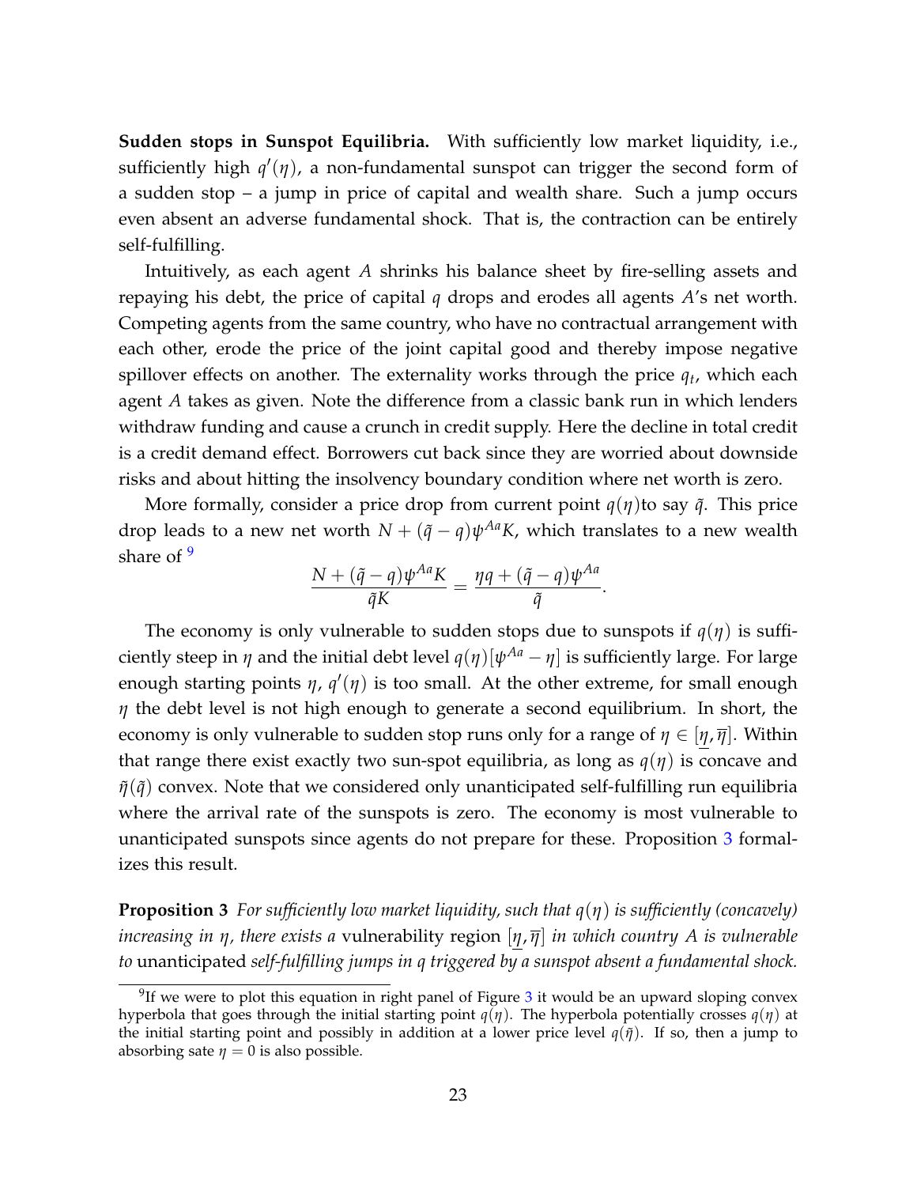**Sudden stops in Sunspot Equilibria.** With sufficiently low market liquidity, i.e., sufficiently high $q'(\eta)$, a non-fundamental sunspot can trigger the second form of a sudden stop – a jump in price of capital and wealth share. Such a jump occurs even absent an adverse fundamental shock. That is, the contraction can be entirely self-fulfilling.

Intuitively, as each agent $A$ shrinks his balance sheet by fire-selling assets and repaying his debt, the price of capital $q$ drops and erodes all agents $A$'s net worth. Competing agents from the same country, who have no contractual arrangement with each other, erode the price of the joint capital good and thereby impose negative spillover effects on another. The externality works through the price $q_t$, which each agent $A$ takes as given. Note the difference from a classic bank run in which lenders withdraw funding and cause a crunch in credit supply. Here the decline in total credit is a credit demand effect. Borrowers cut back since they are worried about downside risks and about hitting the insolvency boundary condition where net worth is zero.

More formally, consider a price drop from current point $q(\eta)$to say $\tilde{q}$. This price drop leads to a new net worth $N + (\tilde{q} - q)\psi^{Aa}K$, which translates to a new wealth share of [9]

$$\frac{N + (\tilde{q} - q)\psi^{Aa}K}{\tilde{q}K} = \frac{\eta q + (\tilde{q} - q)\psi^{Aa}}{\tilde{q}}.$$

The economy is only vulnerable to sudden stops due to sunspots if $q(\eta)$ is sufficiently steep in $\eta$ and the initial debt level $q(\eta)[\psi^{Aa} - \eta]$ is sufficiently large. For large enough starting points $\eta$, $q'(\eta)$ is too small. At the other extreme, for small enough $\eta$ the debt level is not high enough to generate a second equilibrium. In short, the economy is only vulnerable to sudden stop runs only for a range of $\eta \in [\underline{\eta}, \overline{\eta}]$. Within that range there exist exactly two sun-spot equilibria, as long as $q(\eta)$ is concave and $\tilde{\eta}(\tilde{q})$ convex. Note that we considered only unanticipated self-fulfilling run equilibria where the arrival rate of the sunspots is zero. The economy is most vulnerable to unanticipated sunspots since agents do not prepare for these. Proposition 3 formalizes this result.

**Proposition 3** *For sufficiently low market liquidity, such that $q(\eta)$ is sufficiently (concavely) increasing in $\eta$, there exists a* vulnerability region $[\underline{\eta}, \overline{\eta}]$ *in which country $A$ is vulnerable to* unanticipated *self-fulfilling jumps in $q$ triggered by a sunspot absent a fundamental shock.*

[9] If we were to plot this equation in right panel of Figure 3 it would be an upward sloping convex hyperbola that goes through the initial starting point $q(\eta)$. The hyperbola potentially crosses $q(\eta)$ at the initial starting point and possibly in addition at a lower price level $q(\tilde{\eta})$. If so, then a jump to absorbing sate $\eta = 0$ is also possible.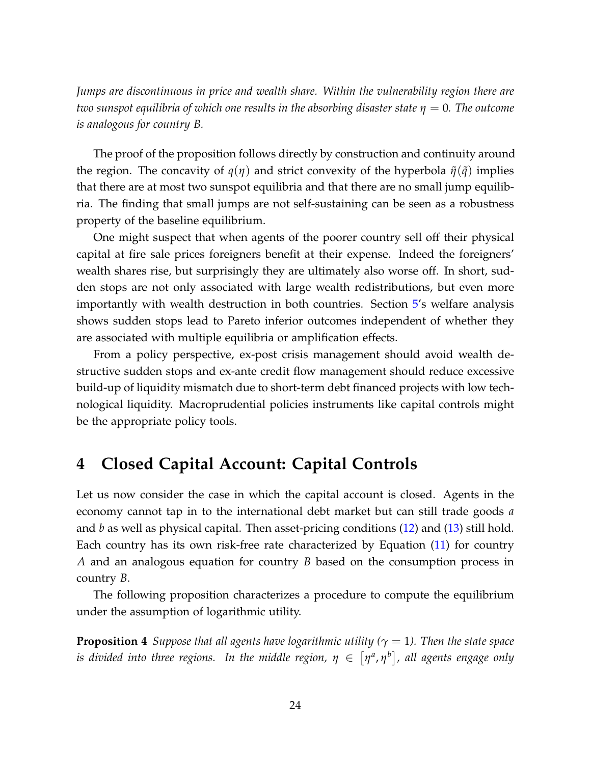*Jumps are discontinuous in price and wealth share. Within the vulnerability region there are two sunspot equilibria of which one results in the absorbing disaster state $\eta = 0$. The outcome is analogous for country B.*

The proof of the proposition follows directly by construction and continuity around the region. The concavity of $q(\eta)$ and strict convexity of the hyperbola $\tilde{\eta}(\tilde{q})$ implies that there are at most two sunspot equilibria and that there are no small jump equilibria. The finding that small jumps are not self-sustaining can be seen as a robustness property of the baseline equilibrium.

One might suspect that when agents of the poorer country sell off their physical capital at fire sale prices foreigners benefit at their expense. Indeed the foreigners' wealth shares rise, but surprisingly they are ultimately also worse off. In short, sudden stops are not only associated with large wealth redistributions, but even more importantly with wealth destruction in both countries. Section 5's welfare analysis shows sudden stops lead to Pareto inferior outcomes independent of whether they are associated with multiple equilibria or amplification effects.

From a policy perspective, ex-post crisis management should avoid wealth destructive sudden stops and ex-ante credit flow management should reduce excessive build-up of liquidity mismatch due to short-term debt financed projects with low technological liquidity. Macroprudential policies instruments like capital controls might be the appropriate policy tools.

# 4 Closed Capital Account: Capital Controls

Let us now consider the case in which the capital account is closed. Agents in the economy cannot tap in to the international debt market but can still trade goods $a$ and $b$ as well as physical capital. Then asset-pricing conditions (12) and (13) still hold. Each country has its own risk-free rate characterized by Equation (11) for country $A$ and an analogous equation for country $B$ based on the consumption process in country $B$.

The following proposition characterizes a procedure to compute the equilibrium under the assumption of logarithmic utility.

**Proposition 4** *Suppose that all agents have logarithmic utility ($\gamma = 1$). Then the state space is divided into three regions. In the middle region, $\eta \in \left[\eta^a, \eta^b\right]$, all agents engage only*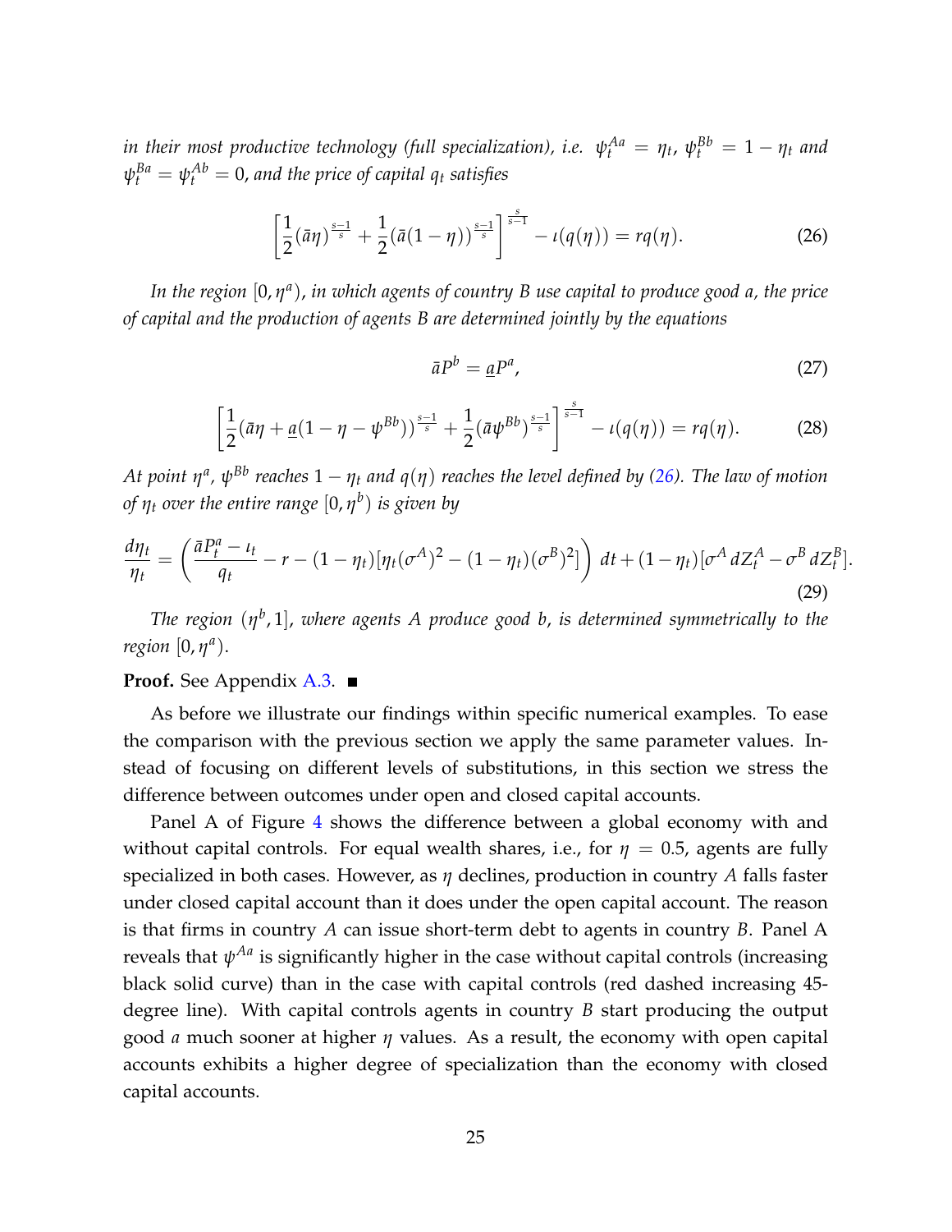*in their most productive technology (full specialization), i.e.* $\psi_t^{Aa} = \eta_t$*,* $\psi_t^{Bb} = 1 - \eta_t$ *and* $\psi_t^{Ba} = \psi_t^{Ab} = 0$*, and the price of capital* $q_t$ *satisfies*

$$\left[\frac{1}{2}(\bar{a}\eta)^{\frac{s-1}{s}} + \frac{1}{2}(\bar{a}(1-\eta))^{\frac{s-1}{s}}\right]^{\frac{s}{s-1}} - \iota(q(\eta)) = rq(\eta). \tag{26}$$

*In the region* $[0, \eta^a)$*, in which agents of country B use capital to produce good a, the price of capital and the production of agents B are determined jointly by the equations*

$$\bar{a}P^b = \underline{a}P^a, \tag{27}$$

$$\left[\frac{1}{2}(\bar{a}\eta + \underline{a}(1-\eta-\psi^{Bb}))^{\frac{s-1}{s}} + \frac{1}{2}(\bar{a}\psi^{Bb})^{\frac{s-1}{s}}\right]^{\frac{s}{s-1}} - \iota(q(\eta)) = rq(\eta). \tag{28}$$

*At point* $\eta^a$*,* $\psi^{Bb}$ *reaches* $1 - \eta_t$ *and* $q(\eta)$ *reaches the level defined by (26). The law of motion of* $\eta_t$ *over the entire range* $[0, \eta^b)$ *is given by*

$$\frac{d\eta_t}{\eta_t} = \left(\frac{\bar{a}P_t^a - \iota_t}{q_t} - r - (1-\eta_t)[\eta_t(\sigma^A)^2 - (1-\eta_t)(\sigma^B)^2]\right) dt + (1-\eta_t)[\sigma^A\, dZ_t^A - \sigma^B\, dZ_t^B]. \tag{29}$$

*The region* $(\eta^b, 1]$*, where agents A produce good b, is determined symmetrically to the region* $[0, \eta^a)$*.*

**Proof.** See Appendix A.3. ■

As before we illustrate our findings within specific numerical examples. To ease the comparison with the previous section we apply the same parameter values. Instead of focusing on different levels of substitutions, in this section we stress the difference between outcomes under open and closed capital accounts.

Panel A of Figure 4 shows the difference between a global economy with and without capital controls. For equal wealth shares, i.e., for $\eta = 0.5$, agents are fully specialized in both cases. However, as $\eta$ declines, production in country $A$ falls faster under closed capital account than it does under the open capital account. The reason is that firms in country $A$ can issue short-term debt to agents in country $B$. Panel A reveals that $\psi^{Aa}$ is significantly higher in the case without capital controls (increasing black solid curve) than in the case with capital controls (red dashed increasing 45-degree line). With capital controls agents in country $B$ start producing the output good $a$ much sooner at higher $\eta$ values. As a result, the economy with open capital accounts exhibits a higher degree of specialization than the economy with closed capital accounts.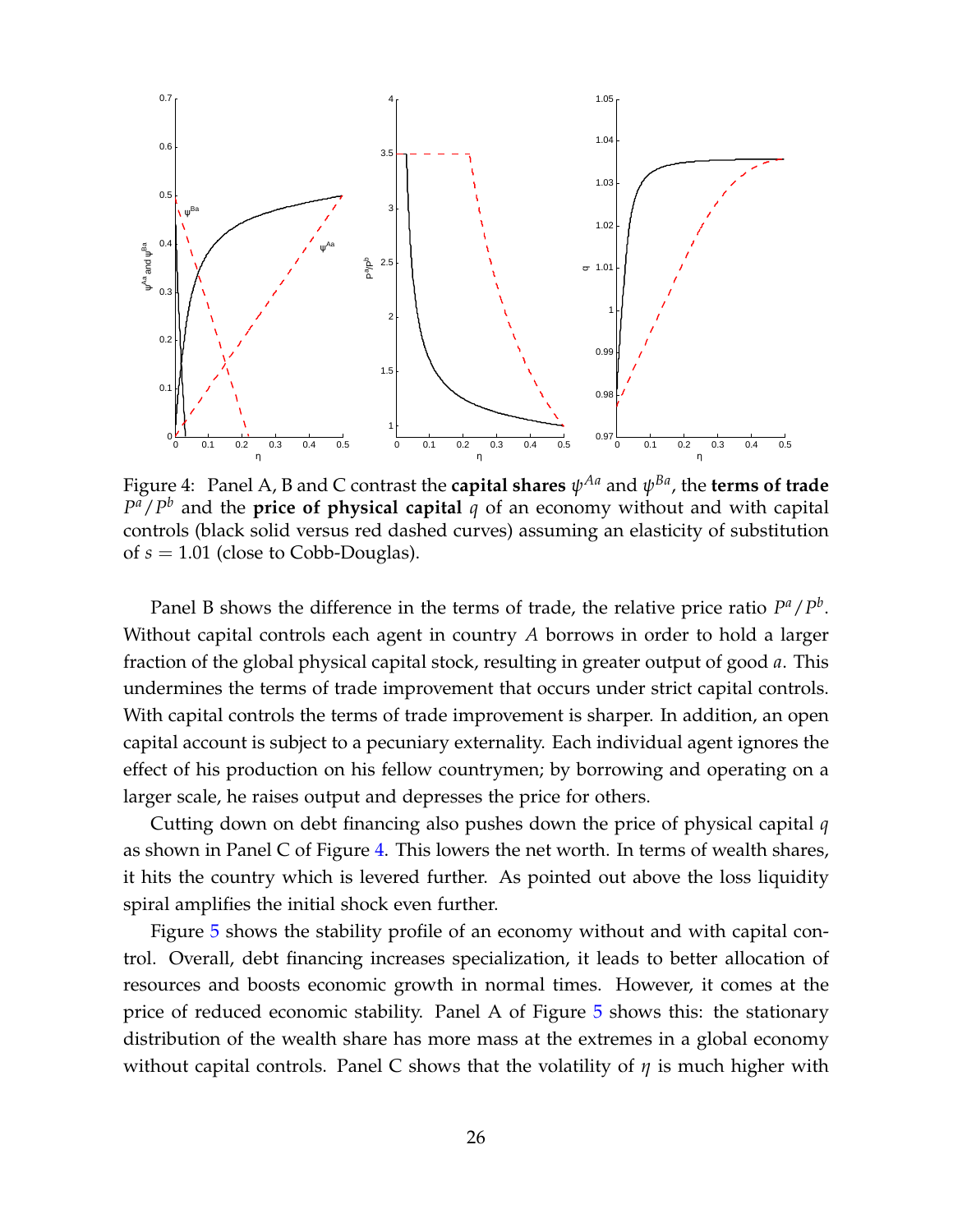Figure 4: Panel A, B and C contrast the **capital shares** $\psi^{Aa}$ and $\psi^{Ba}$, the **terms of trade** $P^a/P^b$ and the **price of physical capital** $q$ of an economy without and with capital controls (black solid versus red dashed curves) assuming an elasticity of substitution of $s = 1.01$ (close to Cobb-Douglas).

Panel B shows the difference in the terms of trade, the relative price ratio $P^a/P^b$. Without capital controls each agent in country $A$ borrows in order to hold a larger fraction of the global physical capital stock, resulting in greater output of good $a$. This undermines the terms of trade improvement that occurs under strict capital controls. With capital controls the terms of trade improvement is sharper. In addition, an open capital account is subject to a pecuniary externality. Each individual agent ignores the effect of his production on his fellow countrymen; by borrowing and operating on a larger scale, he raises output and depresses the price for others.

Cutting down on debt financing also pushes down the price of physical capital $q$ as shown in Panel C of Figure 4. This lowers the net worth. In terms of wealth shares, it hits the country which is levered further. As pointed out above the loss liquidity spiral amplifies the initial shock even further.

Figure 5 shows the stability profile of an economy without and with capital control. Overall, debt financing increases specialization, it leads to better allocation of resources and boosts economic growth in normal times. However, it comes at the price of reduced economic stability. Panel A of Figure 5 shows this: the stationary distribution of the wealth share has more mass at the extremes in a global economy without capital controls. Panel C shows that the volatility of $\eta$ is much higher with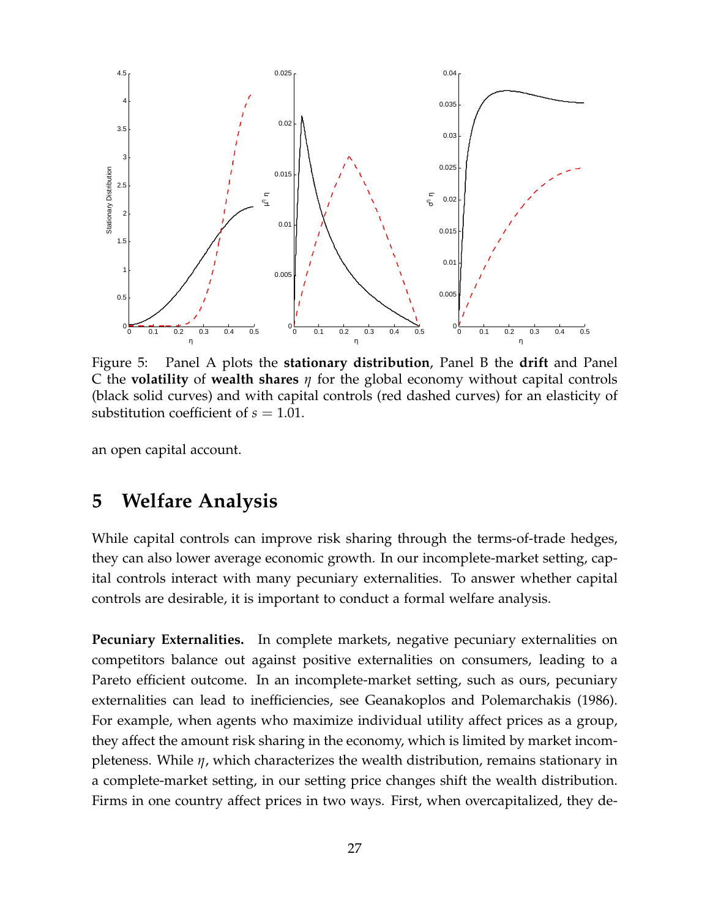Figure 5: Panel A plots the **stationary distribution**, Panel B the **drift** and Panel C the **volatility** of **wealth shares** $\eta$ for the global economy without capital controls (black solid curves) and with capital controls (red dashed curves) for an elasticity of substitution coefficient of $s = 1.01$.

an open capital account.

# 5 Welfare Analysis

While capital controls can improve risk sharing through the terms-of-trade hedges, they can also lower average economic growth. In our incomplete-market setting, capital controls interact with many pecuniary externalities. To answer whether capital controls are desirable, it is important to conduct a formal welfare analysis.

**Pecuniary Externalities.** In complete markets, negative pecuniary externalities on competitors balance out against positive externalities on consumers, leading to a Pareto efficient outcome. In an incomplete-market setting, such as ours, pecuniary externalities can lead to inefficiencies, see Geanakoplos and Polemarchakis (1986). For example, when agents who maximize individual utility affect prices as a group, they affect the amount risk sharing in the economy, which is limited by market incompleteness. While $\eta$, which characterizes the wealth distribution, remains stationary in a complete-market setting, in our setting price changes shift the wealth distribution. Firms in one country affect prices in two ways. First, when overcapitalized, they de-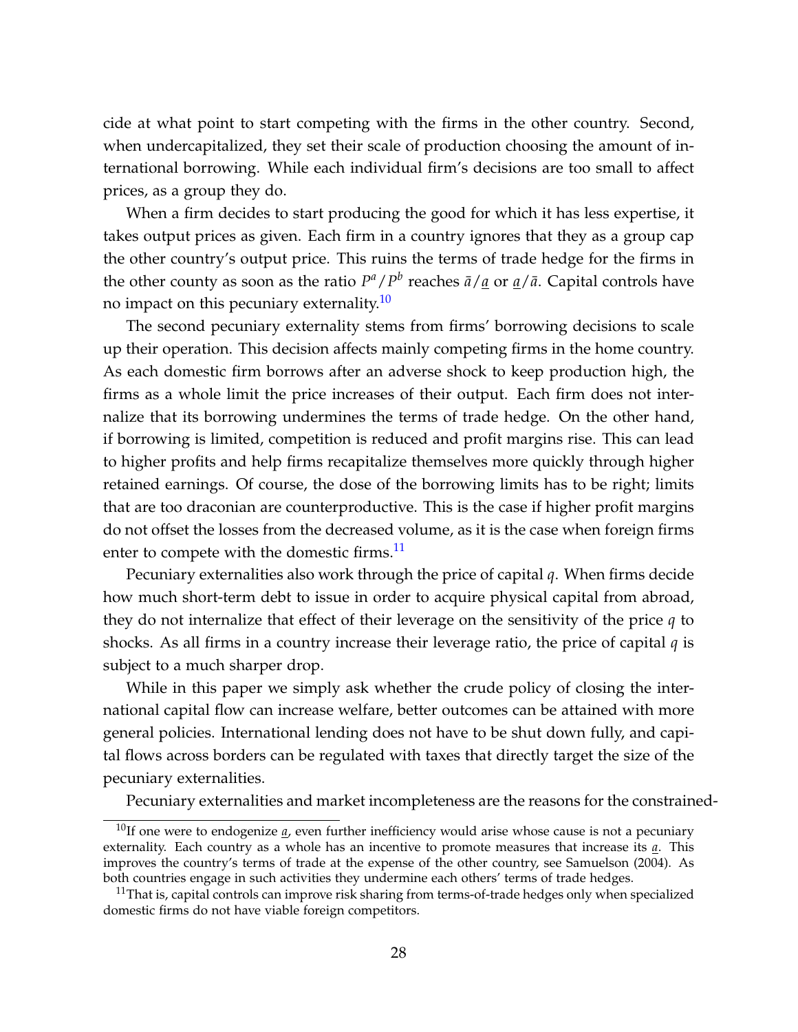cide at what point to start competing with the firms in the other country. Second, when undercapitalized, they set their scale of production choosing the amount of international borrowing. While each individual firm's decisions are too small to affect prices, as a group they do.

When a firm decides to start producing the good for which it has less expertise, it takes output prices as given. Each firm in a country ignores that they as a group cap the other country's output price. This ruins the terms of trade hedge for the firms in the other county as soon as the ratio $P^a/P^b$ reaches $\bar{a}/\underline{a}$ or $\underline{a}/\bar{a}$. Capital controls have no impact on this pecuniary externality.[10]

The second pecuniary externality stems from firms' borrowing decisions to scale up their operation. This decision affects mainly competing firms in the home country. As each domestic firm borrows after an adverse shock to keep production high, the firms as a whole limit the price increases of their output. Each firm does not internalize that its borrowing undermines the terms of trade hedge. On the other hand, if borrowing is limited, competition is reduced and profit margins rise. This can lead to higher profits and help firms recapitalize themselves more quickly through higher retained earnings. Of course, the dose of the borrowing limits has to be right; limits that are too draconian are counterproductive. This is the case if higher profit margins do not offset the losses from the decreased volume, as it is the case when foreign firms enter to compete with the domestic firms.[11]

Pecuniary externalities also work through the price of capital $q$. When firms decide how much short-term debt to issue in order to acquire physical capital from abroad, they do not internalize that effect of their leverage on the sensitivity of the price $q$ to shocks. As all firms in a country increase their leverage ratio, the price of capital $q$ is subject to a much sharper drop.

While in this paper we simply ask whether the crude policy of closing the international capital flow can increase welfare, better outcomes can be attained with more general policies. International lending does not have to be shut down fully, and capital flows across borders can be regulated with taxes that directly target the size of the pecuniary externalities.

Pecuniary externalities and market incompleteness are the reasons for the constrained-

[10] If one were to endogenize $\underline{a}$, even further inefficiency would arise whose cause is not a pecuniary externality. Each country as a whole has an incentive to promote measures that increase its $\underline{a}$. This improves the country's terms of trade at the expense of the other country, see Samuelson (2004). As both countries engage in such activities they undermine each others' terms of trade hedges.

[11] That is, capital controls can improve risk sharing from terms-of-trade hedges only when specialized domestic firms do not have viable foreign competitors.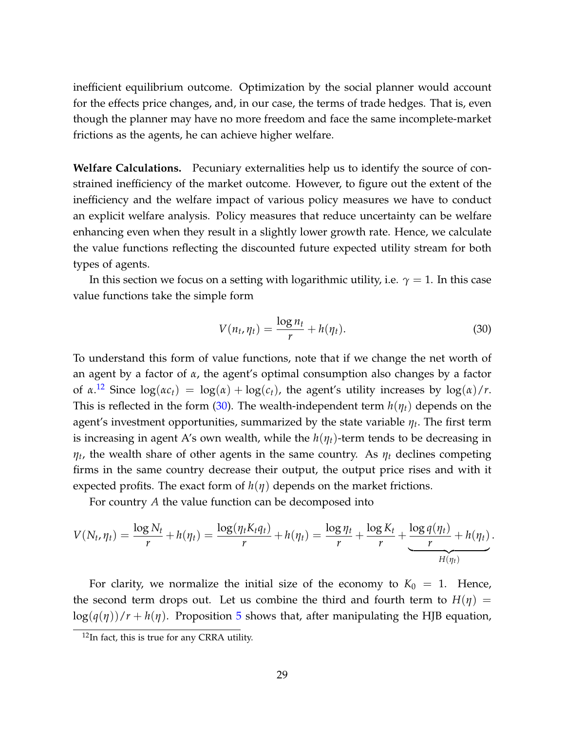inefficient equilibrium outcome. Optimization by the social planner would account for the effects price changes, and, in our case, the terms of trade hedges. That is, even though the planner may have no more freedom and face the same incomplete-market frictions as the agents, he can achieve higher welfare.

**Welfare Calculations.** Pecuniary externalities help us to identify the source of constrained inefficiency of the market outcome. However, to figure out the extent of the inefficiency and the welfare impact of various policy measures we have to conduct an explicit welfare analysis. Policy measures that reduce uncertainty can be welfare enhancing even when they result in a slightly lower growth rate. Hence, we calculate the value functions reflecting the discounted future expected utility stream for both types of agents.

In this section we focus on a setting with logarithmic utility, i.e. $\gamma = 1$. In this case value functions take the simple form

$$V(n_t, \eta_t) = \frac{\log n_t}{r} + h(\eta_t). \tag{30}$$

To understand this form of value functions, note that if we change the net worth of an agent by a factor of $\alpha$, the agent's optimal consumption also changes by a factor of $\alpha$.[12] Since $\log(\alpha c_t) = \log(\alpha) + \log(c_t)$, the agent's utility increases by $\log(\alpha)/r$. This is reflected in the form (30). The wealth-independent term $h(\eta_t)$ depends on the agent's investment opportunities, summarized by the state variable $\eta_t$. The first term is increasing in agent A's own wealth, while the $h(\eta_t)$-term tends to be decreasing in $\eta_t$, the wealth share of other agents in the same country. As $\eta_t$ declines competing firms in the same country decrease their output, the output price rises and with it expected profits. The exact form of $h(\eta)$ depends on the market frictions.

For country $A$ the value function can be decomposed into

$$V(N_t, \eta_t) = \frac{\log N_t}{r} + h(\eta_t) = \frac{\log(\eta_t K_t q_t)}{r} + h(\eta_t) = \frac{\log \eta_t}{r} + \frac{\log K_t}{r} + \underbrace{\frac{\log q(\eta_t)}{r} + h(\eta_t)}_{H(\eta_t)}.$$

For clarity, we normalize the initial size of the economy to $K_0 = 1$. Hence, the second term drops out. Let us combine the third and fourth term to $H(\eta) = \log(q(\eta))/r + h(\eta)$. Proposition 5 shows that, after manipulating the HJB equation,

[12] In fact, this is true for any CRRA utility.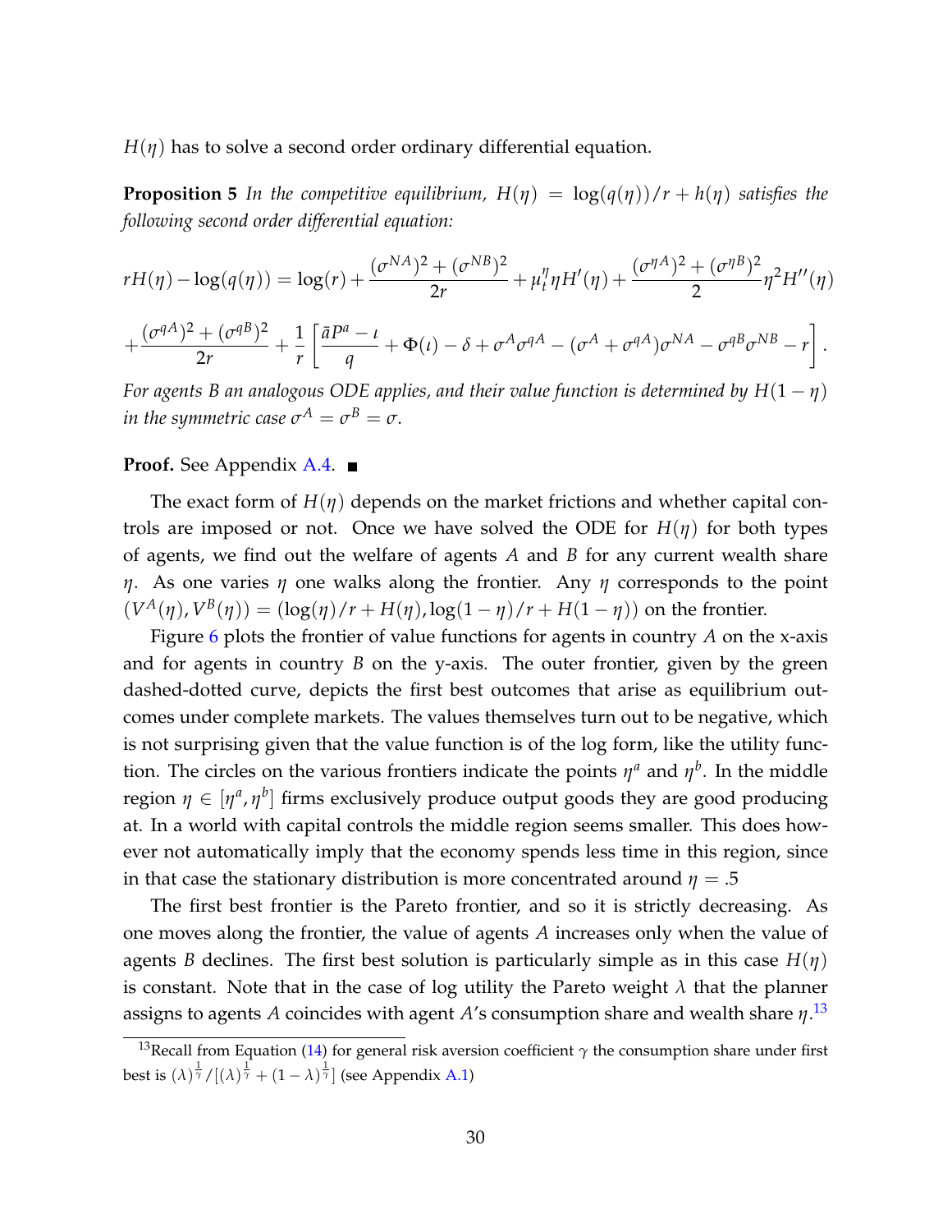$H(\eta)$ has to solve a second order ordinary differential equation.

**Proposition 5** *In the competitive equilibrium, $H(\eta) = \log(q(\eta))/r + h(\eta)$ satisfies the following second order differential equation:*

$$rH(\eta) - \log(q(\eta)) = \log(r) + \frac{(\sigma^{NA})^2 + (\sigma^{NB})^2}{2r} + \mu_t^\eta \eta H'(\eta) + \frac{(\sigma^{\eta A})^2 + (\sigma^{\eta B})^2}{2}\eta^2 H''(\eta)$$

$$+ \frac{(\sigma^{qA})^2 + (\sigma^{qB})^2}{2r} + \frac{1}{r}\left[\frac{\bar{a}P^a - \iota}{q} + \Phi(\iota) - \delta + \sigma^A\sigma^{qA} - (\sigma^A + \sigma^{qA})\sigma^{NA} - \sigma^{qB}\sigma^{NB} - r\right].$$

*For agents B an analogous ODE applies, and their value function is determined by $H(1-\eta)$ in the symmetric case $\sigma^A = \sigma^B = \sigma$.*

**Proof.** See Appendix A.4. ■

The exact form of $H(\eta)$ depends on the market frictions and whether capital controls are imposed or not. Once we have solved the ODE for $H(\eta)$ for both types of agents, we find out the welfare of agents $A$ and $B$ for any current wealth share $\eta$. As one varies $\eta$ one walks along the frontier. Any $\eta$ corresponds to the point $(V^A(\eta), V^B(\eta)) = (\log(\eta)/r + H(\eta), \log(1-\eta)/r + H(1-\eta))$ on the frontier.

Figure 6 plots the frontier of value functions for agents in country $A$ on the x-axis and for agents in country $B$ on the y-axis. The outer frontier, given by the green dashed-dotted curve, depicts the first best outcomes that arise as equilibrium outcomes under complete markets. The values themselves turn out to be negative, which is not surprising given that the value function is of the log form, like the utility function. The circles on the various frontiers indicate the points $\eta^a$ and $\eta^b$. In the middle region $\eta \in [\eta^a, \eta^b]$ firms exclusively produce output goods they are good producing at. In a world with capital controls the middle region seems smaller. This does however not automatically imply that the economy spends less time in this region, since in that case the stationary distribution is more concentrated around $\eta = .5$

The first best frontier is the Pareto frontier, and so it is strictly decreasing. As one moves along the frontier, the value of agents $A$ increases only when the value of agents $B$ declines. The first best solution is particularly simple as in this case $H(\eta)$ is constant. Note that in the case of log utility the Pareto weight $\lambda$ that the planner assigns to agents $A$ coincides with agent $A$'s consumption share and wealth share $\eta$.[13]

[13] Recall from Equation (14) for general risk aversion coefficient $\gamma$ the consumption share under first best is $(\lambda)^{\frac{1}{\gamma}}/[(\lambda)^{\frac{1}{\gamma}} + (1-\lambda)^{\frac{1}{\gamma}}]$ (see Appendix A.1)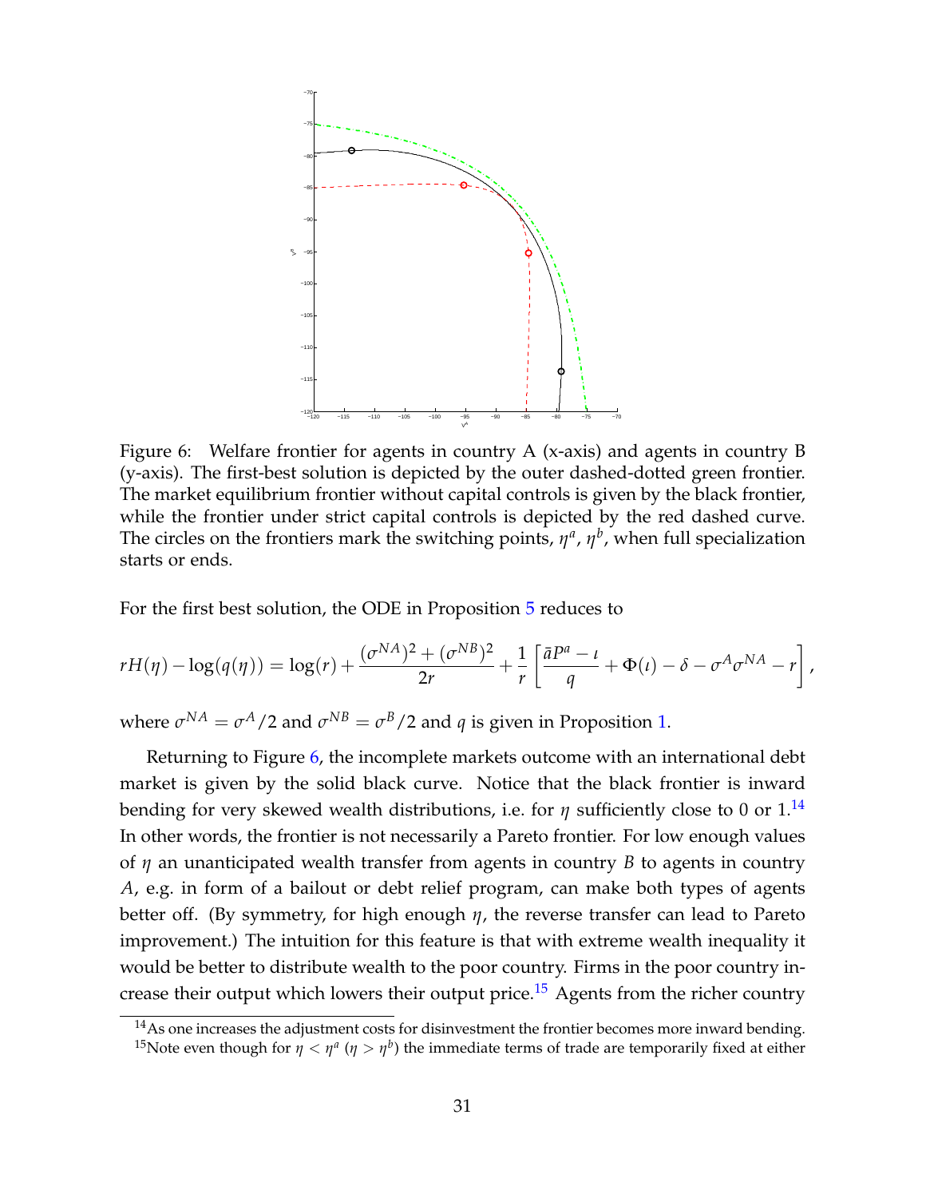Figure 6: Welfare frontier for agents in country A (x-axis) and agents in country B (y-axis). The first-best solution is depicted by the outer dashed-dotted green frontier. The market equilibrium frontier without capital controls is given by the black frontier, while the frontier under strict capital controls is depicted by the red dashed curve. The circles on the frontiers mark the switching points, $\eta^a$, $\eta^b$, when full specialization starts or ends.

For the first best solution, the ODE in Proposition 5 reduces to

$$rH(\eta) - \log(q(\eta)) = \log(r) + \frac{(\sigma^{NA})^2 + (\sigma^{NB})^2}{2r} + \frac{1}{r}\left[\frac{\bar{a}P^a - \iota}{q} + \Phi(\iota) - \delta - \sigma^A \sigma^{NA} - r\right],$$

where $\sigma^{NA} = \sigma^A/2$ and $\sigma^{NB} = \sigma^B/2$ and $q$ is given in Proposition 1.

Returning to Figure 6, the incomplete markets outcome with an international debt market is given by the solid black curve. Notice that the black frontier is inward bending for very skewed wealth distributions, i.e. for $\eta$ sufficiently close to 0 or 1.[14] In other words, the frontier is not necessarily a Pareto frontier. For low enough values of $\eta$ an unanticipated wealth transfer from agents in country $B$ to agents in country $A$, e.g. in form of a bailout or debt relief program, can make both types of agents better off. (By symmetry, for high enough $\eta$, the reverse transfer can lead to Pareto improvement.) The intuition for this feature is that with extreme wealth inequality it would be better to distribute wealth to the poor country. Firms in the poor country increase their output which lowers their output price.[15] Agents from the richer country

[14] As one increases the adjustment costs for disinvestment the frontier becomes more inward bending.

[15] Note even though for $\eta < \eta^a$ ($\eta > \eta^b$) the immediate terms of trade are temporarily fixed at either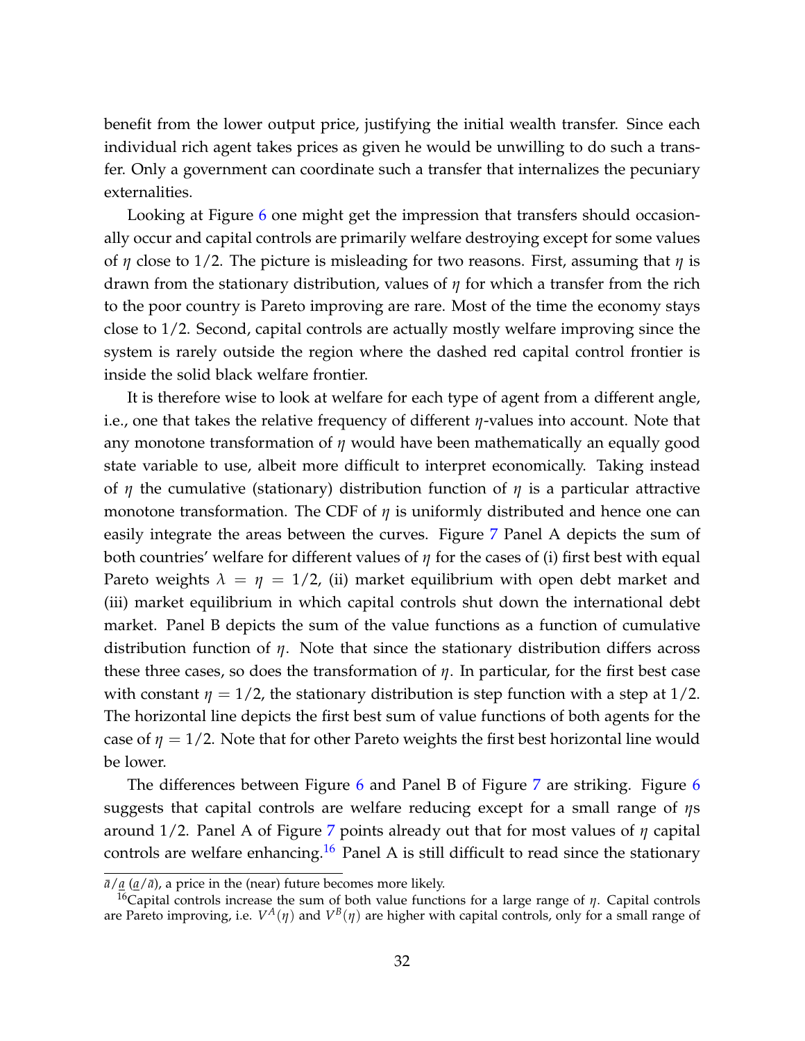benefit from the lower output price, justifying the initial wealth transfer. Since each individual rich agent takes prices as given he would be unwilling to do such a transfer. Only a government can coordinate such a transfer that internalizes the pecuniary externalities.

Looking at Figure 6 one might get the impression that transfers should occasionally occur and capital controls are primarily welfare destroying except for some values of $\eta$ close to $1/2$. The picture is misleading for two reasons. First, assuming that $\eta$ is drawn from the stationary distribution, values of $\eta$ for which a transfer from the rich to the poor country is Pareto improving are rare. Most of the time the economy stays close to $1/2$. Second, capital controls are actually mostly welfare improving since the system is rarely outside the region where the dashed red capital control frontier is inside the solid black welfare frontier.

It is therefore wise to look at welfare for each type of agent from a different angle, i.e., one that takes the relative frequency of different $\eta$-values into account. Note that any monotone transformation of $\eta$ would have been mathematically an equally good state variable to use, albeit more difficult to interpret economically. Taking instead of $\eta$ the cumulative (stationary) distribution function of $\eta$ is a particular attractive monotone transformation. The CDF of $\eta$ is uniformly distributed and hence one can easily integrate the areas between the curves. Figure 7 Panel A depicts the sum of both countries' welfare for different values of $\eta$ for the cases of (i) first best with equal Pareto weights $\lambda = \eta = 1/2$, (ii) market equilibrium with open debt market and (iii) market equilibrium in which capital controls shut down the international debt market. Panel B depicts the sum of the value functions as a function of cumulative distribution function of $\eta$. Note that since the stationary distribution differs across these three cases, so does the transformation of $\eta$. In particular, for the first best case with constant $\eta = 1/2$, the stationary distribution is step function with a step at $1/2$. The horizontal line depicts the first best sum of value functions of both agents for the case of $\eta = 1/2$. Note that for other Pareto weights the first best horizontal line would be lower.

The differences between Figure 6 and Panel B of Figure 7 are striking. Figure 6 suggests that capital controls are welfare reducing except for a small range of $\eta$s around $1/2$. Panel A of Figure 7 points already out that for most values of $\eta$ capital controls are welfare enhancing.[16] Panel A is still difficult to read since the stationary

$\bar{a}/\underline{a}$ ($\underline{a}/\bar{a}$), a price in the (near) future becomes more likely.

[16]Capital controls increase the sum of both value functions for a large range of $\eta$. Capital controls are Pareto improving, i.e. $V^A(\eta)$ and $V^B(\eta)$ are higher with capital controls, only for a small range of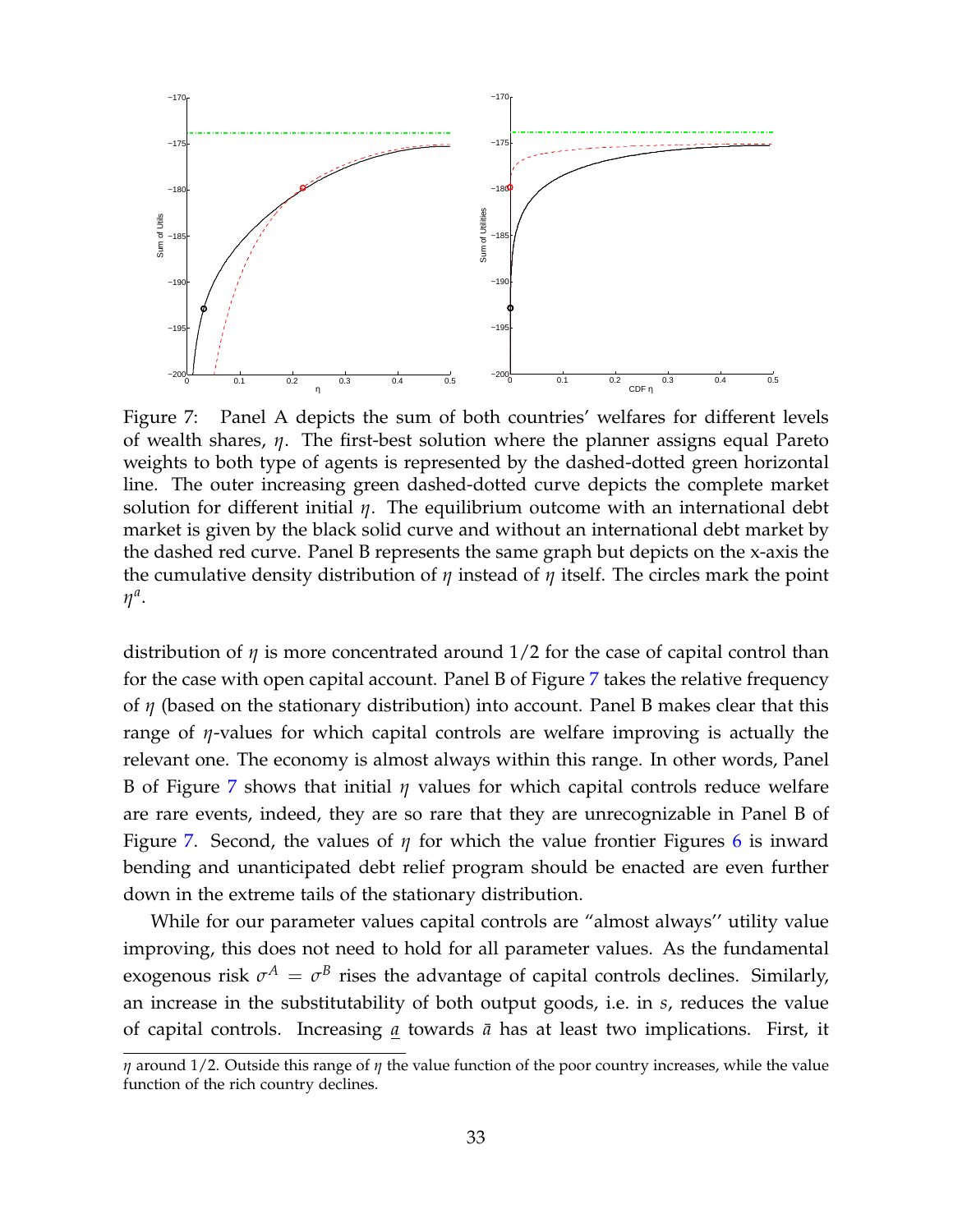Figure 7: Panel A depicts the sum of both countries' welfares for different levels of wealth shares, $\eta$. The first-best solution where the planner assigns equal Pareto weights to both type of agents is represented by the dashed-dotted green horizontal line. The outer increasing green dashed-dotted curve depicts the complete market solution for different initial $\eta$. The equilibrium outcome with an international debt market is given by the black solid curve and without an international debt market by the dashed red curve. Panel B represents the same graph but depicts on the x-axis the the cumulative density distribution of $\eta$ instead of $\eta$ itself. The circles mark the point $\eta^a$.

distribution of $\eta$ is more concentrated around 1/2 for the case of capital control than for the case with open capital account. Panel B of Figure 7 takes the relative frequency of $\eta$ (based on the stationary distribution) into account. Panel B makes clear that this range of $\eta$-values for which capital controls are welfare improving is actually the relevant one. The economy is almost always within this range. In other words, Panel B of Figure 7 shows that initial $\eta$ values for which capital controls reduce welfare are rare events, indeed, they are so rare that they are unrecognizable in Panel B of Figure 7. Second, the values of $\eta$ for which the value frontier Figures 6 is inward bending and unanticipated debt relief program should be enacted are even further down in the extreme tails of the stationary distribution.

While for our parameter values capital controls are "almost always" utility value improving, this does not need to hold for all parameter values. As the fundamental exogenous risk $\sigma^A = \sigma^B$ rises the advantage of capital controls declines. Similarly, an increase in the substitutability of both output goods, i.e. in $s$, reduces the value of capital controls. Increasing $\underline{a}$ towards $\bar{a}$ has at least two implications. First, it

$\eta$ around 1/2. Outside this range of $\eta$ the value function of the poor country increases, while the value function of the rich country declines.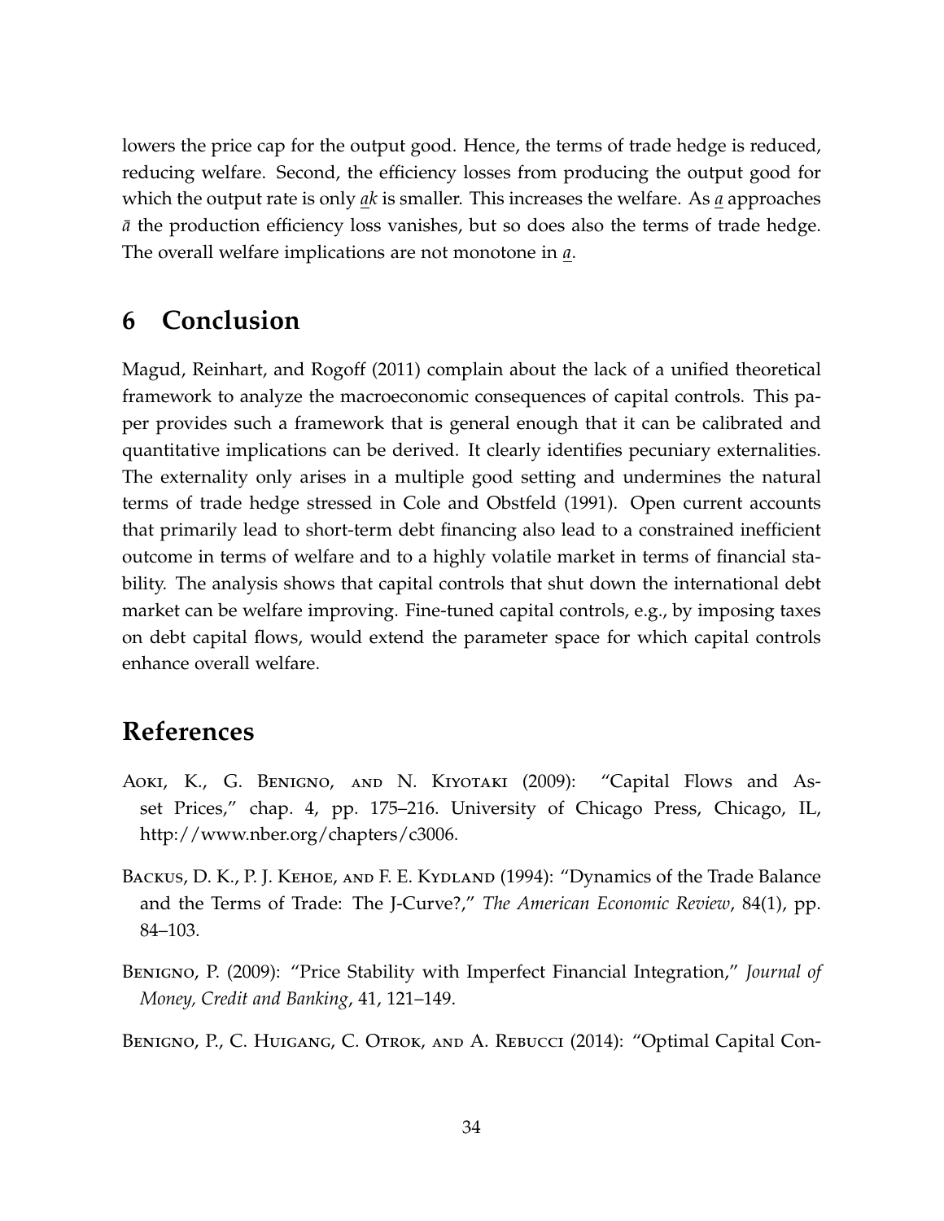lowers the price cap for the output good. Hence, the terms of trade hedge is reduced, reducing welfare. Second, the efficiency losses from producing the output good for which the output rate is only $\underline{a}k$ is smaller. This increases the welfare. As $\underline{a}$ approaches $\bar{a}$ the production efficiency loss vanishes, but so does also the terms of trade hedge. The overall welfare implications are not monotone in $\underline{a}$.

# 6 Conclusion

Magud, Reinhart, and Rogoff (2011) complain about the lack of a unified theoretical framework to analyze the macroeconomic consequences of capital controls. This paper provides such a framework that is general enough that it can be calibrated and quantitative implications can be derived. It clearly identifies pecuniary externalities. The externality only arises in a multiple good setting and undermines the natural terms of trade hedge stressed in Cole and Obstfeld (1991). Open current accounts that primarily lead to short-term debt financing also lead to a constrained inefficient outcome in terms of welfare and to a highly volatile market in terms of financial stability. The analysis shows that capital controls that shut down the international debt market can be welfare improving. Fine-tuned capital controls, e.g., by imposing taxes on debt capital flows, would extend the parameter space for which capital controls enhance overall welfare.

# References

Aoki, K., G. Benigno, and N. Kiyotaki (2009): "Capital Flows and Asset Prices," chap. 4, pp. 175–216. University of Chicago Press, Chicago, IL, http://www.nber.org/chapters/c3006.

Backus, D. K., P. J. Kehoe, and F. E. Kydland (1994): "Dynamics of the Trade Balance and the Terms of Trade: The J-Curve?," *The American Economic Review*, 84(1), pp. 84–103.

Benigno, P. (2009): "Price Stability with Imperfect Financial Integration," *Journal of Money, Credit and Banking*, 41, 121–149.

Benigno, P., C. Huigang, C. Otrok, and A. Rebucci (2014): "Optimal Capital Con-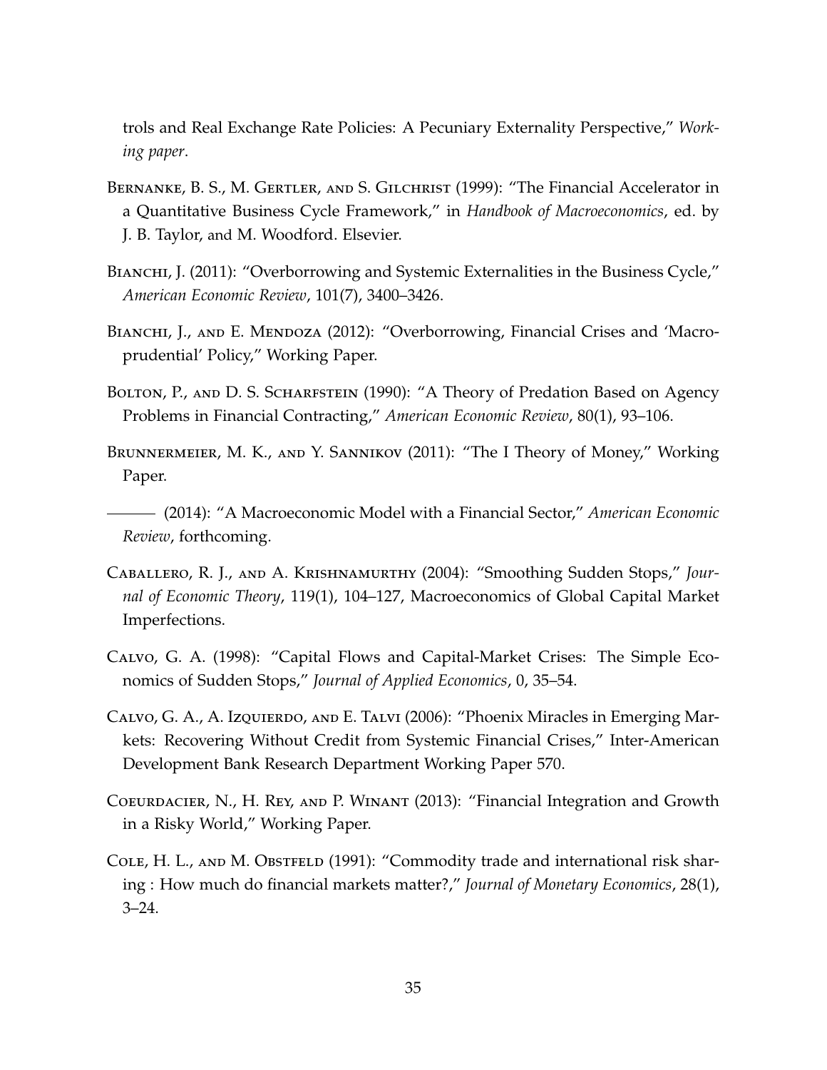trols and Real Exchange Rate Policies: A Pecuniary Externality Perspective," *Working paper*.

Bernanke, B. S., M. Gertler, and S. Gilchrist (1999): "The Financial Accelerator in a Quantitative Business Cycle Framework," in *Handbook of Macroeconomics*, ed. by J. B. Taylor, and M. Woodford. Elsevier.

Bianchi, J. (2011): "Overborrowing and Systemic Externalities in the Business Cycle," *American Economic Review*, 101(7), 3400–3426.

Bianchi, J., and E. Mendoza (2012): "Overborrowing, Financial Crises and 'Macroprudential' Policy," Working Paper.

Bolton, P., and D. S. Scharfstein (1990): "A Theory of Predation Based on Agency Problems in Financial Contracting," *American Economic Review*, 80(1), 93–106.

Brunnermeier, M. K., and Y. Sannikov (2011): "The I Theory of Money," Working Paper.

——— (2014): "A Macroeconomic Model with a Financial Sector," *American Economic Review*, forthcoming.

Caballero, R. J., and A. Krishnamurthy (2004): "Smoothing Sudden Stops," *Journal of Economic Theory*, 119(1), 104–127, Macroeconomics of Global Capital Market Imperfections.

Calvo, G. A. (1998): "Capital Flows and Capital-Market Crises: The Simple Economics of Sudden Stops," *Journal of Applied Economics*, 0, 35–54.

Calvo, G. A., A. Izquierdo, and E. Talvi (2006): "Phoenix Miracles in Emerging Markets: Recovering Without Credit from Systemic Financial Crises," Inter-American Development Bank Research Department Working Paper 570.

Coeurdacier, N., H. Rey, and P. Winant (2013): "Financial Integration and Growth in a Risky World," Working Paper.

Cole, H. L., and M. Obstfeld (1991): "Commodity trade and international risk sharing : How much do financial markets matter?," *Journal of Monetary Economics*, 28(1), 3–24.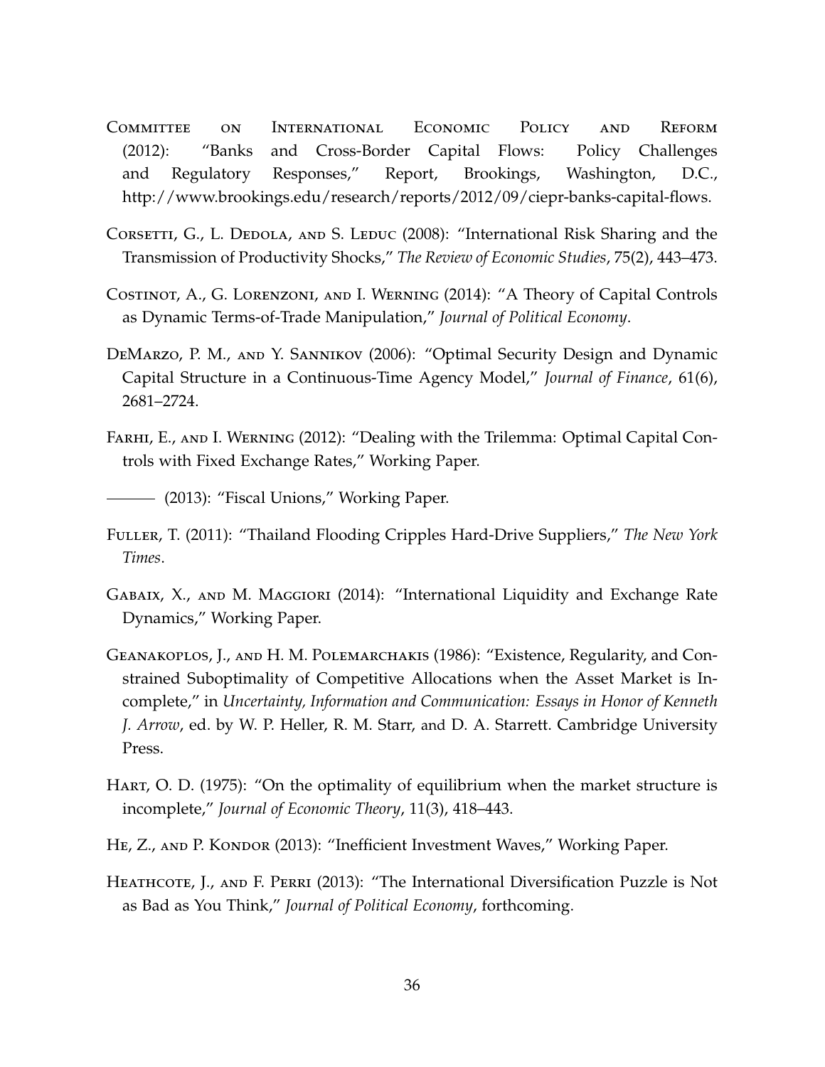Committee on International Economic Policy and Reform (2012): "Banks and Cross-Border Capital Flows: Policy Challenges and Regulatory Responses," Report, Brookings, Washington, D.C., http://www.brookings.edu/research/reports/2012/09/ciepr-banks-capital-flows.

Corsetti, G., L. Dedola, and S. Leduc (2008): "International Risk Sharing and the Transmission of Productivity Shocks," *The Review of Economic Studies*, 75(2), 443–473.

Costinot, A., G. Lorenzoni, and I. Werning (2014): "A Theory of Capital Controls as Dynamic Terms-of-Trade Manipulation," *Journal of Political Economy*.

DeMarzo, P. M., and Y. Sannikov (2006): "Optimal Security Design and Dynamic Capital Structure in a Continuous-Time Agency Model," *Journal of Finance*, 61(6), 2681–2724.

Farhi, E., and I. Werning (2012): "Dealing with the Trilemma: Optimal Capital Controls with Fixed Exchange Rates," Working Paper.

——— (2013): "Fiscal Unions," Working Paper.

Fuller, T. (2011): "Thailand Flooding Cripples Hard-Drive Suppliers," *The New York Times*.

Gabaix, X., and M. Maggiori (2014): "International Liquidity and Exchange Rate Dynamics," Working Paper.

Geanakoplos, J., and H. M. Polemarchakis (1986): "Existence, Regularity, and Constrained Suboptimality of Competitive Allocations when the Asset Market is Incomplete," in *Uncertainty, Information and Communication: Essays in Honor of Kenneth J. Arrow*, ed. by W. P. Heller, R. M. Starr, and D. A. Starrett. Cambridge University Press.

Hart, O. D. (1975): "On the optimality of equilibrium when the market structure is incomplete," *Journal of Economic Theory*, 11(3), 418–443.

He, Z., and P. Kondor (2013): "Inefficient Investment Waves," Working Paper.

Heathcote, J., and F. Perri (2013): "The International Diversification Puzzle is Not as Bad as You Think," *Journal of Political Economy*, forthcoming.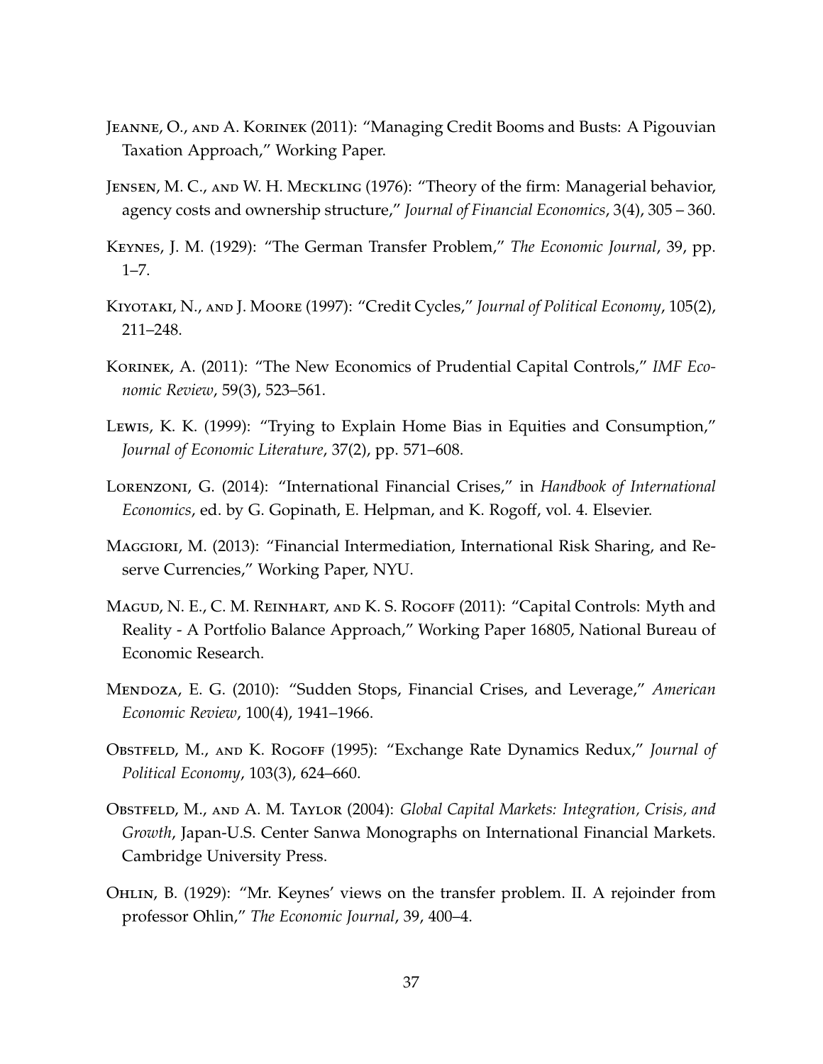Jeanne, O., and A. Korinek (2011): "Managing Credit Booms and Busts: A Pigouvian Taxation Approach," Working Paper.

Jensen, M. C., and W. H. Meckling (1976): "Theory of the firm: Managerial behavior, agency costs and ownership structure," *Journal of Financial Economics*, 3(4), 305 – 360.

Keynes, J. M. (1929): "The German Transfer Problem," *The Economic Journal*, 39, pp. 1–7.

Kiyotaki, N., and J. Moore (1997): "Credit Cycles," *Journal of Political Economy*, 105(2), 211–248.

Korinek, A. (2011): "The New Economics of Prudential Capital Controls," *IMF Economic Review*, 59(3), 523–561.

Lewis, K. K. (1999): "Trying to Explain Home Bias in Equities and Consumption," *Journal of Economic Literature*, 37(2), pp. 571–608.

Lorenzoni, G. (2014): "International Financial Crises," in *Handbook of International Economics*, ed. by G. Gopinath, E. Helpman, and K. Rogoff, vol. 4. Elsevier.

Maggiori, M. (2013): "Financial Intermediation, International Risk Sharing, and Reserve Currencies," Working Paper, NYU.

Magud, N. E., C. M. Reinhart, and K. S. Rogoff (2011): "Capital Controls: Myth and Reality - A Portfolio Balance Approach," Working Paper 16805, National Bureau of Economic Research.

Mendoza, E. G. (2010): "Sudden Stops, Financial Crises, and Leverage," *American Economic Review*, 100(4), 1941–1966.

Obstfeld, M., and K. Rogoff (1995): "Exchange Rate Dynamics Redux," *Journal of Political Economy*, 103(3), 624–660.

Obstfeld, M., and A. M. Taylor (2004): *Global Capital Markets: Integration, Crisis, and Growth*, Japan-U.S. Center Sanwa Monographs on International Financial Markets. Cambridge University Press.

Ohlin, B. (1929): "Mr. Keynes' views on the transfer problem. II. A rejoinder from professor Ohlin," *The Economic Journal*, 39, 400–4.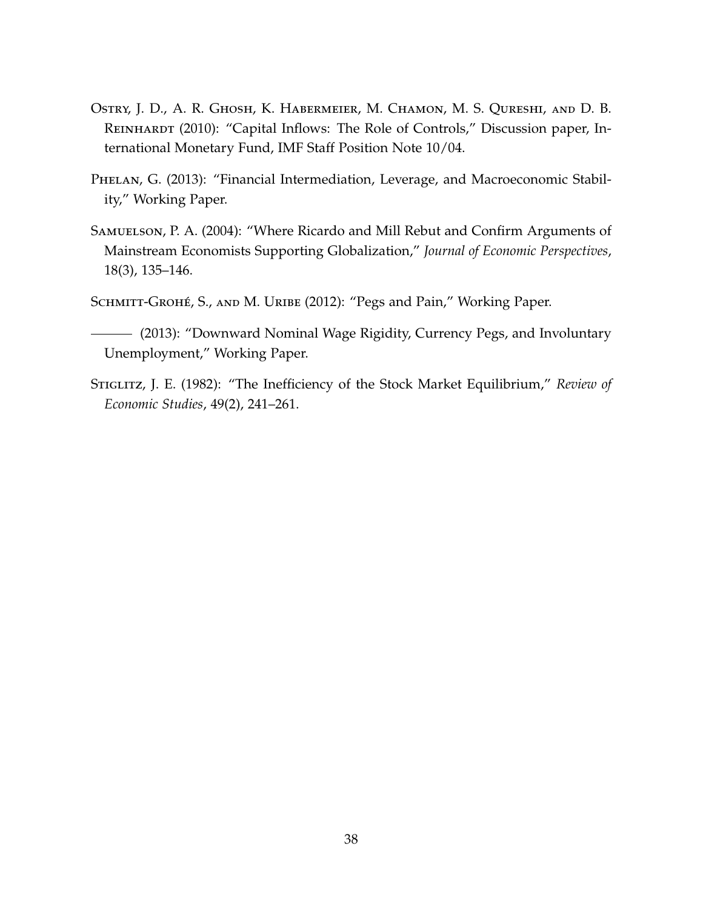Ostry, J. D., A. R. Ghosh, K. Habermeier, M. Chamon, M. S. Qureshi, and D. B. Reinhardt (2010): "Capital Inflows: The Role of Controls," Discussion paper, International Monetary Fund, IMF Staff Position Note 10/04.

Phelan, G. (2013): "Financial Intermediation, Leverage, and Macroeconomic Stability," Working Paper.

Samuelson, P. A. (2004): "Where Ricardo and Mill Rebut and Confirm Arguments of Mainstream Economists Supporting Globalization," *Journal of Economic Perspectives*, 18(3), 135–146.

Schmitt-Grohé, S., and M. Uribe (2012): "Pegs and Pain," Working Paper.

——— (2013): "Downward Nominal Wage Rigidity, Currency Pegs, and Involuntary Unemployment," Working Paper.

Stiglitz, J. E. (1982): "The Inefficiency of the Stock Market Equilibrium," *Review of Economic Studies*, 49(2), 241–261.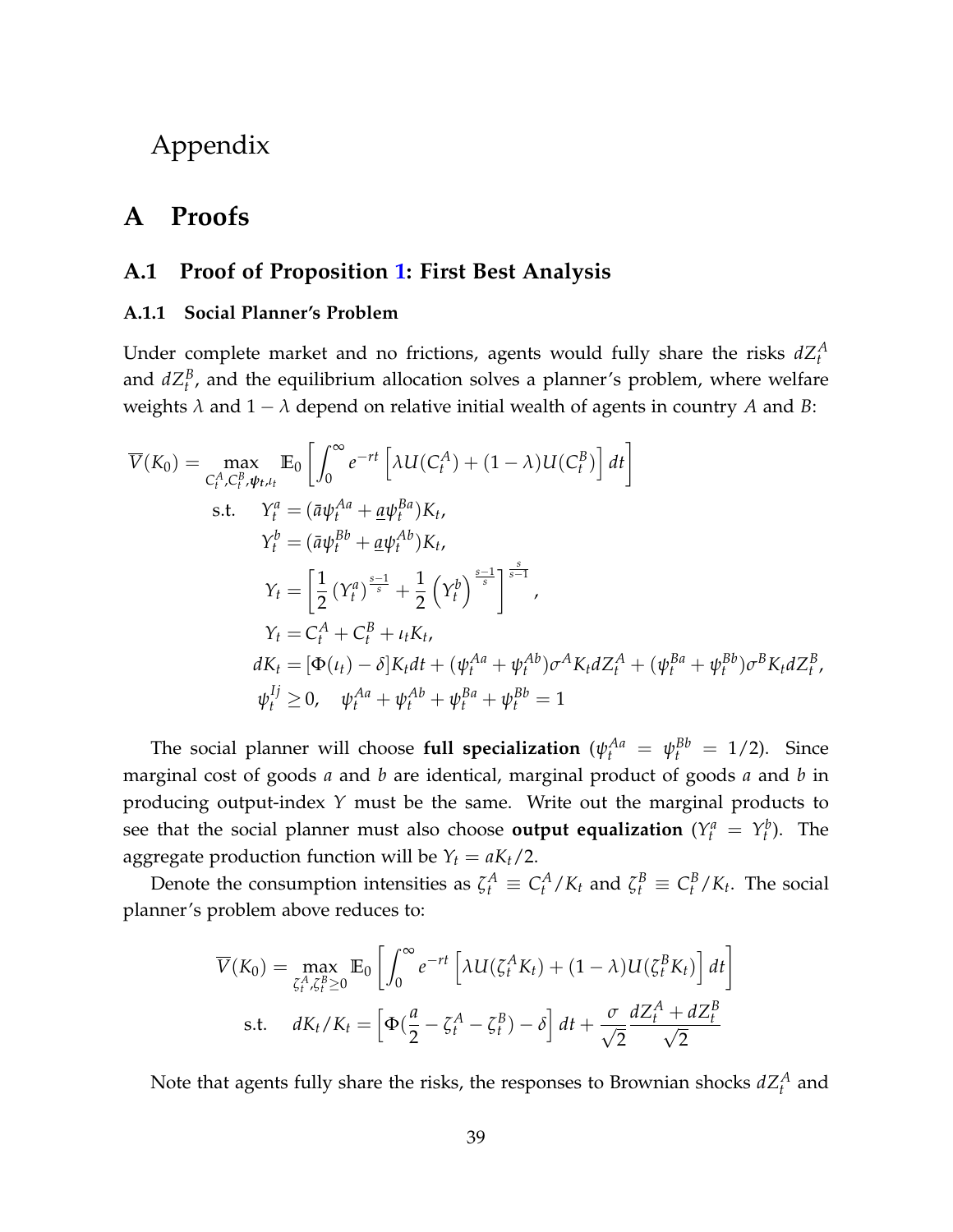# Appendix

# A Proofs

## A.1 Proof of Proposition 1: First Best Analysis

### A.1.1 Social Planner's Problem

Under complete market and no frictions, agents would fully share the risks $dZ_t^A$ and $dZ_t^B$, and the equilibrium allocation solves a planner's problem, where welfare weights $\lambda$ and $1-\lambda$ depend on relative initial wealth of agents in country $A$ and $B$:

$$
\begin{aligned}
\overline{V}(K_0) = \max_{C_t^A, C_t^B, \boldsymbol{\psi}_t, \iota_t} \; & \mathbb{E}_0 \left[ \int_0^\infty e^{-rt} \left[ \lambda U(C_t^A) + (1-\lambda) U(C_t^B) \right] dt \right] \\
\text{s.t.} \quad & Y_t^a = (\bar{a}\psi_t^{Aa} + \underline{a}\psi_t^{Ba}) K_t, \\
& Y_t^b = (\bar{a}\psi_t^{Bb} + \underline{a}\psi_t^{Ab}) K_t, \\
& Y_t = \left[ \frac{1}{2} \left(Y_t^a\right)^{\frac{s-1}{s}} + \frac{1}{2} \left(Y_t^b\right)^{\frac{s-1}{s}} \right]^{\frac{s}{s-1}}, \\
& Y_t = C_t^A + C_t^B + \iota_t K_t, \\
& dK_t = [\Phi(\iota_t) - \delta] K_t dt + (\psi_t^{Aa} + \psi_t^{Ab}) \sigma^A K_t dZ_t^A + (\psi_t^{Ba} + \psi_t^{Bb}) \sigma^B K_t dZ_t^B, \\
& \psi_t^{Ij} \geq 0, \quad \psi_t^{Aa} + \psi_t^{Ab} + \psi_t^{Ba} + \psi_t^{Bb} = 1
\end{aligned}
$$

The social planner will choose **full specialization** ($\psi_t^{Aa} = \psi_t^{Bb} = 1/2$). Since marginal cost of goods $a$ and $b$ are identical, marginal product of goods $a$ and $b$ in producing output-index $Y$ must be the same. Write out the marginal products to see that the social planner must also choose **output equalization** ($Y_t^a = Y_t^b$). The aggregate production function will be $Y_t = aK_t/2$.

Denote the consumption intensities as $\zeta_t^A \equiv C_t^A / K_t$ and $\zeta_t^B \equiv C_t^B / K_t$. The social planner's problem above reduces to:

$$
\begin{aligned}
\overline{V}(K_0) = \max_{\zeta_t^A, \zeta_t^B \geq 0} \; & \mathbb{E}_0 \left[ \int_0^\infty e^{-rt} \left[ \lambda U(\zeta_t^A K_t) + (1-\lambda) U(\zeta_t^B K_t) \right] dt \right] \\
\text{s.t.} \quad & dK_t / K_t = \left[ \Phi(\frac{a}{2} - \zeta_t^A - \zeta_t^B) - \delta \right] dt + \frac{\sigma}{\sqrt{2}} \frac{dZ_t^A + dZ_t^B}{\sqrt{2}}
\end{aligned}
$$

Note that agents fully share the risks, the responses to Brownian shocks $dZ_t^A$ and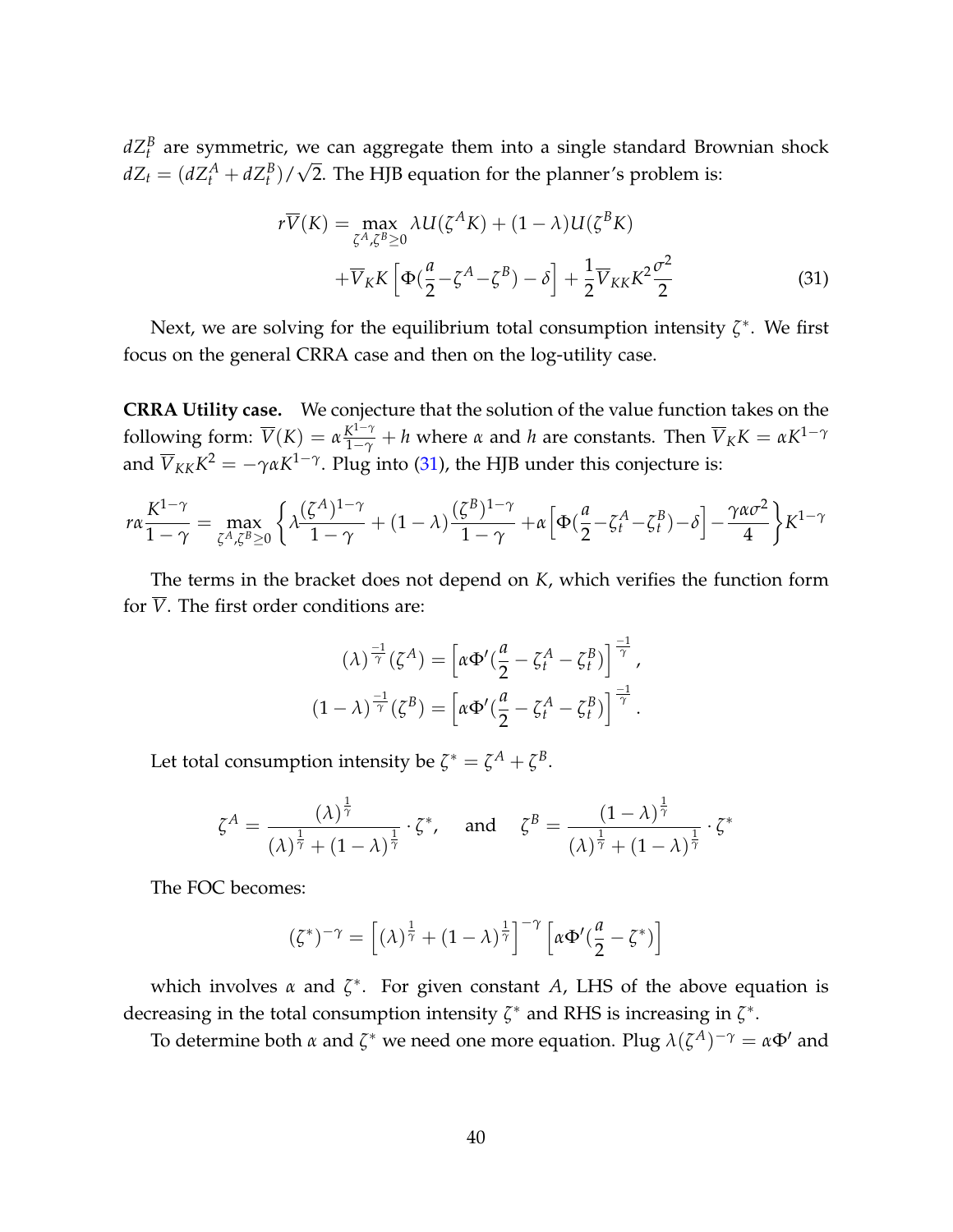$dZ_t^B$ are symmetric, we can aggregate them into a single standard Brownian shock $dZ_t = (dZ_t^A + dZ_t^B)/\sqrt{2}$. The HJB equation for the planner's problem is:

$$r\overline{V}(K) = \max_{\zeta^A,\zeta^B \geq 0} \lambda U(\zeta^A K) + (1-\lambda)U(\zeta^B K) + \overline{V}_K K \left[ \Phi(\frac{a}{2} - \zeta^A - \zeta^B) - \delta \right] + \frac{1}{2}\overline{V}_{KK} K^2 \frac{\sigma^2}{2} \tag{31}$$

Next, we are solving for the equilibrium total consumption intensity $\zeta^*$. We first focus on the general CRRA case and then on the log-utility case.

**CRRA Utility case.** We conjecture that the solution of the value function takes on the following form: $\overline{V}(K) = \alpha \frac{K^{1-\gamma}}{1-\gamma} + h$ where $\alpha$ and $h$ are constants. Then $\overline{V}_K K = \alpha K^{1-\gamma}$ and $\overline{V}_{KK} K^2 = -\gamma \alpha K^{1-\gamma}$. Plug into (31), the HJB under this conjecture is:

$$r\alpha \frac{K^{1-\gamma}}{1-\gamma} = \max_{\zeta^A,\zeta^B \geq 0} \left\{ \lambda \frac{(\zeta^A)^{1-\gamma}}{1-\gamma} + (1-\lambda)\frac{(\zeta^B)^{1-\gamma}}{1-\gamma} + \alpha \left[ \Phi(\frac{a}{2} - \zeta_t^A - \zeta_t^B) - \delta \right] - \frac{\gamma \alpha \sigma^2}{4} \right\} K^{1-\gamma}$$

The terms in the bracket does not depend on $K$, which verifies the function form for $\overline{V}$. The first order conditions are:

$$(\lambda)^{\frac{-1}{\gamma}}(\zeta^A) = \left[ \alpha \Phi'(\frac{a}{2} - \zeta_t^A - \zeta_t^B) \right]^{\frac{-1}{\gamma}},$$

$$(1-\lambda)^{\frac{-1}{\gamma}}(\zeta^B) = \left[ \alpha \Phi'(\frac{a}{2} - \zeta_t^A - \zeta_t^B) \right]^{\frac{-1}{\gamma}}.$$

Let total consumption intensity be $\zeta^* = \zeta^A + \zeta^B$.

$$\zeta^A = \frac{(\lambda)^{\frac{1}{\gamma}}}{(\lambda)^{\frac{1}{\gamma}} + (1-\lambda)^{\frac{1}{\gamma}}} \cdot \zeta^*, \quad \text{and} \quad \zeta^B = \frac{(1-\lambda)^{\frac{1}{\gamma}}}{(\lambda)^{\frac{1}{\gamma}} + (1-\lambda)^{\frac{1}{\gamma}}} \cdot \zeta^*$$

The FOC becomes:

$$(\zeta^*)^{-\gamma} = \left[ (\lambda)^{\frac{1}{\gamma}} + (1-\lambda)^{\frac{1}{\gamma}} \right]^{-\gamma} \left[ \alpha \Phi'(\frac{a}{2} - \zeta^*) \right]$$

which involves $\alpha$ and $\zeta^*$. For given constant $A$, LHS of the above equation is decreasing in the total consumption intensity $\zeta^*$ and RHS is increasing in $\zeta^*$.

To determine both $\alpha$ and $\zeta^*$ we need one more equation. Plug $\lambda(\zeta^A)^{-\gamma} = \alpha\Phi'$ and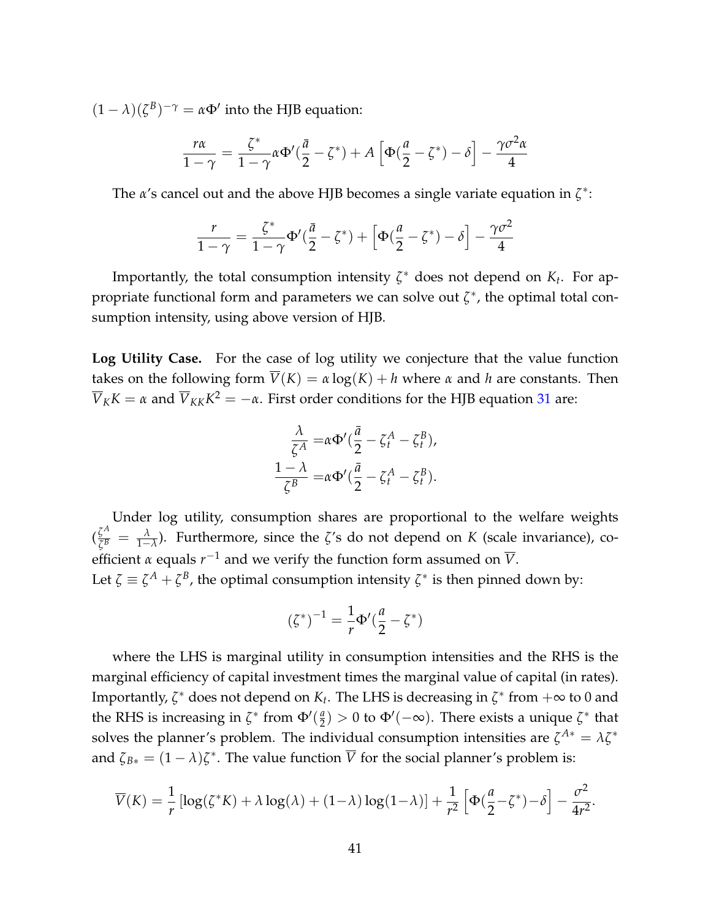$(1-\lambda)(\zeta^B)^{-\gamma} = \alpha\Phi'$ into the HJB equation:

$$\frac{r\alpha}{1-\gamma} = \frac{\zeta^*}{1-\gamma}\alpha\Phi'(\frac{\bar{a}}{2} - \zeta^*) + A\left[\Phi(\frac{a}{2} - \zeta^*) - \delta\right] - \frac{\gamma\sigma^2\alpha}{4}$$

The $\alpha$'s cancel out and the above HJB becomes a single variate equation in $\zeta^*$:

$$\frac{r}{1-\gamma} = \frac{\zeta^*}{1-\gamma}\Phi'(\frac{\bar{a}}{2} - \zeta^*) + \left[\Phi(\frac{a}{2} - \zeta^*) - \delta\right] - \frac{\gamma\sigma^2}{4}$$

Importantly, the total consumption intensity $\zeta^*$ does not depend on $K_t$. For appropriate functional form and parameters we can solve out $\zeta^*$, the optimal total consumption intensity, using above version of HJB.

**Log Utility Case.** For the case of log utility we conjecture that the value function takes on the following form $\overline{V}(K) = \alpha\log(K) + h$ where $\alpha$ and $h$ are constants. Then $\overline{V}_K K = \alpha$ and $\overline{V}_{KK}K^2 = -\alpha$. First order conditions for the HJB equation 31 are:

$$\frac{\lambda}{\zeta^A} = \alpha\Phi'(\frac{\bar{a}}{2} - \zeta^A_t - \zeta^B_t),$$
$$\frac{1-\lambda}{\zeta^B} = \alpha\Phi'(\frac{\bar{a}}{2} - \zeta^A_t - \zeta^B_t).$$

Under log utility, consumption shares are proportional to the welfare weights ($\frac{\zeta^A}{\zeta^B} = \frac{\lambda}{1-\lambda}$). Furthermore, since the $\zeta$'s do not depend on $K$ (scale invariance), coefficient $\alpha$ equals $r^{-1}$ and we verify the function form assumed on $\overline{V}$.
Let $\zeta \equiv \zeta^A + \zeta^B$, the optimal consumption intensity $\zeta^*$ is then pinned down by:

$$(\zeta^*)^{-1} = \frac{1}{r}\Phi'(\frac{a}{2} - \zeta^*)$$

where the LHS is marginal utility in consumption intensities and the RHS is the marginal efficiency of capital investment times the marginal value of capital (in rates). Importantly, $\zeta^*$ does not depend on $K_t$. The LHS is decreasing in $\zeta^*$ from $+\infty$ to 0 and the RHS is increasing in $\zeta^*$ from $\Phi'(\frac{a}{2}) > 0$ to $\Phi'(-\infty)$. There exists a unique $\zeta^*$ that solves the planner's problem. The individual consumption intensities are $\zeta^{A*} = \lambda\zeta^*$ and $\zeta_{B*} = (1-\lambda)\zeta^*$. The value function $\overline{V}$ for the social planner's problem is:

$$\overline{V}(K) = \frac{1}{r}\left[\log(\zeta^* K) + \lambda\log(\lambda) + (1-\lambda)\log(1-\lambda)\right] + \frac{1}{r^2}\left[\Phi(\frac{a}{2} - \zeta^*) - \delta\right] - \frac{\sigma^2}{4r^2}.$$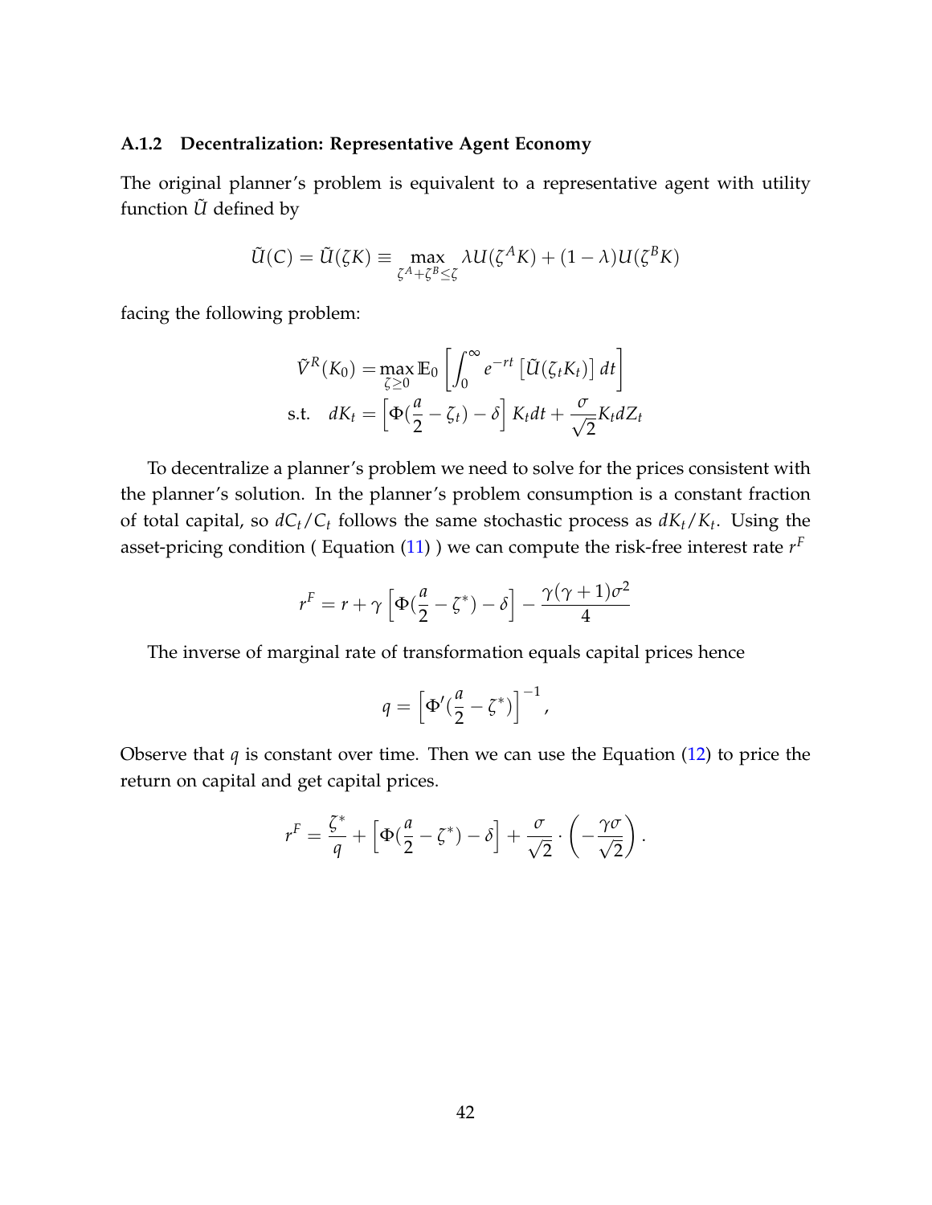### A.1.2 Decentralization: Representative Agent Economy

The original planner's problem is equivalent to a representative agent with utility function $\tilde{U}$ defined by

$$\tilde{U}(C) = \tilde{U}(\zeta K) \equiv \max_{\zeta^A + \zeta^B \leq \zeta} \lambda U(\zeta^A K) + (1-\lambda) U(\zeta^B K)$$

facing the following problem:

$$\begin{aligned}
\tilde{V}^R(K_0) &= \max_{\zeta \geq 0} \mathbb{E}_0 \left[ \int_0^\infty e^{-rt} \left[ \tilde{U}(\zeta_t K_t) \right] dt \right] \\
\text{s.t.} \quad dK_t &= \left[ \Phi(\frac{a}{2} - \zeta_t) - \delta \right] K_t dt + \frac{\sigma}{\sqrt{2}} K_t dZ_t
\end{aligned}$$

To decentralize a planner's problem we need to solve for the prices consistent with the planner's solution. In the planner's problem consumption is a constant fraction of total capital, so $dC_t/C_t$ follows the same stochastic process as $dK_t/K_t$. Using the asset-pricing condition ( Equation (11) ) we can compute the risk-free interest rate $r^F$

$$r^F = r + \gamma \left[ \Phi(\frac{a}{2} - \zeta^*) - \delta \right] - \frac{\gamma(\gamma+1)\sigma^2}{4}$$

The inverse of marginal rate of transformation equals capital prices hence

$$q = \left[ \Phi'(\frac{a}{2} - \zeta^*) \right]^{-1},$$

Observe that $q$ is constant over time. Then we can use the Equation (12) to price the return on capital and get capital prices.

$$r^F = \frac{\zeta^*}{q} + \left[ \Phi(\frac{a}{2} - \zeta^*) - \delta \right] + \frac{\sigma}{\sqrt{2}} \cdot \left( -\frac{\gamma\sigma}{\sqrt{2}} \right).$$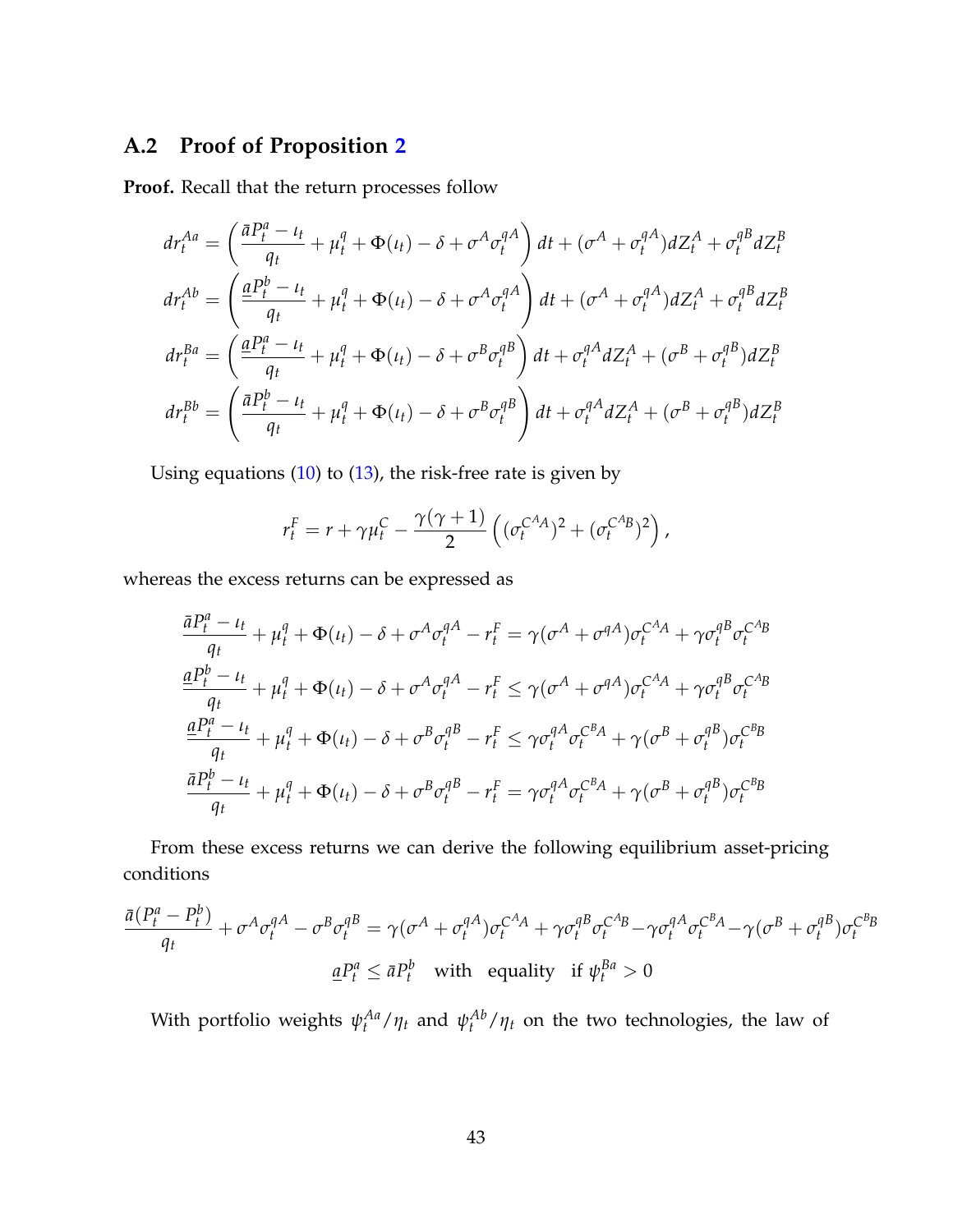## A.2 Proof of Proposition 2

**Proof.** Recall that the return processes follow

$$dr_t^{Aa} = \left( \frac{\bar{a}P_t^a - \iota_t}{q_t} + \mu_t^q + \Phi(\iota_t) - \delta + \sigma^A \sigma_t^{qA} \right) dt + (\sigma^A + \sigma_t^{qA}) dZ_t^A + \sigma_t^{qB} dZ_t^B$$

$$dr_t^{Ab} = \left( \frac{\underline{a}P_t^b - \iota_t}{q_t} + \mu_t^q + \Phi(\iota_t) - \delta + \sigma^A \sigma_t^{qA} \right) dt + (\sigma^A + \sigma_t^{qA}) dZ_t^A + \sigma_t^{qB} dZ_t^B$$

$$dr_t^{Ba} = \left( \frac{\underline{a}P_t^a - \iota_t}{q_t} + \mu_t^q + \Phi(\iota_t) - \delta + \sigma^B \sigma_t^{qB} \right) dt + \sigma_t^{qA} dZ_t^A + (\sigma^B + \sigma_t^{qB}) dZ_t^B$$

$$dr_t^{Bb} = \left( \frac{\bar{a}P_t^b - \iota_t}{q_t} + \mu_t^q + \Phi(\iota_t) - \delta + \sigma^B \sigma_t^{qB} \right) dt + \sigma_t^{qA} dZ_t^A + (\sigma^B + \sigma_t^{qB}) dZ_t^B$$

Using equations (10) to (13), the risk-free rate is given by

$$r_t^F = r + \gamma \mu_t^C - \frac{\gamma(\gamma+1)}{2} \left( (\sigma_t^{C^A A})^2 + (\sigma_t^{C^A B})^2 \right),$$

whereas the excess returns can be expressed as

$$\frac{\bar{a}P_t^a - \iota_t}{q_t} + \mu_t^q + \Phi(\iota_t) - \delta + \sigma^A \sigma_t^{qA} - r_t^F = \gamma(\sigma^A + \sigma^{qA}) \sigma_t^{C^A A} + \gamma \sigma_t^{qB} \sigma_t^{C^A B}$$

$$\frac{\underline{a}P_t^b - \iota_t}{q_t} + \mu_t^q + \Phi(\iota_t) - \delta + \sigma^A \sigma_t^{qA} - r_t^F \leq \gamma(\sigma^A + \sigma^{qA}) \sigma_t^{C^A A} + \gamma \sigma_t^{qB} \sigma_t^{C^A B}$$

$$\frac{\underline{a}P_t^a - \iota_t}{q_t} + \mu_t^q + \Phi(\iota_t) - \delta + \sigma^B \sigma_t^{qB} - r_t^F \leq \gamma \sigma_t^{qA} \sigma_t^{C^B A} + \gamma(\sigma^B + \sigma_t^{qB}) \sigma_t^{C^B B}$$

$$\frac{\bar{a}P_t^b - \iota_t}{q_t} + \mu_t^q + \Phi(\iota_t) - \delta + \sigma^B \sigma_t^{qB} - r_t^F = \gamma \sigma_t^{qA} \sigma_t^{C^B A} + \gamma(\sigma^B + \sigma_t^{qB}) \sigma_t^{C^B B}$$

From these excess returns we can derive the following equilibrium asset-pricing conditions

$$\frac{\bar{a}(P_t^a - P_t^b)}{q_t} + \sigma^A \sigma_t^{qA} - \sigma^B \sigma_t^{qB} = \gamma(\sigma^A + \sigma_t^{qA}) \sigma_t^{C^A A} + \gamma \sigma_t^{qB} \sigma_t^{C^A B} - \gamma \sigma_t^{qA} \sigma_t^{C^B A} - \gamma(\sigma^B + \sigma_t^{qB}) \sigma_t^{C^B B}$$

$$\underline{a}P_t^a \leq \bar{a}P_t^b \quad \text{with equality} \quad \text{if } \psi_t^{Ba} > 0$$

With portfolio weights $\psi_t^{Aa}/\eta_t$ and $\psi_t^{Ab}/\eta_t$ on the two technologies, the law of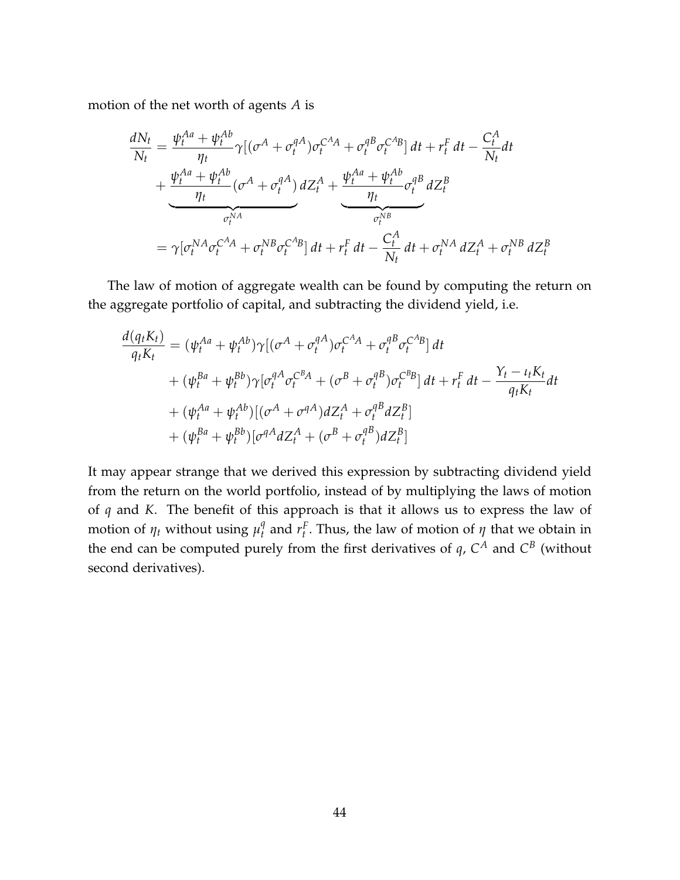motion of the net worth of agents $A$ is

$$
\begin{aligned}
\frac{dN_t}{N_t} &= \frac{\psi_t^{Aa} + \psi_t^{Ab}}{\eta_t}\gamma[(\sigma^A + \sigma_t^{qA})\sigma_t^{C^A A} + \sigma_t^{qB}\sigma_t^{C^A B}]\,dt + r_t^F\,dt - \frac{C_t^A}{N_t}dt \\
&\quad + \underbrace{\frac{\psi_t^{Aa} + \psi_t^{Ab}}{\eta_t}(\sigma^A + \sigma_t^{qA})}_{\sigma_t^{NA}}\,dZ_t^A + \underbrace{\frac{\psi_t^{Aa} + \psi_t^{Ab}}{\eta_t}\sigma_t^{qB}}_{\sigma_t^{NB}}\,dZ_t^B \\
&= \gamma[\sigma_t^{NA}\sigma_t^{C^A A} + \sigma_t^{NB}\sigma_t^{C^A B}]\,dt + r_t^F\,dt - \frac{C_t^A}{N_t}\,dt + \sigma_t^{NA}\,dZ_t^A + \sigma_t^{NB}\,dZ_t^B
\end{aligned}
$$

The law of motion of aggregate wealth can be found by computing the return on the aggregate portfolio of capital, and subtracting the dividend yield, i.e.

$$
\begin{aligned}
\frac{d(q_t K_t)}{q_t K_t} &= (\psi_t^{Aa} + \psi_t^{Ab})\gamma[(\sigma^A + \sigma_t^{qA})\sigma_t^{C^A A} + \sigma_t^{qB}\sigma_t^{C^A B}]\,dt \\
&\quad + (\psi_t^{Ba} + \psi_t^{Bb})\gamma[\sigma_t^{qA}\sigma_t^{C^B A} + (\sigma^B + \sigma_t^{qB})\sigma_t^{C^B B}]\,dt + r_t^F\,dt - \frac{Y_t - \iota_t K_t}{q_t K_t}dt \\
&\quad + (\psi_t^{Aa} + \psi_t^{Ab})[(\sigma^A + \sigma^{qA})dZ_t^A + \sigma_t^{qB}dZ_t^B] \\
&\quad + (\psi_t^{Ba} + \psi_t^{Bb})[\sigma^{qA}dZ_t^A + (\sigma^B + \sigma_t^{qB})dZ_t^B]
\end{aligned}
$$

It may appear strange that we derived this expression by subtracting dividend yield from the return on the world portfolio, instead of by multiplying the laws of motion of $q$ and $K$. The benefit of this approach is that it allows us to express the law of motion of $\eta_t$ without using $\mu_t^q$ and $r_t^F$. Thus, the law of motion of $\eta$ that we obtain in the end can be computed purely from the first derivatives of $q$, $C^A$ and $C^B$ (without second derivatives).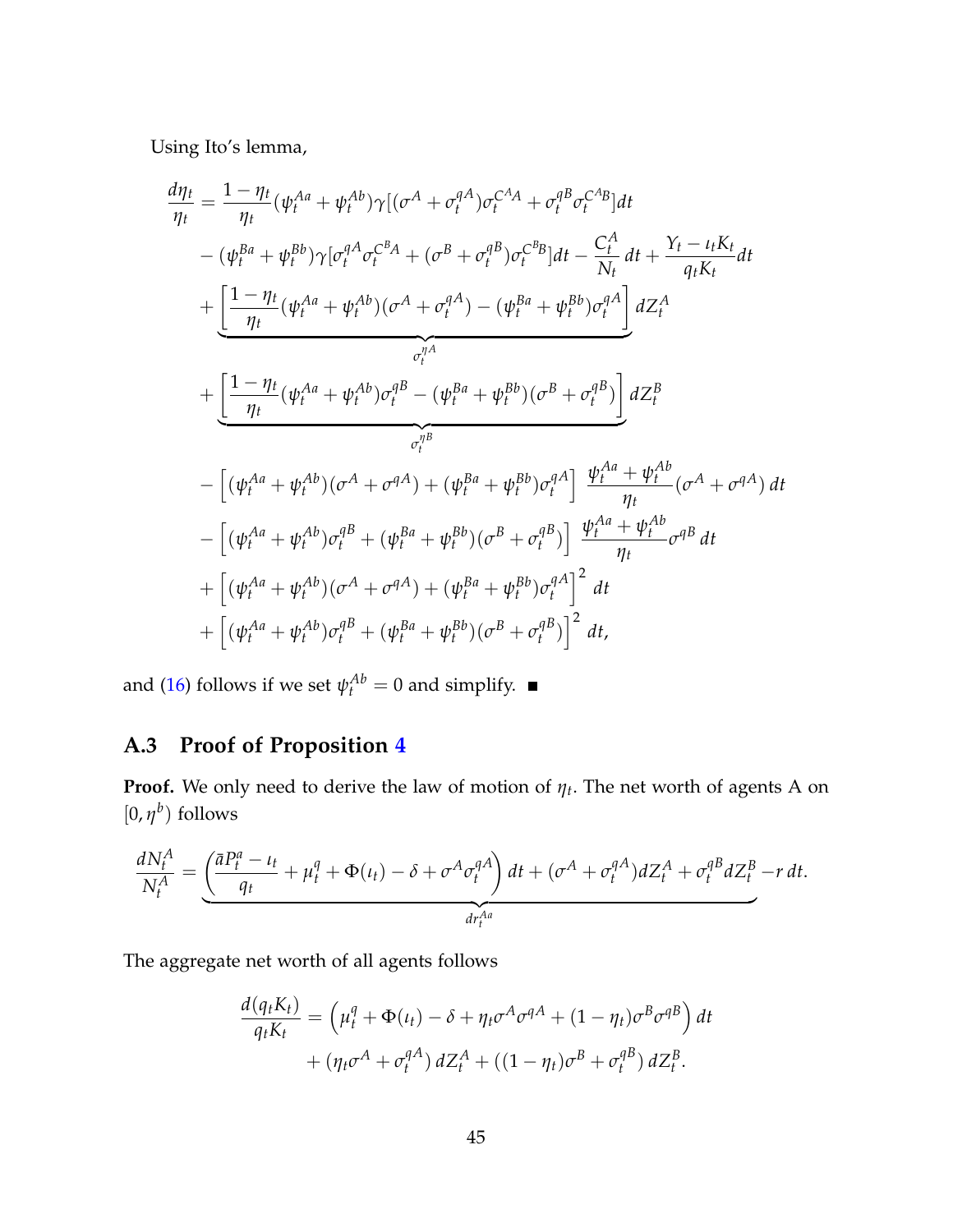Using Ito's lemma,

$$
\begin{aligned}
\frac{d\eta_t}{\eta_t} &= \frac{1-\eta_t}{\eta_t}(\psi_t^{Aa}+\psi_t^{Ab})\gamma[(\sigma^A+\sigma_t^{qA})\sigma_t^{C^A A}+\sigma_t^{qB}\sigma_t^{C^A B}]dt \\
&\quad -(\psi_t^{Ba}+\psi_t^{Bb})\gamma[\sigma_t^{qA}\sigma_t^{C^B A}+(\sigma^B+\sigma_t^{qB})\sigma_t^{C^B B}]dt - \frac{C_t^A}{N_t}\,dt + \frac{Y_t-\iota_t K_t}{q_t K_t}dt \\
&\quad + \underbrace{\left[\frac{1-\eta_t}{\eta_t}(\psi_t^{Aa}+\psi_t^{Ab})(\sigma^A+\sigma_t^{qA}) - (\psi_t^{Ba}+\psi_t^{Bb})\sigma_t^{qA}\right]}_{\sigma_t^{\eta A}} dZ_t^A \\
&\quad + \underbrace{\left[\frac{1-\eta_t}{\eta_t}(\psi_t^{Aa}+\psi_t^{Ab})\sigma_t^{qB} - (\psi_t^{Ba}+\psi_t^{Bb})(\sigma^B+\sigma_t^{qB})\right]}_{\sigma_t^{\eta B}} dZ_t^B \\
&\quad - \left[(\psi_t^{Aa}+\psi_t^{Ab})(\sigma^A+\sigma^{qA}) + (\psi_t^{Ba}+\psi_t^{Bb})\sigma_t^{qA}\right]\ \frac{\psi_t^{Aa}+\psi_t^{Ab}}{\eta_t}(\sigma^A+\sigma^{qA})\,dt \\
&\quad - \left[(\psi_t^{Aa}+\psi_t^{Ab})\sigma_t^{qB} + (\psi_t^{Ba}+\psi_t^{Bb})(\sigma^B+\sigma_t^{qB})\right]\ \frac{\psi_t^{Aa}+\psi_t^{Ab}}{\eta_t}\sigma^{qB}\,dt \\
&\quad + \left[(\psi_t^{Aa}+\psi_t^{Ab})(\sigma^A+\sigma^{qA}) + (\psi_t^{Ba}+\psi_t^{Bb})\sigma_t^{qA}\right]^2\,dt \\
&\quad + \left[(\psi_t^{Aa}+\psi_t^{Ab})\sigma_t^{qB} + (\psi_t^{Ba}+\psi_t^{Bb})(\sigma^B+\sigma_t^{qB})\right]^2\,dt,
\end{aligned}
$$

and (16) follows if we set $\psi_t^{Ab}=0$ and simplify. ■

### A.3 Proof of Proposition 4

**Proof.** We only need to derive the law of motion of $\eta_t$. The net worth of agents A on $[0,\eta^b)$ follows

$$
\frac{dN_t^A}{N_t^A} = \underbrace{\left(\frac{\bar{a}P_t^a-\iota_t}{q_t}+\mu_t^q+\Phi(\iota_t)-\delta+\sigma^A\sigma_t^{qA}\right)dt + (\sigma^A+\sigma_t^{qA})dZ_t^A + \sigma_t^{qB}dZ_t^B}_{dr_t^{Aa}} - r\,dt.
$$

The aggregate net worth of all agents follows

$$
\begin{aligned}
\frac{d(q_tK_t)}{q_tK_t} &= \left(\mu_t^q+\Phi(\iota_t)-\delta+\eta_t\sigma^A\sigma^{qA}+(1-\eta_t)\sigma^B\sigma^{qB}\right)dt \\
&\quad + (\eta_t\sigma^A+\sigma_t^{qA})\,dZ_t^A + ((1-\eta_t)\sigma^B+\sigma_t^{qB})\,dZ_t^B.
\end{aligned}
$$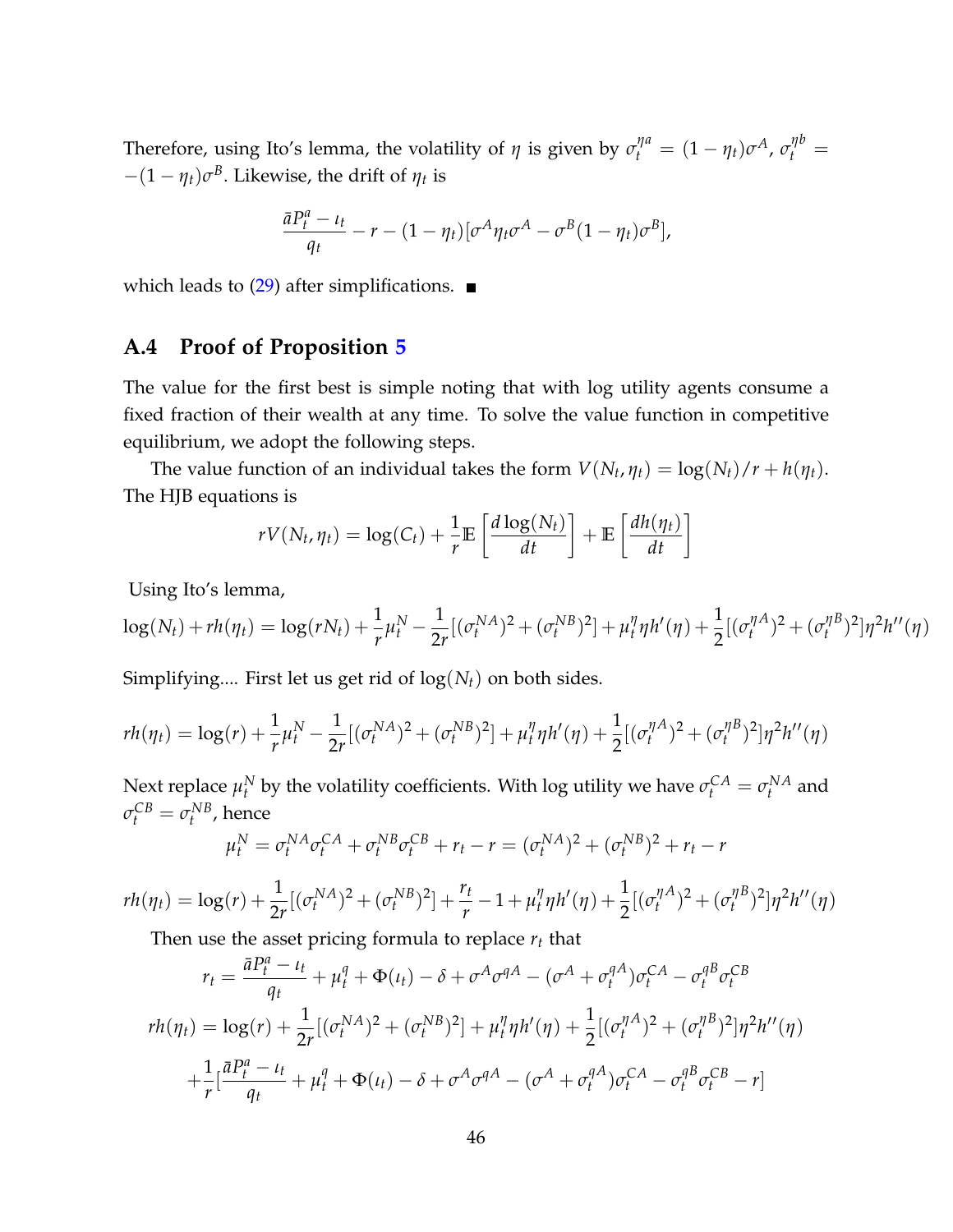Therefore, using Ito's lemma, the volatility of $\eta$ is given by $\sigma_t^{\eta a} = (1-\eta_t)\sigma^A$, $\sigma_t^{\eta b} = -(1-\eta_t)\sigma^B$. Likewise, the drift of $\eta_t$ is

$$\frac{\bar{a}P_t^a - \iota_t}{q_t} - r - (1-\eta_t)[\sigma^A \eta_t \sigma^A - \sigma^B(1-\eta_t)\sigma^B],$$

which leads to (29) after simplifications. ■

## A.4 Proof of Proposition 5

The value for the first best is simple noting that with log utility agents consume a fixed fraction of their wealth at any time. To solve the value function in competitive equilibrium, we adopt the following steps.

The value function of an individual takes the form $V(N_t, \eta_t) = \log(N_t)/r + h(\eta_t)$. The HJB equations is

$$rV(N_t, \eta_t) = \log(C_t) + \frac{1}{r}\mathbb{E}\left[\frac{d\log(N_t)}{dt}\right] + \mathbb{E}\left[\frac{dh(\eta_t)}{dt}\right]$$

Using Ito's lemma,

$$\log(N_t) + rh(\eta_t) = \log(rN_t) + \frac{1}{r}\mu_t^N - \frac{1}{2r}[(\sigma_t^{NA})^2 + (\sigma_t^{NB})^2] + \mu_t^\eta \eta h'(\eta) + \frac{1}{2}[(\sigma_t^{\eta A})^2 + (\sigma_t^{\eta B})^2]\eta^2 h''(\eta)$$

Simplifying.... First let us get rid of $\log(N_t)$ on both sides.

$$rh(\eta_t) = \log(r) + \frac{1}{r}\mu_t^N - \frac{1}{2r}[(\sigma_t^{NA})^2 + (\sigma_t^{NB})^2] + \mu_t^\eta \eta h'(\eta) + \frac{1}{2}[(\sigma_t^{\eta A})^2 + (\sigma_t^{\eta B})^2]\eta^2 h''(\eta)$$

Next replace $\mu_t^N$ by the volatility coefficients. With log utility we have $\sigma_t^{CA} = \sigma_t^{NA}$ and $\sigma_t^{CB} = \sigma_t^{NB}$, hence

$$\mu_t^N = \sigma_t^{NA}\sigma_t^{CA} + \sigma_t^{NB}\sigma_t^{CB} + r_t - r = (\sigma_t^{NA})^2 + (\sigma_t^{NB})^2 + r_t - r$$

$$rh(\eta_t) = \log(r) + \frac{1}{2r}[(\sigma_t^{NA})^2 + (\sigma_t^{NB})^2] + \frac{r_t}{r} - 1 + \mu_t^\eta \eta h'(\eta) + \frac{1}{2}[(\sigma_t^{\eta A})^2 + (\sigma_t^{\eta B})^2]\eta^2 h''(\eta)$$

Then use the asset pricing formula to replace $r_t$ that

$$r_t = \frac{\bar{a}P_t^a - \iota_t}{q_t} + \mu_t^q + \Phi(\iota_t) - \delta + \sigma^A \sigma^{qA} - (\sigma^A + \sigma_t^{qA})\sigma_t^{CA} - \sigma_t^{qB}\sigma_t^{CB}$$

$$rh(\eta_t) = \log(r) + \frac{1}{2r}[(\sigma_t^{NA})^2 + (\sigma_t^{NB})^2] + \mu_t^\eta \eta h'(\eta) + \frac{1}{2}[(\sigma_t^{\eta A})^2 + (\sigma_t^{\eta B})^2]\eta^2 h''(\eta)$$

$$+\frac{1}{r}\left[\frac{\bar{a}P_t^a - \iota_t}{q_t} + \mu_t^q + \Phi(\iota_t) - \delta + \sigma^A \sigma^{qA} - (\sigma^A + \sigma_t^{qA})\sigma_t^{CA} - \sigma_t^{qB}\sigma_t^{CB} - r\right]$$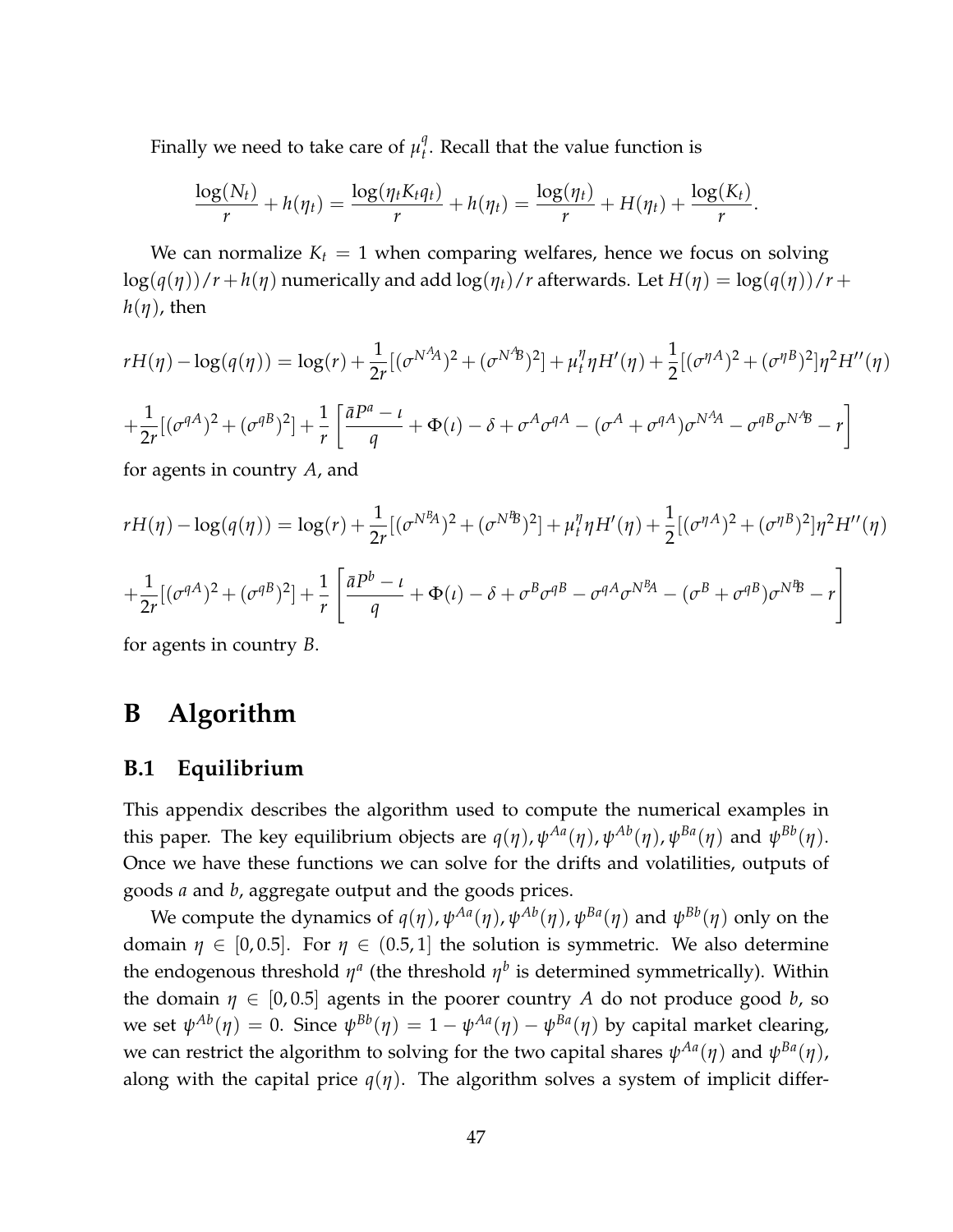Finally we need to take care of $\mu_t^q$. Recall that the value function is

$$\frac{\log(N_t)}{r} + h(\eta_t) = \frac{\log(\eta_t K_t q_t)}{r} + h(\eta_t) = \frac{\log(\eta_t)}{r} + H(\eta_t) + \frac{\log(K_t)}{r}.$$

We can normalize $K_t = 1$ when comparing welfares, hence we focus on solving $\log(q(\eta))/r + h(\eta)$ numerically and add $\log(\eta_t)/r$ afterwards. Let $H(\eta) = \log(q(\eta))/r + h(\eta)$, then

$$rH(\eta) - \log(q(\eta)) = \log(r) + \frac{1}{2r}[(\sigma^{N^A_A})^2 + (\sigma^{N^A_B})^2] + \mu_t^\eta \eta H'(\eta) + \frac{1}{2}[(\sigma^{\eta A})^2 + (\sigma^{\eta B})^2]\eta^2 H''(\eta)$$

$$+\frac{1}{2r}[(\sigma^{qA})^2 + (\sigma^{qB})^2] + \frac{1}{r}\left[\frac{\bar{a}P^a - \iota}{q} + \Phi(\iota) - \delta + \sigma^A\sigma^{qA} - (\sigma^A + \sigma^{qA})\sigma^{N^A_A} - \sigma^{qB}\sigma^{N^A_B} - r\right]$$

for agents in country $A$, and

$$rH(\eta) - \log(q(\eta)) = \log(r) + \frac{1}{2r}[(\sigma^{N^B_A})^2 + (\sigma^{N^B_B})^2] + \mu_t^\eta \eta H'(\eta) + \frac{1}{2}[(\sigma^{\eta A})^2 + (\sigma^{\eta B})^2]\eta^2 H''(\eta)$$

$$+\frac{1}{2r}[(\sigma^{qA})^2 + (\sigma^{qB})^2] + \frac{1}{r}\left[\frac{\bar{a}P^b - \iota}{q} + \Phi(\iota) - \delta + \sigma^B\sigma^{qB} - \sigma^{qA}\sigma^{N^B_A} - (\sigma^B + \sigma^{qB})\sigma^{N^B_B} - r\right]$$

for agents in country $B$.

# B Algorithm

## B.1 Equilibrium

This appendix describes the algorithm used to compute the numerical examples in this paper. The key equilibrium objects are $q(\eta), \psi^{Aa}(\eta), \psi^{Ab}(\eta), \psi^{Ba}(\eta)$ and $\psi^{Bb}(\eta)$. Once we have these functions we can solve for the drifts and volatilities, outputs of goods $a$ and $b$, aggregate output and the goods prices.

We compute the dynamics of $q(\eta), \psi^{Aa}(\eta), \psi^{Ab}(\eta), \psi^{Ba}(\eta)$ and $\psi^{Bb}(\eta)$ only on the domain $\eta \in [0, 0.5]$. For $\eta \in (0.5, 1]$ the solution is symmetric. We also determine the endogenous threshold $\eta^a$ (the threshold $\eta^b$ is determined symmetrically). Within the domain $\eta \in [0, 0.5]$ agents in the poorer country $A$ do not produce good $b$, so we set $\psi^{Ab}(\eta) = 0$. Since $\psi^{Bb}(\eta) = 1 - \psi^{Aa}(\eta) - \psi^{Ba}(\eta)$ by capital market clearing, we can restrict the algorithm to solving for the two capital shares $\psi^{Aa}(\eta)$ and $\psi^{Ba}(\eta)$, along with the capital price $q(\eta)$. The algorithm solves a system of implicit differ-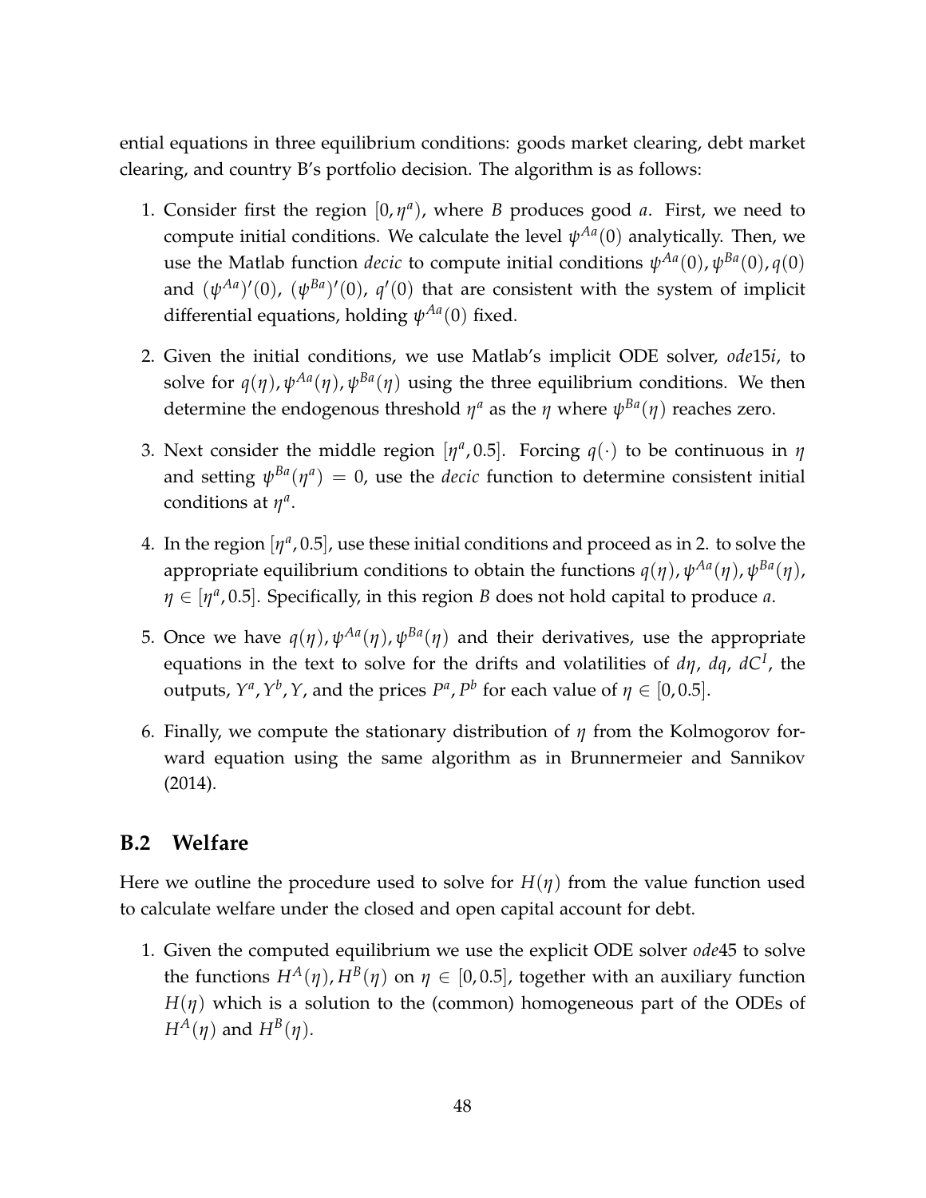ential equations in three equilibrium conditions: goods market clearing, debt market clearing, and country B's portfolio decision. The algorithm is as follows:

1. Consider first the region $[0, \eta^a)$, where $B$ produces good $a$. First, we need to compute initial conditions. We calculate the level $\psi^{Aa}(0)$ analytically. Then, we use the Matlab function *decic* to compute initial conditions $\psi^{Aa}(0), \psi^{Ba}(0), q(0)$ and $(\psi^{Aa})'(0)$, $(\psi^{Ba})'(0)$, $q'(0)$ that are consistent with the system of implicit differential equations, holding $\psi^{Aa}(0)$ fixed.

2. Given the initial conditions, we use Matlab's implicit ODE solver, *ode*15*i*, to solve for $q(\eta), \psi^{Aa}(\eta), \psi^{Ba}(\eta)$ using the three equilibrium conditions. We then determine the endogenous threshold $\eta^a$ as the $\eta$ where $\psi^{Ba}(\eta)$ reaches zero.

3. Next consider the middle region $[\eta^a, 0.5]$. Forcing $q(\cdot)$ to be continuous in $\eta$ and setting $\psi^{Ba}(\eta^a) = 0$, use the *decic* function to determine consistent initial conditions at $\eta^a$.

4. In the region $[\eta^a, 0.5]$, use these initial conditions and proceed as in 2. to solve the appropriate equilibrium conditions to obtain the functions $q(\eta), \psi^{Aa}(\eta), \psi^{Ba}(\eta)$, $\eta \in [\eta^a, 0.5]$. Specifically, in this region $B$ does not hold capital to produce $a$.

5. Once we have $q(\eta), \psi^{Aa}(\eta), \psi^{Ba}(\eta)$ and their derivatives, use the appropriate equations in the text to solve for the drifts and volatilities of $d\eta$, $dq$, $dC^I$, the outputs, $Y^a, Y^b, Y$, and the prices $P^a, P^b$ for each value of $\eta \in [0, 0.5]$.

6. Finally, we compute the stationary distribution of $\eta$ from the Kolmogorov forward equation using the same algorithm as in Brunnermeier and Sannikov (2014).

## B.2 Welfare

Here we outline the procedure used to solve for $H(\eta)$ from the value function used to calculate welfare under the closed and open capital account for debt.

1. Given the computed equilibrium we use the explicit ODE solver *ode*45 to solve the functions $H^A(\eta), H^B(\eta)$ on $\eta \in [0, 0.5]$, together with an auxiliary function $H(\eta)$ which is a solution to the (common) homogeneous part of the ODEs of $H^A(\eta)$ and $H^B(\eta)$.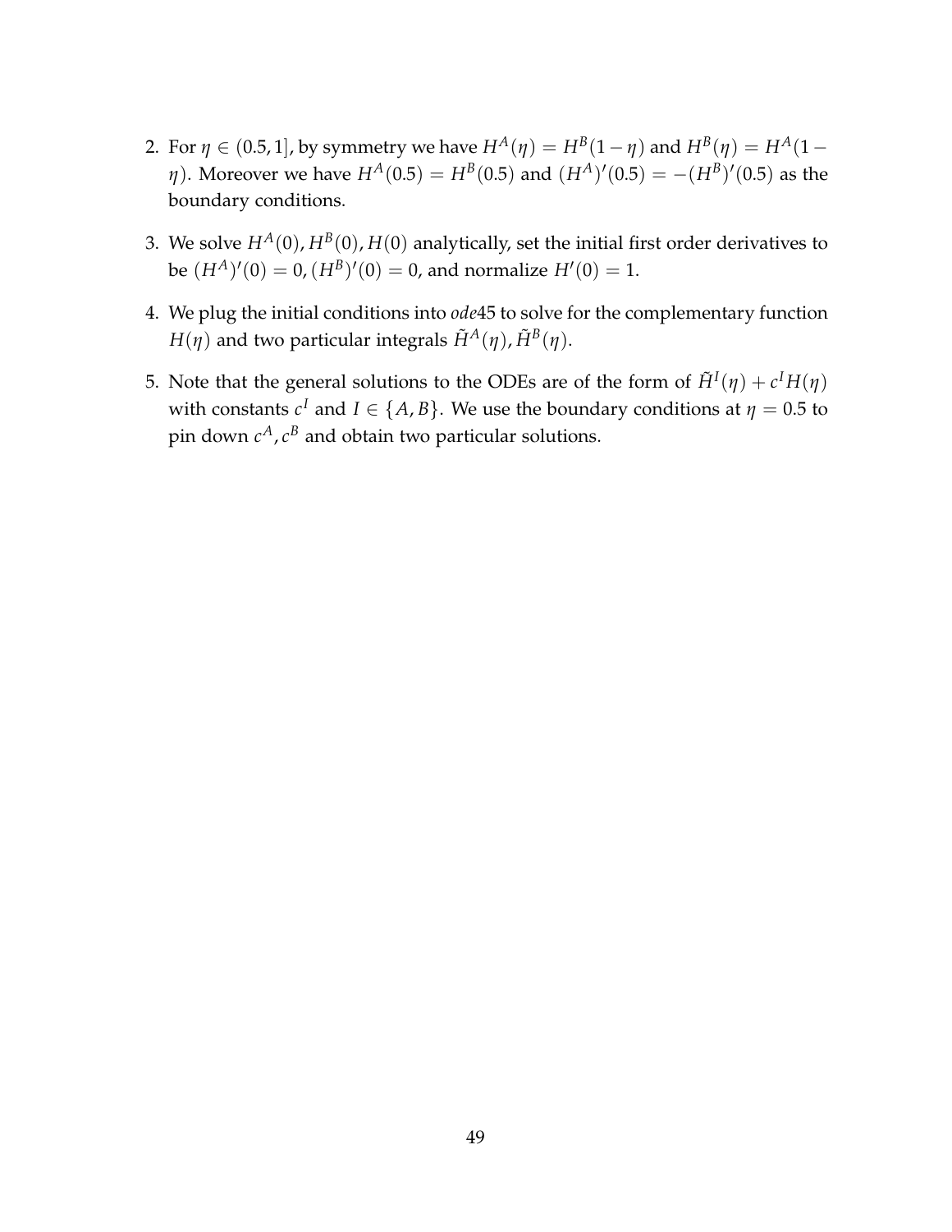2. For $\eta \in (0.5, 1]$, by symmetry we have $H^A(\eta) = H^B(1-\eta)$ and $H^B(\eta) = H^A(1-\eta)$. Moreover we have $H^A(0.5) = H^B(0.5)$ and $(H^A)'(0.5) = -(H^B)'(0.5)$ as the boundary conditions.

3. We solve $H^A(0), H^B(0), H(0)$ analytically, set the initial first order derivatives to be $(H^A)'(0) = 0, (H^B)'(0) = 0$, and normalize $H'(0) = 1$.

4. We plug the initial conditions into *ode*45 to solve for the complementary function $H(\eta)$ and two particular integrals $\tilde{H}^A(\eta), \tilde{H}^B(\eta)$.

5. Note that the general solutions to the ODEs are of the form of $\tilde{H}^I(\eta) + c^I H(\eta)$ with constants $c^I$ and $I \in \{A, B\}$. We use the boundary conditions at $\eta = 0.5$ to pin down $c^A, c^B$ and obtain two particular solutions.